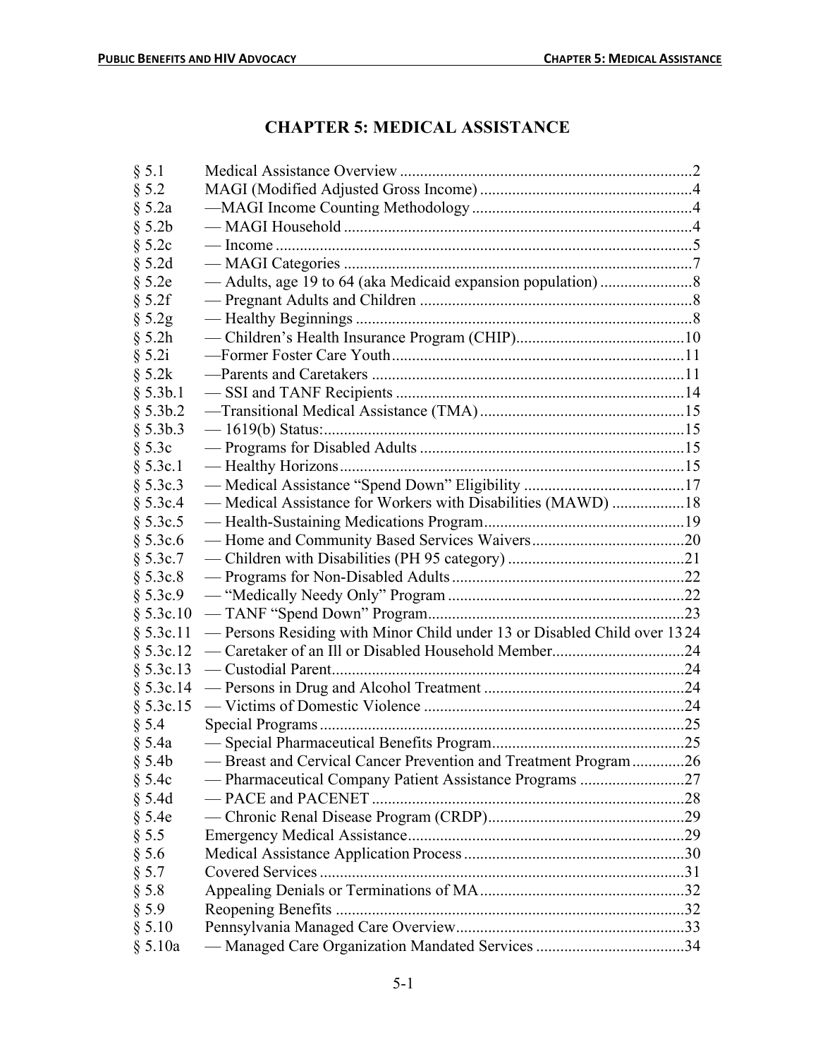# CHAPTER 5: MEDICAL ASSISTANCE

| | | |
|---|---|---|
| § 5.1 | Medical Assistance Overview | 2 |
| § 5.2 | MAGI (Modified Adjusted Gross Income) | 4 |
| § 5.2a | —MAGI Income Counting Methodology | 4 |
| § 5.2b | — MAGI Household | 4 |
| § 5.2c | — Income | 5 |
| § 5.2d | — MAGI Categories | 7 |
| § 5.2e | — Adults, age 19 to 64 (aka Medicaid expansion population) | 8 |
| § 5.2f | — Pregnant Adults and Children | 8 |
| § 5.2g | — Healthy Beginnings | 8 |
| § 5.2h | — Children's Health Insurance Program (CHIP) | 10 |
| § 5.2i | —Former Foster Care Youth | 11 |
| § 5.2k | —Parents and Caretakers | 11 |
| § 5.3b.1 | — SSI and TANF Recipients | 14 |
| § 5.3b.2 | —Transitional Medical Assistance (TMA) | 15 |
| § 5.3b.3 | — 1619(b) Status: | 15 |
| § 5.3c | — Programs for Disabled Adults | 15 |
| § 5.3c.1 | — Healthy Horizons | 15 |
| § 5.3c.3 | — Medical Assistance "Spend Down" Eligibility | 17 |
| § 5.3c.4 | — Medical Assistance for Workers with Disabilities (MAWD) | 18 |
| § 5.3c.5 | — Health-Sustaining Medications Program | 19 |
| § 5.3c.6 | — Home and Community Based Services Waivers | 20 |
| § 5.3c.7 | — Children with Disabilities (PH 95 category) | 21 |
| § 5.3c.8 | — Programs for Non-Disabled Adults | 22 |
| § 5.3c.9 | — "Medically Needy Only" Program | 22 |
| § 5.3c.10 | — TANF "Spend Down" Program | 23 |
| § 5.3c.11 | — Persons Residing with Minor Child under 13 or Disabled Child over 13 | 24 |
| § 5.3c.12 | — Caretaker of an Ill or Disabled Household Member | 24 |
| § 5.3c.13 | — Custodial Parent | 24 |
| § 5.3c.14 | — Persons in Drug and Alcohol Treatment | 24 |
| § 5.3c.15 | — Victims of Domestic Violence | 24 |
| § 5.4 | Special Programs | 25 |
| § 5.4a | — Special Pharmaceutical Benefits Program | 25 |
| § 5.4b | — Breast and Cervical Cancer Prevention and Treatment Program | 26 |
| § 5.4c | — Pharmaceutical Company Patient Assistance Programs | 27 |
| § 5.4d | — PACE and PACENET | 28 |
| § 5.4e | — Chronic Renal Disease Program (CRDP) | 29 |
| § 5.5 | Emergency Medical Assistance | 29 |
| § 5.6 | Medical Assistance Application Process | 30 |
| § 5.7 | Covered Services | 31 |
| § 5.8 | Appealing Denials or Terminations of MA | 32 |
| § 5.9 | Reopening Benefits | 32 |
| § 5.10 | Pennsylvania Managed Care Overview | 33 |
| § 5.10a | — Managed Care Organization Mandated Services | 34 |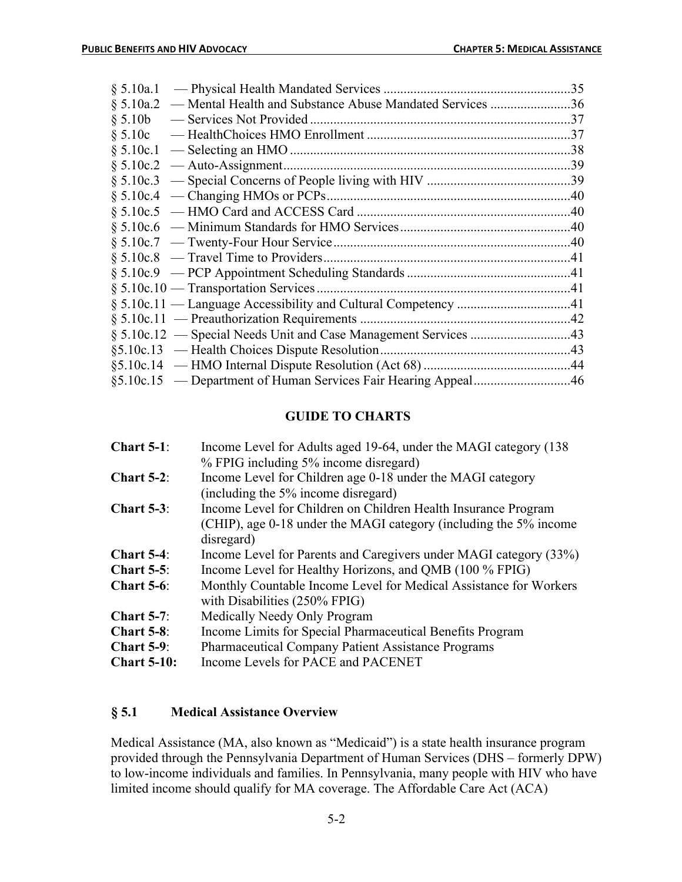§ 5.10a.1 — Physical Health Mandated Services .......................................................35
§ 5.10a.2 — Mental Health and Substance Abuse Mandated Services ........................36
§ 5.10b — Services Not Provided .............................................................................37
§ 5.10c — HealthChoices HMO Enrollment .............................................................37
§ 5.10c.1 — Selecting an HMO ...................................................................................38
§ 5.10c.2 — Auto-Assignment.....................................................................................39
§ 5.10c.3 — Special Concerns of People living with HIV ...........................................39
§ 5.10c.4 — Changing HMOs or PCPs........................................................................40
§ 5.10c.5 — HMO Card and ACCESS Card ................................................................40
§ 5.10c.6 — Minimum Standards for HMO Services...................................................40
§ 5.10c.7 — Twenty-Four Hour Service......................................................................40
§ 5.10c.8 — Travel Time to Providers.........................................................................41
§ 5.10c.9 — PCP Appointment Scheduling Standards .................................................41
§ 5.10c.10 — Transportation Services..........................................................................41
§ 5.10c.11 — Language Accessibility and Cultural Competency ..................................41
§ 5.10c.11 — Preauthorization Requirements ...............................................................42
§ 5.10c.12 — Special Needs Unit and Case Management Services ..............................43
§5.10c.13 — Health Choices Dispute Resolution.........................................................43
§5.10c.14 — HMO Internal Dispute Resolution (Act 68) ............................................44
§5.10c.15 — Department of Human Services Fair Hearing Appeal.............................46

## GUIDE TO CHARTS

**Chart 5-1**: Income Level for Adults aged 19-64, under the MAGI category (138 % FPIG including 5% income disregard)

**Chart 5-2**: Income Level for Children age 0-18 under the MAGI category (including the 5% income disregard)

**Chart 5-3**: Income Level for Children on Children Health Insurance Program (CHIP), age 0-18 under the MAGI category (including the 5% income disregard)

**Chart 5-4**: Income Level for Parents and Caregivers under MAGI category (33%)

**Chart 5-5**: Income Level for Healthy Horizons, and QMB (100 % FPIG)

**Chart 5-6**: Monthly Countable Income Level for Medical Assistance for Workers with Disabilities (250% FPIG)

**Chart 5-7**: Medically Needy Only Program

**Chart 5-8**: Income Limits for Special Pharmaceutical Benefits Program

**Chart 5-9**: Pharmaceutical Company Patient Assistance Programs

**Chart 5-10:** Income Levels for PACE and PACENET

## § 5.1 Medical Assistance Overview

Medical Assistance (MA, also known as "Medicaid") is a state health insurance program provided through the Pennsylvania Department of Human Services (DHS – formerly DPW) to low-income individuals and families. In Pennsylvania, many people with HIV who have limited income should qualify for MA coverage. The Affordable Care Act (ACA)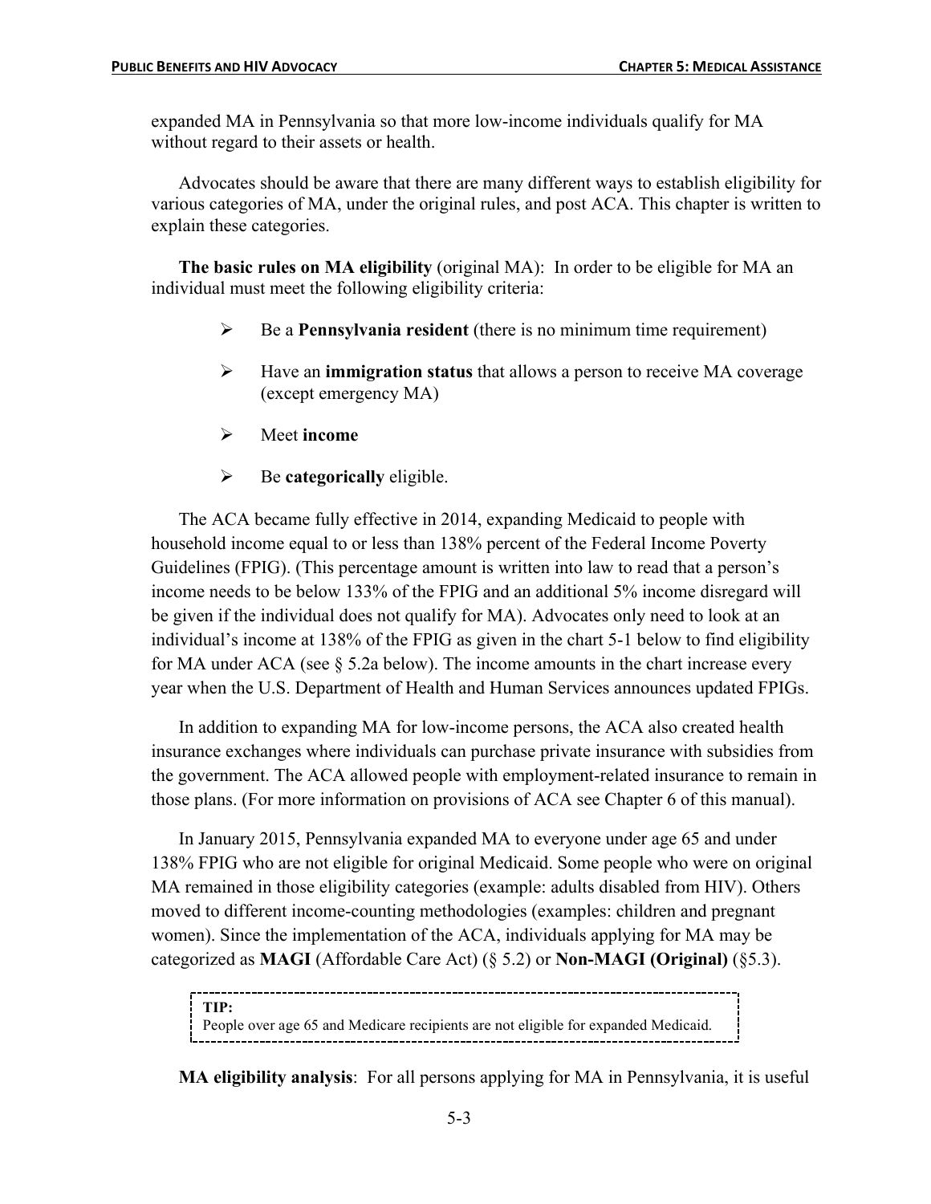expanded MA in Pennsylvania so that more low-income individuals qualify for MA without regard to their assets or health.

Advocates should be aware that there are many different ways to establish eligibility for various categories of MA, under the original rules, and post ACA. This chapter is written to explain these categories.

**The basic rules on MA eligibility** (original MA): In order to be eligible for MA an individual must meet the following eligibility criteria:

- Be a **Pennsylvania resident** (there is no minimum time requirement)
- Have an **immigration status** that allows a person to receive MA coverage (except emergency MA)
- Meet **income**
- Be **categorically** eligible.

The ACA became fully effective in 2014, expanding Medicaid to people with household income equal to or less than 138% percent of the Federal Income Poverty Guidelines (FPIG). (This percentage amount is written into law to read that a person's income needs to be below 133% of the FPIG and an additional 5% income disregard will be given if the individual does not qualify for MA). Advocates only need to look at an individual's income at 138% of the FPIG as given in the chart 5-1 below to find eligibility for MA under ACA (see § 5.2a below). The income amounts in the chart increase every year when the U.S. Department of Health and Human Services announces updated FPIGs.

In addition to expanding MA for low-income persons, the ACA also created health insurance exchanges where individuals can purchase private insurance with subsidies from the government. The ACA allowed people with employment-related insurance to remain in those plans. (For more information on provisions of ACA see Chapter 6 of this manual).

In January 2015, Pennsylvania expanded MA to everyone under age 65 and under 138% FPIG who are not eligible for original Medicaid. Some people who were on original MA remained in those eligibility categories (example: adults disabled from HIV). Others moved to different income-counting methodologies (examples: children and pregnant women). Since the implementation of the ACA, individuals applying for MA may be categorized as **MAGI** (Affordable Care Act) (§ 5.2) or **Non-MAGI (Original)** (§5.3).

> **TIP:**
> People over age 65 and Medicare recipients are not eligible for expanded Medicaid.

**MA eligibility analysis**: For all persons applying for MA in Pennsylvania, it is useful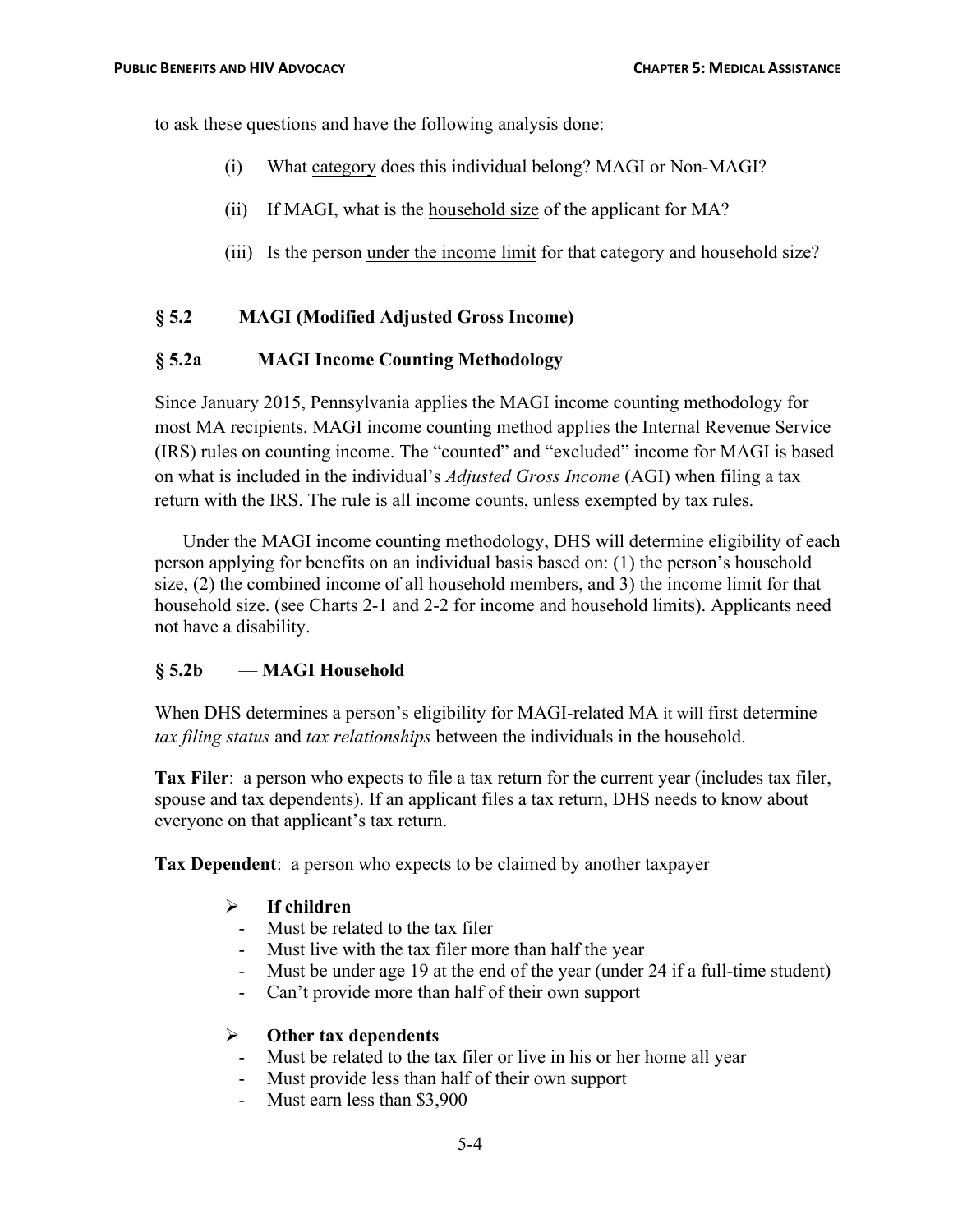to ask these questions and have the following analysis done:

(i) What category does this individual belong? MAGI or Non-MAGI?

(ii) If MAGI, what is the household size of the applicant for MA?

(iii) Is the person under the income limit for that category and household size?

## § 5.2 MAGI (Modified Adjusted Gross Income)

### § 5.2a —MAGI Income Counting Methodology

Since January 2015, Pennsylvania applies the MAGI income counting methodology for most MA recipients. MAGI income counting method applies the Internal Revenue Service (IRS) rules on counting income. The "counted" and "excluded" income for MAGI is based on what is included in the individual's *Adjusted Gross Income* (AGI) when filing a tax return with the IRS. The rule is all income counts, unless exempted by tax rules.

Under the MAGI income counting methodology, DHS will determine eligibility of each person applying for benefits on an individual basis based on: (1) the person's household size, (2) the combined income of all household members, and 3) the income limit for that household size. (see Charts 2-1 and 2-2 for income and household limits). Applicants need not have a disability.

### § 5.2b — MAGI Household

When DHS determines a person's eligibility for MAGI-related MA it will first determine *tax filing status* and *tax relationships* between the individuals in the household.

**Tax Filer**: a person who expects to file a tax return for the current year (includes tax filer, spouse and tax dependents). If an applicant files a tax return, DHS needs to know about everyone on that applicant's tax return.

**Tax Dependent**: a person who expects to be claimed by another taxpayer

- **If children**
  - Must be related to the tax filer
  - Must live with the tax filer more than half the year
  - Must be under age 19 at the end of the year (under 24 if a full-time student)
  - Can't provide more than half of their own support

- **Other tax dependents**
  - Must be related to the tax filer or live in his or her home all year
  - Must provide less than half of their own support
  - Must earn less than $3,900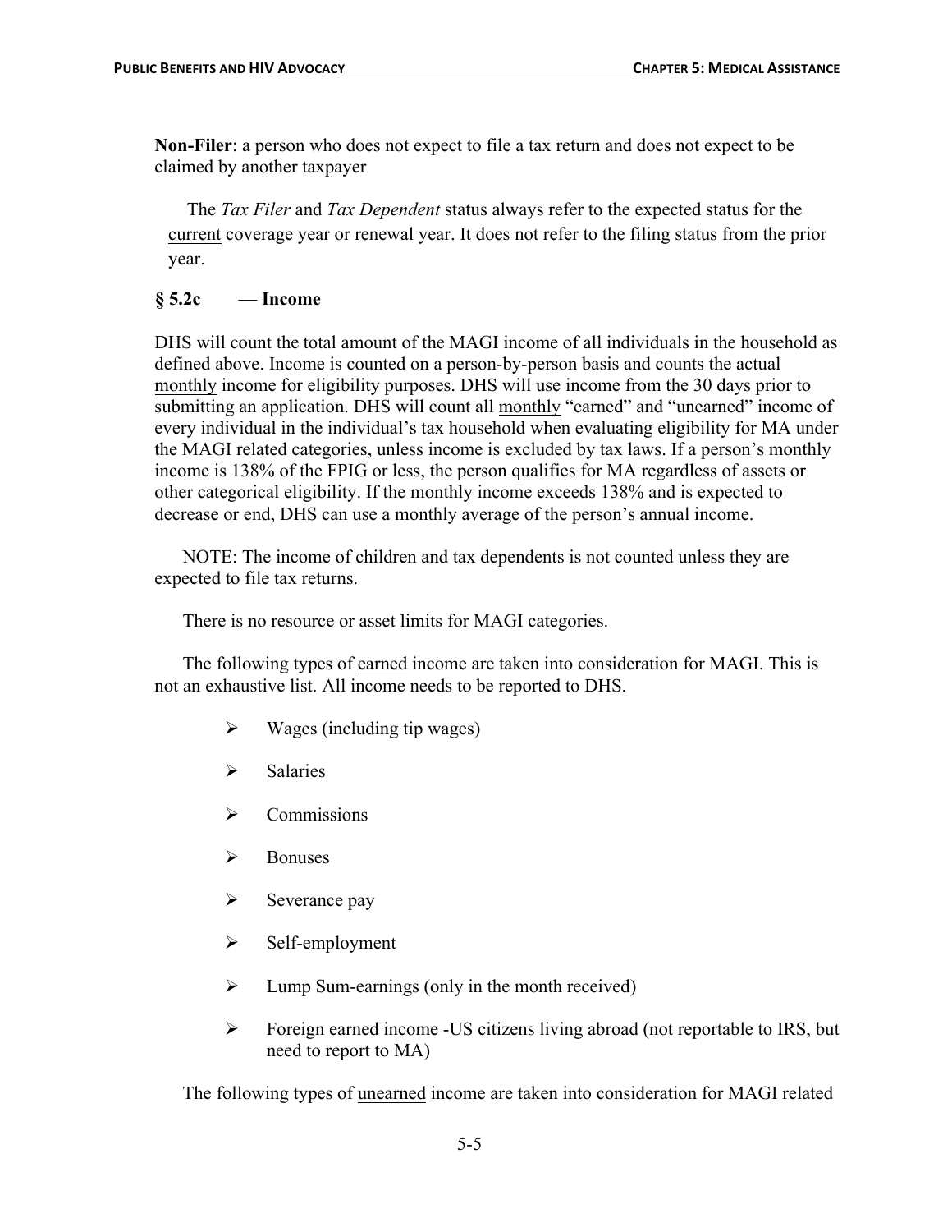**Non-Filer**: a person who does not expect to file a tax return and does not expect to be claimed by another taxpayer

The *Tax Filer* and *Tax Dependent* status always refer to the expected status for the current coverage year or renewal year. It does not refer to the filing status from the prior year.

### § 5.2c — Income

DHS will count the total amount of the MAGI income of all individuals in the household as defined above. Income is counted on a person-by-person basis and counts the actual monthly income for eligibility purposes. DHS will use income from the 30 days prior to submitting an application. DHS will count all monthly "earned" and "unearned" income of every individual in the individual's tax household when evaluating eligibility for MA under the MAGI related categories, unless income is excluded by tax laws. If a person's monthly income is 138% of the FPIG or less, the person qualifies for MA regardless of assets or other categorical eligibility. If the monthly income exceeds 138% and is expected to decrease or end, DHS can use a monthly average of the person's annual income.

NOTE: The income of children and tax dependents is not counted unless they are expected to file tax returns.

There is no resource or asset limits for MAGI categories.

The following types of earned income are taken into consideration for MAGI. This is not an exhaustive list. All income needs to be reported to DHS.

- Wages (including tip wages)
- Salaries
- Commissions
- Bonuses
- Severance pay
- Self-employment
- Lump Sum-earnings (only in the month received)
- Foreign earned income -US citizens living abroad (not reportable to IRS, but need to report to MA)

The following types of unearned income are taken into consideration for MAGI related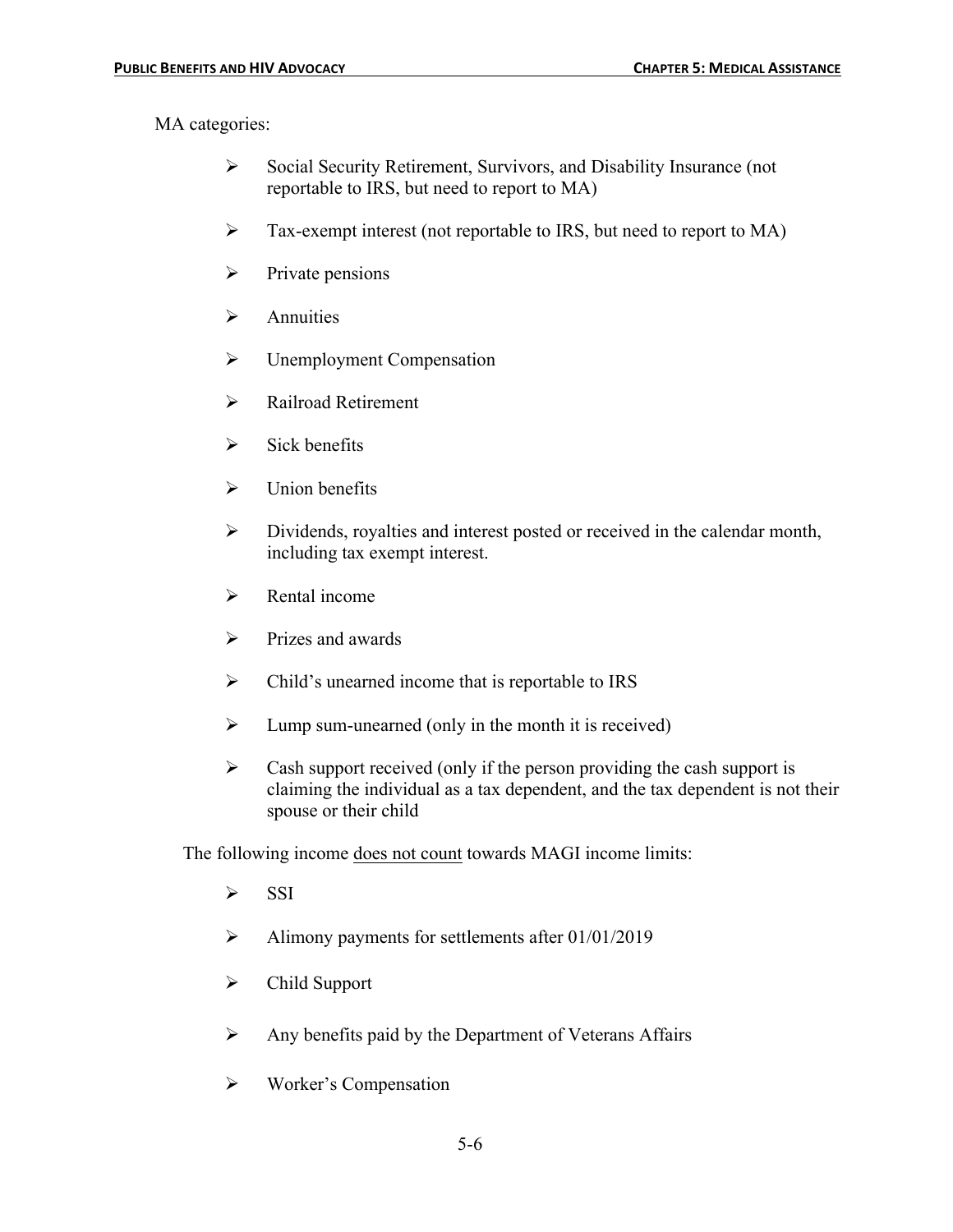MA categories:

- Social Security Retirement, Survivors, and Disability Insurance (not reportable to IRS, but need to report to MA)
- Tax-exempt interest (not reportable to IRS, but need to report to MA)
- Private pensions
- Annuities
- Unemployment Compensation
- Railroad Retirement
- Sick benefits
- Union benefits
- Dividends, royalties and interest posted or received in the calendar month, including tax exempt interest.
- Rental income
- Prizes and awards
- Child's unearned income that is reportable to IRS
- Lump sum-unearned (only in the month it is received)
- Cash support received (only if the person providing the cash support is claiming the individual as a tax dependent, and the tax dependent is not their spouse or their child

The following income <u>does not count</u> towards MAGI income limits:

- SSI
- Alimony payments for settlements after 01/01/2019
- Child Support
- Any benefits paid by the Department of Veterans Affairs
- Worker's Compensation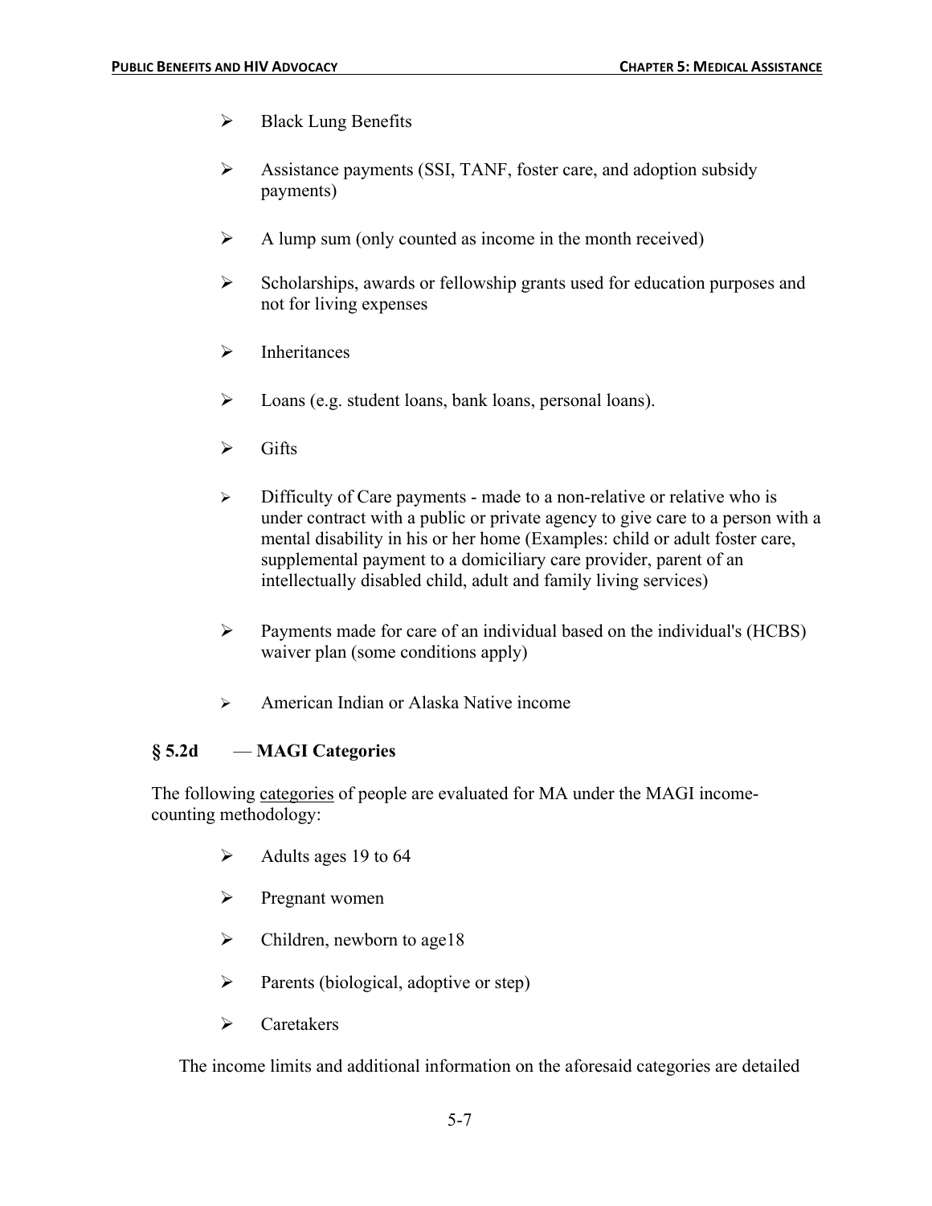- Black Lung Benefits

- Assistance payments (SSI, TANF, foster care, and adoption subsidy payments)

- A lump sum (only counted as income in the month received)

- Scholarships, awards or fellowship grants used for education purposes and not for living expenses

- Inheritances

- Loans (e.g. student loans, bank loans, personal loans).

- Gifts

- Difficulty of Care payments - made to a non-relative or relative who is under contract with a public or private agency to give care to a person with a mental disability in his or her home (Examples: child or adult foster care, supplemental payment to a domiciliary care provider, parent of an intellectually disabled child, adult and family living services)

- Payments made for care of an individual based on the individual's (HCBS) waiver plan (some conditions apply)

- American Indian or Alaska Native income

### § 5.2d — MAGI Categories

The following <u>categories</u> of people are evaluated for MA under the MAGI income-counting methodology:

- Adults ages 19 to 64

- Pregnant women

- Children, newborn to age18

- Parents (biological, adoptive or step)

- Caretakers

The income limits and additional information on the aforesaid categories are detailed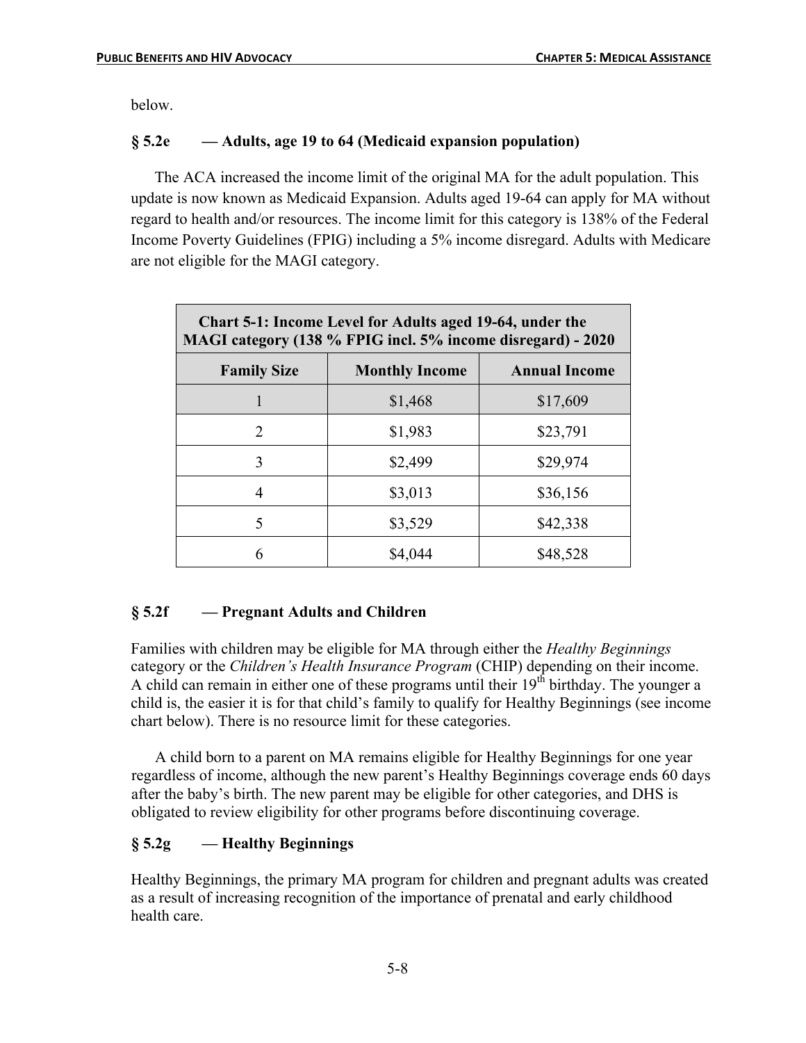below.

### § 5.2e — Adults, age 19 to 64 (Medicaid expansion population)

The ACA increased the income limit of the original MA for the adult population. This update is now known as Medicaid Expansion. Adults aged 19-64 can apply for MA without regard to health and/or resources. The income limit for this category is 138% of the Federal Income Poverty Guidelines (FPIG) including a 5% income disregard. Adults with Medicare are not eligible for the MAGI category.

| Chart 5-1: Income Level for Adults aged 19-64, under the MAGI category (138 % FPIG incl. 5% income disregard) - 2020 | | |
|---|---|---|
| **Family Size** | **Monthly Income** | **Annual Income** |
| 1 | $1,468 | $17,609 |
| 2 | $1,983 | $23,791 |
| 3 | $2,499 | $29,974 |
| 4 | $3,013 | $36,156 |
| 5 | $3,529 | $42,338 |
| 6 | $4,044 | $48,528 |

### § 5.2f — Pregnant Adults and Children

Families with children may be eligible for MA through either the *Healthy Beginnings* category or the *Children's Health Insurance Program* (CHIP) depending on their income. A child can remain in either one of these programs until their 19th birthday. The younger a child is, the easier it is for that child's family to qualify for Healthy Beginnings (see income chart below). There is no resource limit for these categories.

A child born to a parent on MA remains eligible for Healthy Beginnings for one year regardless of income, although the new parent's Healthy Beginnings coverage ends 60 days after the baby's birth. The new parent may be eligible for other categories, and DHS is obligated to review eligibility for other programs before discontinuing coverage.

### § 5.2g — Healthy Beginnings

Healthy Beginnings, the primary MA program for children and pregnant adults was created as a result of increasing recognition of the importance of prenatal and early childhood health care.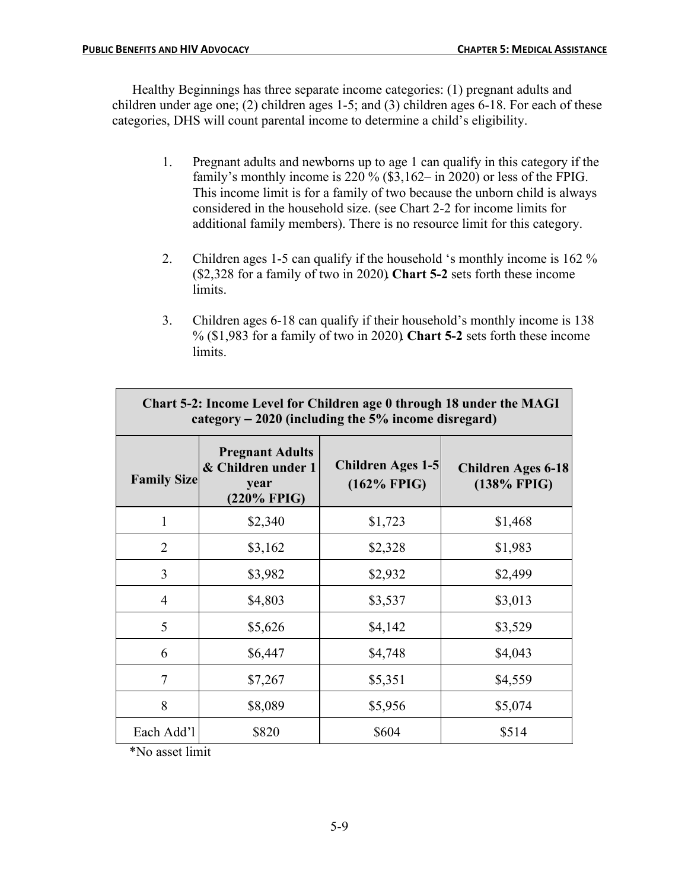Healthy Beginnings has three separate income categories: (1) pregnant adults and children under age one; (2) children ages 1-5; and (3) children ages 6-18. For each of these categories, DHS will count parental income to determine a child's eligibility.

1. Pregnant adults and newborns up to age 1 can qualify in this category if the family's monthly income is 220 % ($3,162– in 2020) or less of the FPIG. This income limit is for a family of two because the unborn child is always considered in the household size. (see Chart 2-2 for income limits for additional family members). There is no resource limit for this category.

2. Children ages 1-5 can qualify if the household 's monthly income is 162 % ($2,328 for a family of two in 2020). **Chart 5-2** sets forth these income limits.

3. Children ages 6-18 can qualify if their household's monthly income is 138 % ($1,983 for a family of two in 2020). **Chart 5-2** sets forth these income limits.

**Chart 5-2: Income Level for Children age 0 through 18 under the MAGI category – 2020 (including the 5% income disregard)**

| Family Size | Pregnant Adults & Children under 1 year (220% FPIG) | Children Ages 1-5 (162% FPIG) | Children Ages 6-18 (138% FPIG) |
|---|---|---|---|
| 1 | $2,340 | $1,723 | $1,468 |
| 2 | $3,162 | $2,328 | $1,983 |
| 3 | $3,982 | $2,932 | $2,499 |
| 4 | $4,803 | $3,537 | $3,013 |
| 5 | $5,626 | $4,142 | $3,529 |
| 6 | $6,447 | $4,748 | $4,043 |
| 7 | $7,267 | $5,351 | $4,559 |
| 8 | $8,089 | $5,956 | $5,074 |
| Each Add'l | $820 | $604 | $514 |

*No asset limit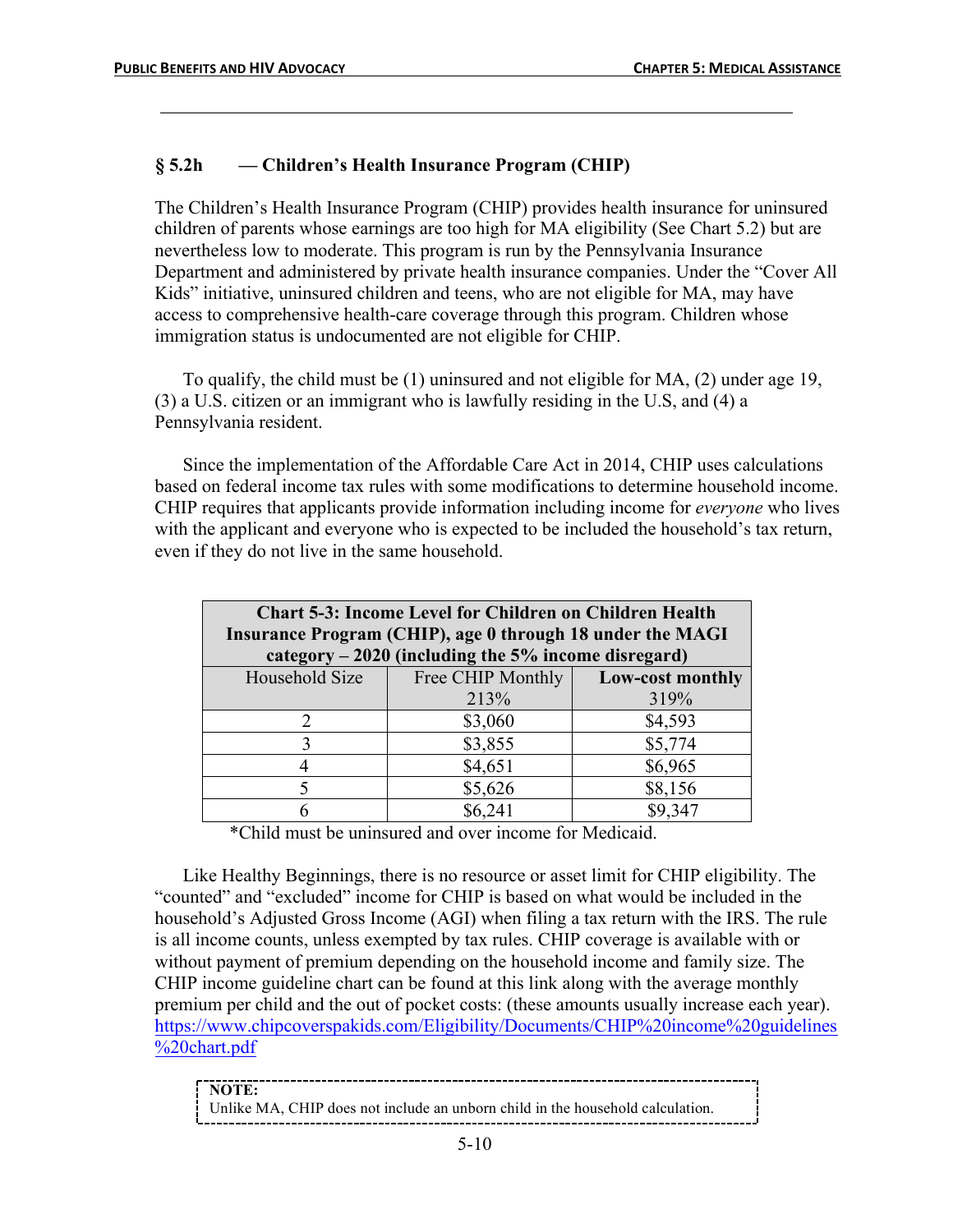### § 5.2h — Children's Health Insurance Program (CHIP)

The Children's Health Insurance Program (CHIP) provides health insurance for uninsured children of parents whose earnings are too high for MA eligibility (See Chart 5.2) but are nevertheless low to moderate. This program is run by the Pennsylvania Insurance Department and administered by private health insurance companies. Under the "Cover All Kids" initiative, uninsured children and teens, who are not eligible for MA, may have access to comprehensive health-care coverage through this program. Children whose immigration status is undocumented are not eligible for CHIP.

To qualify, the child must be (1) uninsured and not eligible for MA, (2) under age 19, (3) a U.S. citizen or an immigrant who is lawfully residing in the U.S, and (4) a Pennsylvania resident.

Since the implementation of the Affordable Care Act in 2014, CHIP uses calculations based on federal income tax rules with some modifications to determine household income. CHIP requires that applicants provide information including income for *everyone* who lives with the applicant and everyone who is expected to be included the household's tax return, even if they do not live in the same household.

**Chart 5-3: Income Level for Children on Children Health Insurance Program (CHIP), age 0 through 18 under the MAGI category – 2020 (including the 5% income disregard)**

| Household Size | Free CHIP Monthly 213% | **Low-cost monthly** 319% |
|---|---|---|
| 2 | $3,060 | $4,593 |
| 3 | $3,855 | $5,774 |
| 4 | $4,651 | $6,965 |
| 5 | $5,626 | $8,156 |
| 6 | $6,241 | $9,347 |

*Child must be uninsured and over income for Medicaid.

Like Healthy Beginnings, there is no resource or asset limit for CHIP eligibility. The "counted" and "excluded" income for CHIP is based on what would be included in the household's Adjusted Gross Income (AGI) when filing a tax return with the IRS. The rule is all income counts, unless exempted by tax rules. CHIP coverage is available with or without payment of premium depending on the household income and family size. The CHIP income guideline chart can be found at this link along with the average monthly premium per child and the out of pocket costs: (these amounts usually increase each year). https://www.chipcoverspakids.com/Eligibility/Documents/CHIP%20income%20guidelines%20chart.pdf

> **NOTE:**
> Unlike MA, CHIP does not include an unborn child in the household calculation.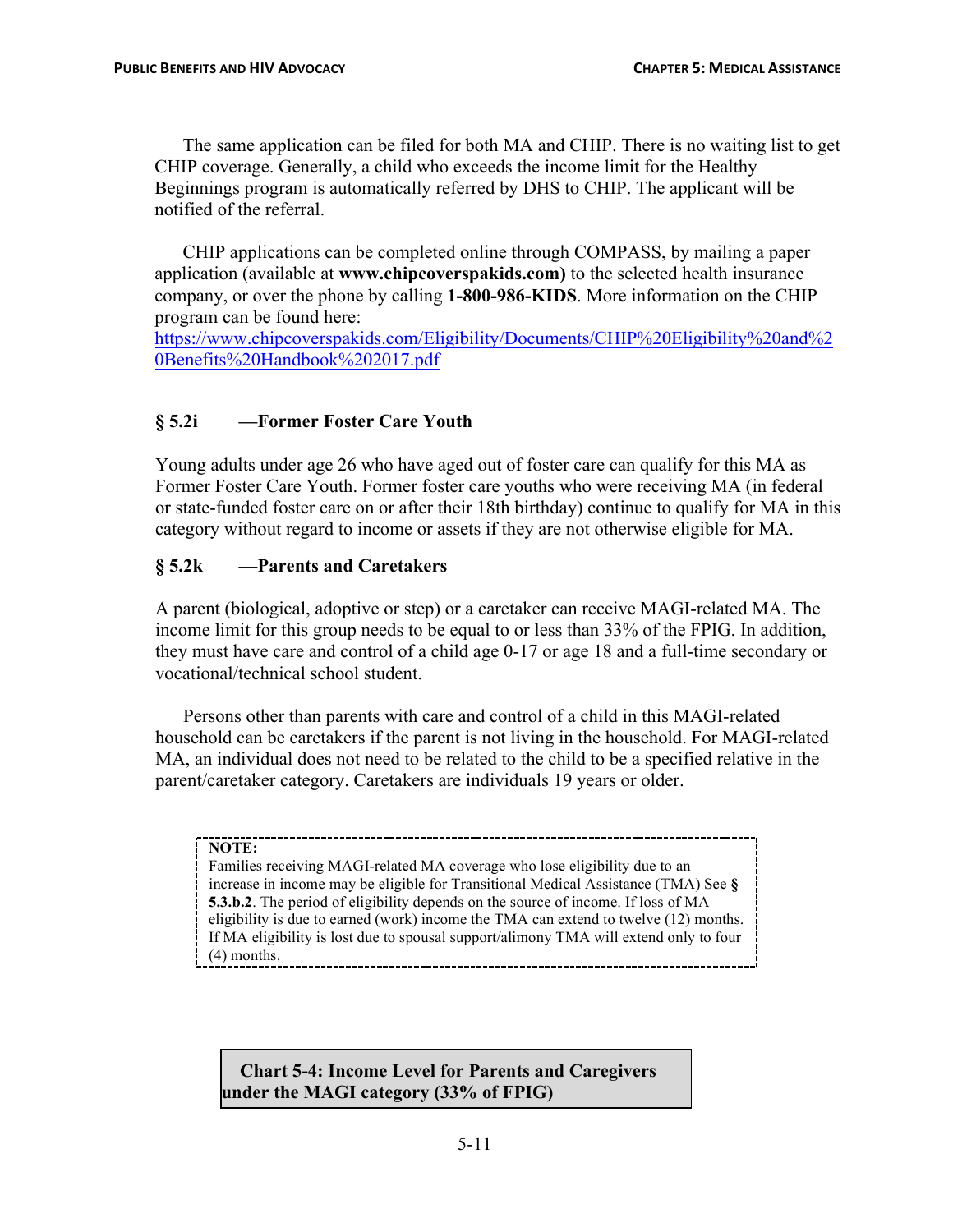The same application can be filed for both MA and CHIP. There is no waiting list to get CHIP coverage. Generally, a child who exceeds the income limit for the Healthy Beginnings program is automatically referred by DHS to CHIP. The applicant will be notified of the referral.

CHIP applications can be completed online through COMPASS, by mailing a paper application (available at **www.chipcoverspakids.com)** to the selected health insurance company, or over the phone by calling **1-800-986-KIDS**. More information on the CHIP program can be found here: https://www.chipcoverspakids.com/Eligibility/Documents/CHIP%20Eligibility%20and%20Benefits%20Handbook%202017.pdf

### § 5.2i —Former Foster Care Youth

Young adults under age 26 who have aged out of foster care can qualify for this MA as Former Foster Care Youth. Former foster care youths who were receiving MA (in federal or state-funded foster care on or after their 18th birthday) continue to qualify for MA in this category without regard to income or assets if they are not otherwise eligible for MA.

### § 5.2k —Parents and Caretakers

A parent (biological, adoptive or step) or a caretaker can receive MAGI-related MA. The income limit for this group needs to be equal to or less than 33% of the FPIG. In addition, they must have care and control of a child age 0-17 or age 18 and a full-time secondary or vocational/technical school student.

Persons other than parents with care and control of a child in this MAGI-related household can be caretakers if the parent is not living in the household. For MAGI-related MA, an individual does not need to be related to the child to be a specified relative in the parent/caretaker category. Caretakers are individuals 19 years or older.

> **NOTE:**
> Families receiving MAGI-related MA coverage who lose eligibility due to an increase in income may be eligible for Transitional Medical Assistance (TMA) See **§ 5.3.b.2**. The period of eligibility depends on the source of income. If loss of MA eligibility is due to earned (work) income the TMA can extend to twelve (12) months. If MA eligibility is lost due to spousal support/alimony TMA will extend only to four (4) months.

**Chart 5-4: Income Level for Parents and Caregivers under the MAGI category (33% of FPIG)**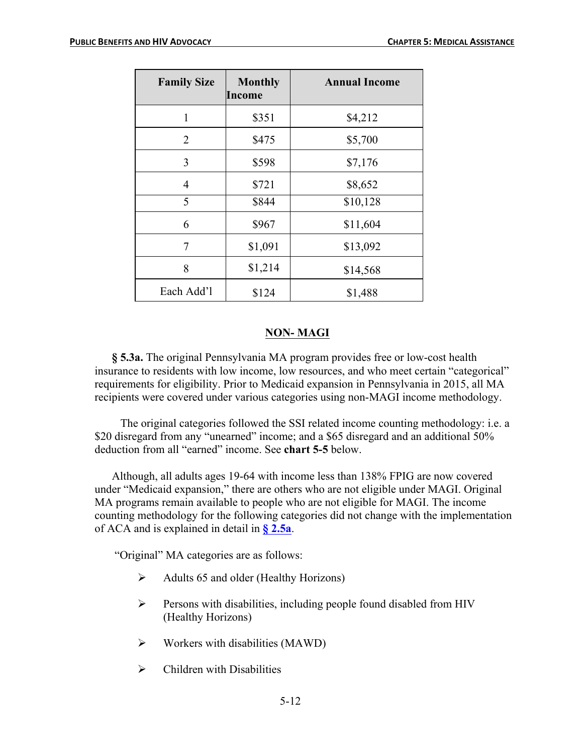| Family Size | Monthly Income | Annual Income |
|---|---|---|
| 1 | $351 | $4,212 |
| 2 | $475 | $5,700 |
| 3 | $598 | $7,176 |
| 4 | $721 | $8,652 |
| 5 | $844 | $10,128 |
| 6 | $967 | $11,604 |
| 7 | $1,091 | $13,092 |
| 8 | $1,214 | $14,568 |
| Each Add'l | $124 | $1,488 |

## NON- MAGI

**§ 5.3a.** The original Pennsylvania MA program provides free or low-cost health insurance to residents with low income, low resources, and who meet certain "categorical" requirements for eligibility. Prior to Medicaid expansion in Pennsylvania in 2015, all MA recipients were covered under various categories using non-MAGI income methodology.

The original categories followed the SSI related income counting methodology: i.e. a $20 disregard from any "unearned" income; and a $65 disregard and an additional 50% deduction from all "earned" income. See **chart 5-5** below.

Although, all adults ages 19-64 with income less than 138% FPIG are now covered under "Medicaid expansion," there are others who are not eligible under MAGI. Original MA programs remain available to people who are not eligible for MAGI. The income counting methodology for the following categories did not change with the implementation of ACA and is explained in detail in **§ 2.5a**.

"Original" MA categories are as follows:

- Adults 65 and older (Healthy Horizons)
- Persons with disabilities, including people found disabled from HIV (Healthy Horizons)
- Workers with disabilities (MAWD)
- Children with Disabilities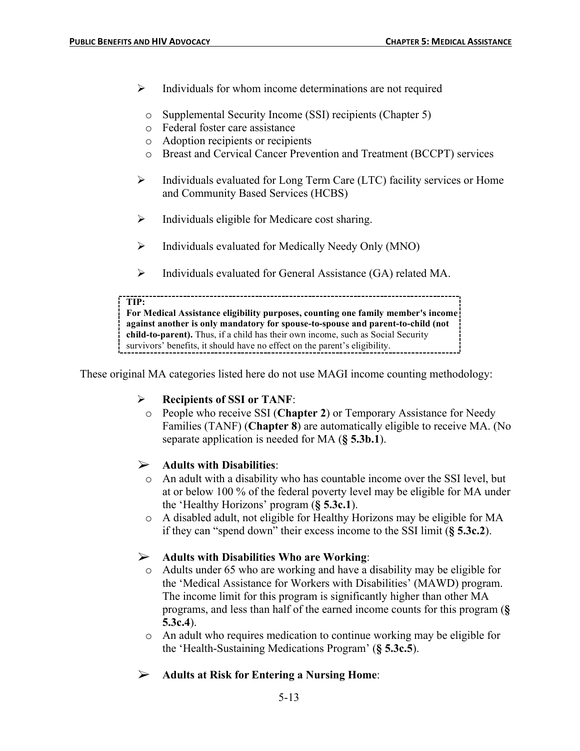- Individuals for whom income determinations are not required
  - Supplemental Security Income (SSI) recipients (Chapter 5)
  - Federal foster care assistance
  - Adoption recipients or recipients
  - Breast and Cervical Cancer Prevention and Treatment (BCCPT) services
- Individuals evaluated for Long Term Care (LTC) facility services or Home and Community Based Services (HCBS)
- Individuals eligible for Medicare cost sharing.
- Individuals evaluated for Medically Needy Only (MNO)
- Individuals evaluated for General Assistance (GA) related MA.

> **TIP:**
> **For Medical Assistance eligibility purposes, counting one family member's income against another is only mandatory for spouse-to-spouse and parent-to-child (not child-to-parent).** Thus, if a child has their own income, such as Social Security survivors' benefits, it should have no effect on the parent's eligibility.

These original MA categories listed here do not use MAGI income counting methodology:

- **Recipients of SSI or TANF**:
  - People who receive SSI (**Chapter 2**) or Temporary Assistance for Needy Families (TANF) (**Chapter 8**) are automatically eligible to receive MA. (No separate application is needed for MA (**§ 5.3b.1**).
- **Adults with Disabilities**:
  - An adult with a disability who has countable income over the SSI level, but at or below 100 % of the federal poverty level may be eligible for MA under the 'Healthy Horizons' program (**§ 5.3c.1**).
  - A disabled adult, not eligible for Healthy Horizons may be eligible for MA if they can "spend down" their excess income to the SSI limit (**§ 5.3c.2**).
- **Adults with Disabilities Who are Working**:
  - Adults under 65 who are working and have a disability may be eligible for the 'Medical Assistance for Workers with Disabilities' (MAWD) program. The income limit for this program is significantly higher than other MA programs, and less than half of the earned income counts for this program (**§ 5.3c.4**).
  - An adult who requires medication to continue working may be eligible for the 'Health-Sustaining Medications Program' (**§ 5.3c.5**).
- **Adults at Risk for Entering a Nursing Home**: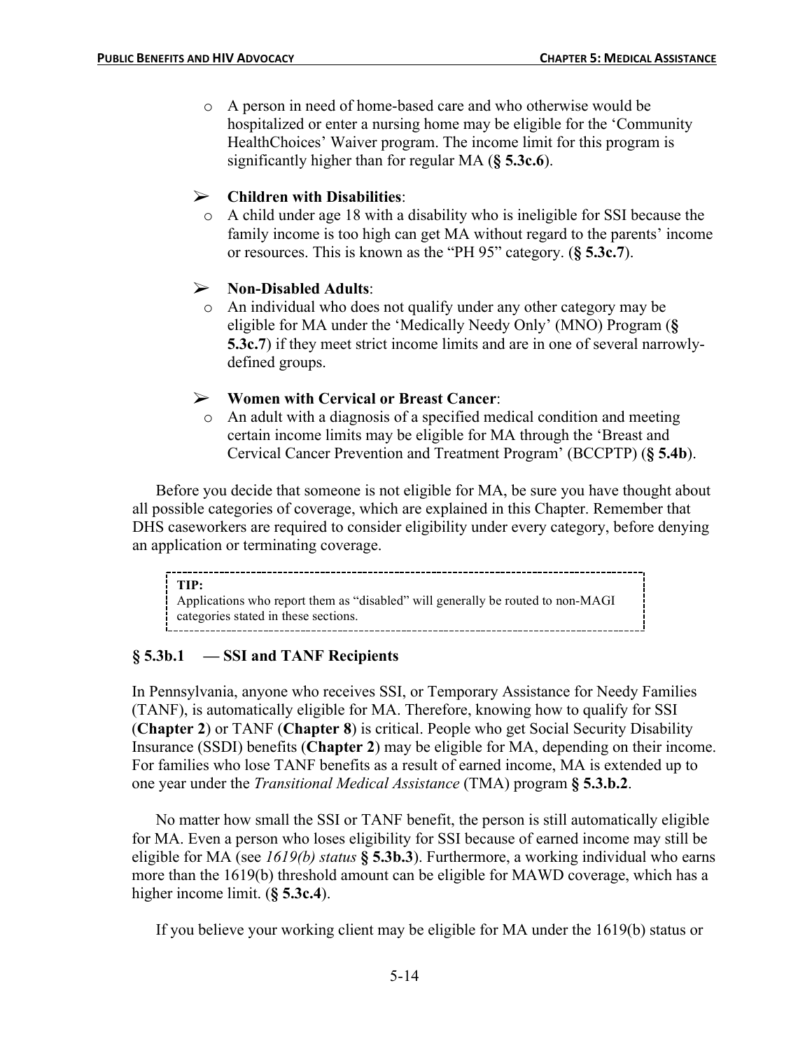- A person in need of home-based care and who otherwise would be hospitalized or enter a nursing home may be eligible for the 'Community HealthChoices' Waiver program. The income limit for this program is significantly higher than for regular MA (**§ 5.3c.6**).

- **Children with Disabilities**:
  - A child under age 18 with a disability who is ineligible for SSI because the family income is too high can get MA without regard to the parents' income or resources. This is known as the "PH 95" category. (**§ 5.3c.7**).

- **Non-Disabled Adults**:
  - An individual who does not qualify under any other category may be eligible for MA under the 'Medically Needy Only' (MNO) Program (**§ 5.3c.7**) if they meet strict income limits and are in one of several narrowly-defined groups.

- **Women with Cervical or Breast Cancer**:
  - An adult with a diagnosis of a specified medical condition and meeting certain income limits may be eligible for MA through the 'Breast and Cervical Cancer Prevention and Treatment Program' (BCCPTP) (**§ 5.4b**).

Before you decide that someone is not eligible for MA, be sure you have thought about all possible categories of coverage, which are explained in this Chapter. Remember that DHS caseworkers are required to consider eligibility under every category, before denying an application or terminating coverage.

> **TIP:**
> Applications who report them as "disabled" will generally be routed to non-MAGI categories stated in these sections.

### § 5.3b.1 — SSI and TANF Recipients

In Pennsylvania, anyone who receives SSI, or Temporary Assistance for Needy Families (TANF), is automatically eligible for MA. Therefore, knowing how to qualify for SSI (**Chapter 2**) or TANF (**Chapter 8**) is critical. People who get Social Security Disability Insurance (SSDI) benefits (**Chapter 2**) may be eligible for MA, depending on their income. For families who lose TANF benefits as a result of earned income, MA is extended up to one year under the *Transitional Medical Assistance* (TMA) program **§ 5.3.b.2**.

No matter how small the SSI or TANF benefit, the person is still automatically eligible for MA. Even a person who loses eligibility for SSI because of earned income may still be eligible for MA (see *1619(b) status* **§ 5.3b.3**). Furthermore, a working individual who earns more than the 1619(b) threshold amount can be eligible for MAWD coverage, which has a higher income limit. (**§ 5.3c.4**).

If you believe your working client may be eligible for MA under the 1619(b) status or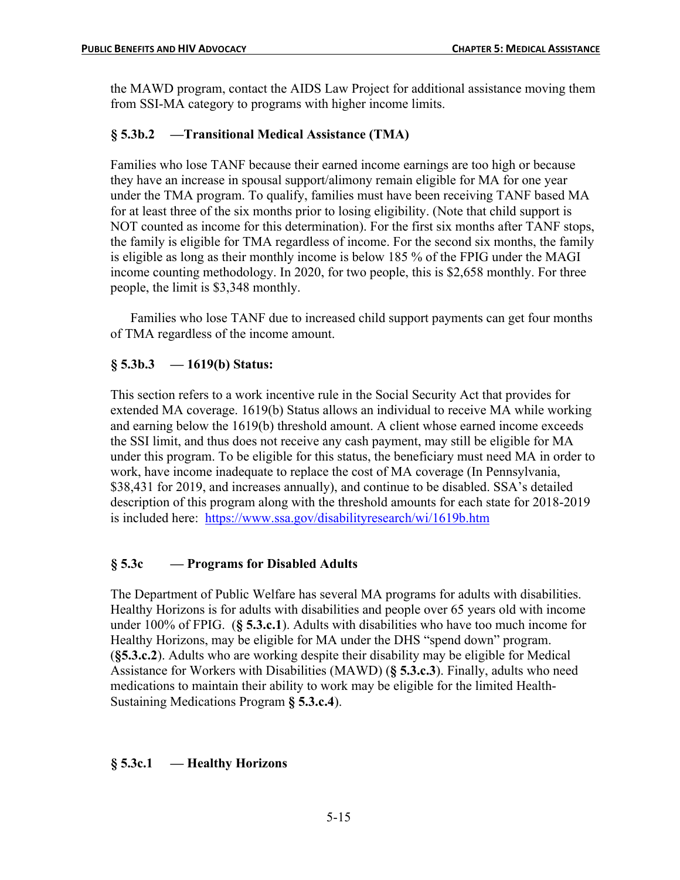the MAWD program, contact the AIDS Law Project for additional assistance moving them from SSI-MA category to programs with higher income limits.

### § 5.3b.2 —Transitional Medical Assistance (TMA)

Families who lose TANF because their earned income earnings are too high or because they have an increase in spousal support/alimony remain eligible for MA for one year under the TMA program. To qualify, families must have been receiving TANF based MA for at least three of the six months prior to losing eligibility. (Note that child support is NOT counted as income for this determination). For the first six months after TANF stops, the family is eligible for TMA regardless of income. For the second six months, the family is eligible as long as their monthly income is below 185 % of the FPIG under the MAGI income counting methodology. In 2020, for two people, this is $2,658 monthly. For three people, the limit is $3,348 monthly.

Families who lose TANF due to increased child support payments can get four months of TMA regardless of the income amount.

### § 5.3b.3 — 1619(b) Status:

This section refers to a work incentive rule in the Social Security Act that provides for extended MA coverage. 1619(b) Status allows an individual to receive MA while working and earning below the 1619(b) threshold amount. A client whose earned income exceeds the SSI limit, and thus does not receive any cash payment, may still be eligible for MA under this program. To be eligible for this status, the beneficiary must need MA in order to work, have income inadequate to replace the cost of MA coverage (In Pennsylvania, $38,431 for 2019, and increases annually), and continue to be disabled. SSA's detailed description of this program along with the threshold amounts for each state for 2018-2019 is included here: https://www.ssa.gov/disabilityresearch/wi/1619b.htm

## § 5.3c — Programs for Disabled Adults

The Department of Public Welfare has several MA programs for adults with disabilities. Healthy Horizons is for adults with disabilities and people over 65 years old with income under 100% of FPIG. (**§ 5.3.c.1**). Adults with disabilities who have too much income for Healthy Horizons, may be eligible for MA under the DHS "spend down" program. (**§5.3.c.2**). Adults who are working despite their disability may be eligible for Medical Assistance for Workers with Disabilities (MAWD) (**§ 5.3.c.3**). Finally, adults who need medications to maintain their ability to work may be eligible for the limited Health-Sustaining Medications Program **§ 5.3.c.4**).

### § 5.3c.1 — Healthy Horizons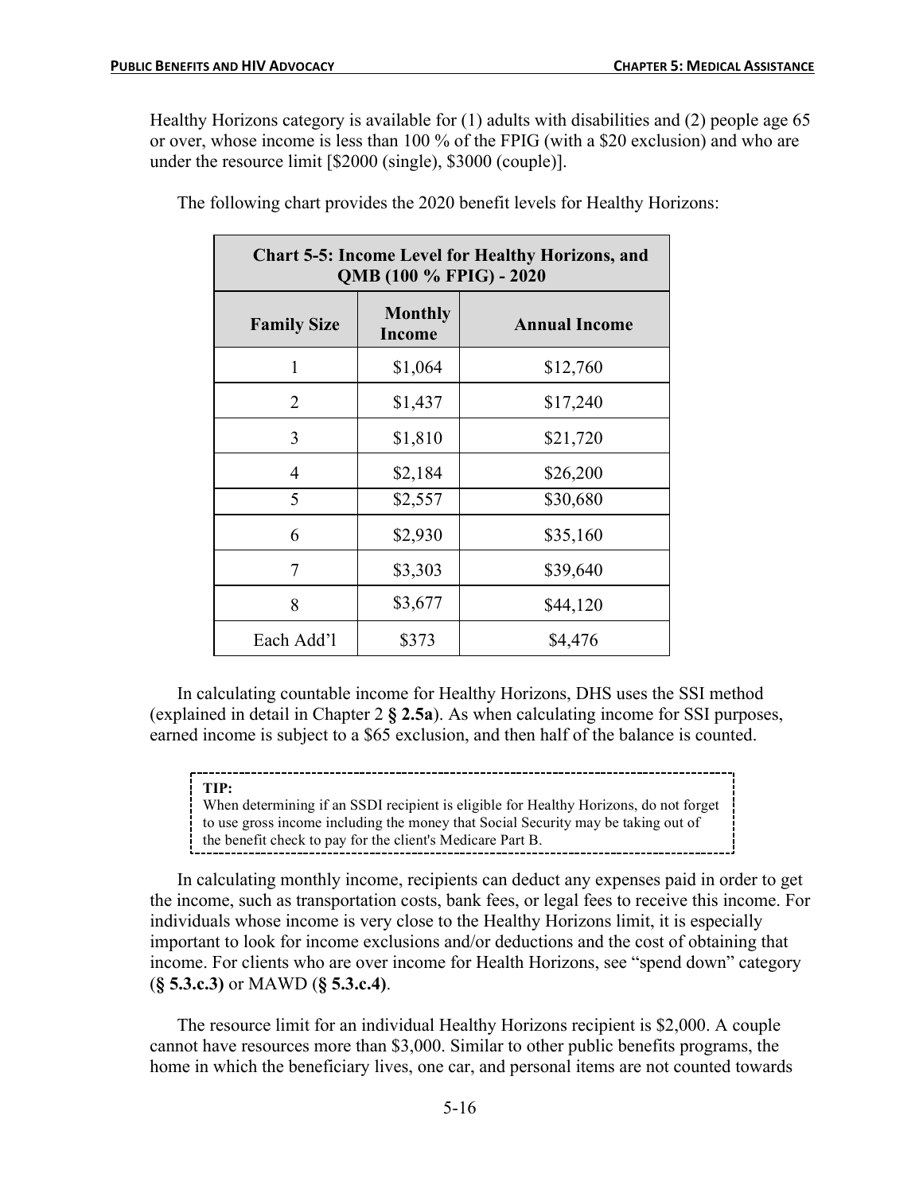Healthy Horizons category is available for (1) adults with disabilities and (2) people age 65 or over, whose income is less than 100 % of the FPIG (with a $20 exclusion) and who are under the resource limit [$2000 (single), $3000 (couple)].

The following chart provides the 2020 benefit levels for Healthy Horizons:

| **Chart 5-5: Income Level for Healthy Horizons, and QMB (100 % FPIG) - 2020** | | |
|---|---|---|
| **Family Size** | **Monthly Income** | **Annual Income** |
| 1 | $1,064 | $12,760 |
| 2 | $1,437 | $17,240 |
| 3 | $1,810 | $21,720 |
| 4 | $2,184 | $26,200 |
| 5 | $2,557 | $30,680 |
| 6 | $2,930 | $35,160 |
| 7 | $3,303 | $39,640 |
| 8 | $3,677 | $44,120 |
| Each Add'l | $373 | $4,476 |

In calculating countable income for Healthy Horizons, DHS uses the SSI method (explained in detail in Chapter 2 **§ 2.5a**). As when calculating income for SSI purposes, earned income is subject to a $65 exclusion, and then half of the balance is counted.

> **TIP:**
> When determining if an SSDI recipient is eligible for Healthy Horizons, do not forget to use gross income including the money that Social Security may be taking out of the benefit check to pay for the client's Medicare Part B.

In calculating monthly income, recipients can deduct any expenses paid in order to get the income, such as transportation costs, bank fees, or legal fees to receive this income. For individuals whose income is very close to the Healthy Horizons limit, it is especially important to look for income exclusions and/or deductions and the cost of obtaining that income. For clients who are over income for Health Horizons, see "spend down" category (**§ 5.3.c.3)** or MAWD (**§ 5.3.c.4)**.

The resource limit for an individual Healthy Horizons recipient is $2,000. A couple cannot have resources more than $3,000. Similar to other public benefits programs, the home in which the beneficiary lives, one car, and personal items are not counted towards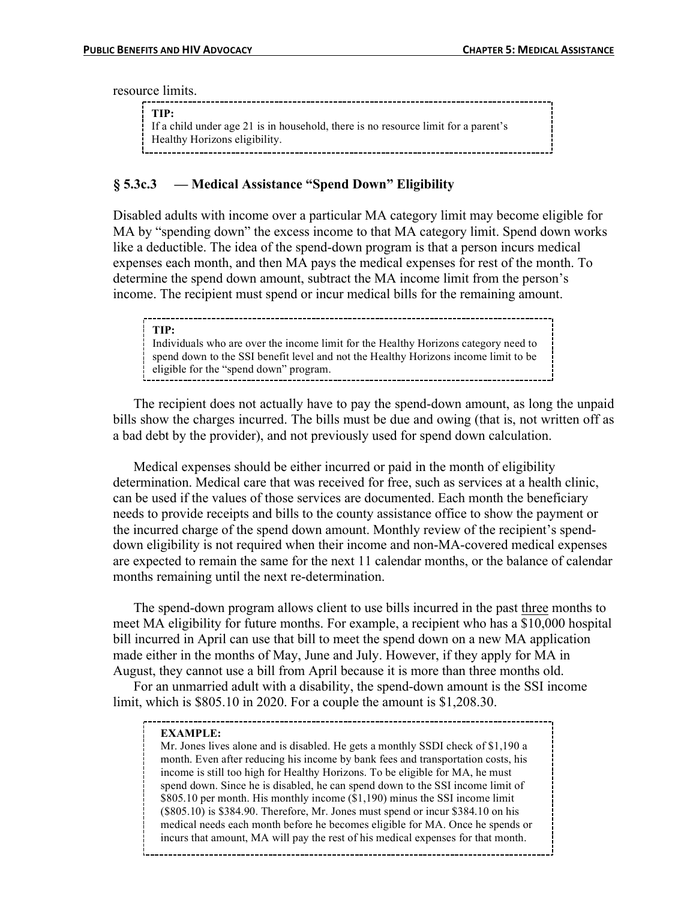resource limits.

> **TIP:**
> If a child under age 21 is in household, there is no resource limit for a parent's Healthy Horizons eligibility.

### § 5.3c.3 — Medical Assistance "Spend Down" Eligibility

Disabled adults with income over a particular MA category limit may become eligible for MA by "spending down" the excess income to that MA category limit. Spend down works like a deductible. The idea of the spend-down program is that a person incurs medical expenses each month, and then MA pays the medical expenses for rest of the month. To determine the spend down amount, subtract the MA income limit from the person's income. The recipient must spend or incur medical bills for the remaining amount.

> **TIP:**
> Individuals who are over the income limit for the Healthy Horizons category need to spend down to the SSI benefit level and not the Healthy Horizons income limit to be eligible for the "spend down" program.

The recipient does not actually have to pay the spend-down amount, as long the unpaid bills show the charges incurred. The bills must be due and owing (that is, not written off as a bad debt by the provider), and not previously used for spend down calculation.

Medical expenses should be either incurred or paid in the month of eligibility determination. Medical care that was received for free, such as services at a health clinic, can be used if the values of those services are documented. Each month the beneficiary needs to provide receipts and bills to the county assistance office to show the payment or the incurred charge of the spend down amount. Monthly review of the recipient's spend-down eligibility is not required when their income and non-MA-covered medical expenses are expected to remain the same for the next 11 calendar months, or the balance of calendar months remaining until the next re-determination.

The spend-down program allows client to use bills incurred in the past <u>three</u> months to meet MA eligibility for future months. For example, a recipient who has a $10,000 hospital bill incurred in April can use that bill to meet the spend down on a new MA application made either in the months of May, June and July. However, if they apply for MA in August, they cannot use a bill from April because it is more than three months old.

For an unmarried adult with a disability, the spend-down amount is the SSI income limit, which is $805.10 in 2020. For a couple the amount is $1,208.30.

> **EXAMPLE:**
> Mr. Jones lives alone and is disabled. He gets a monthly SSDI check of $1,190 a month. Even after reducing his income by bank fees and transportation costs, his income is still too high for Healthy Horizons. To be eligible for MA, he must spend down. Since he is disabled, he can spend down to the SSI income limit of $805.10 per month. His monthly income ($1,190) minus the SSI income limit ($805.10) is $384.90. Therefore, Mr. Jones must spend or incur $384.10 on his medical needs each month before he becomes eligible for MA. Once he spends or incurs that amount, MA will pay the rest of his medical expenses for that month.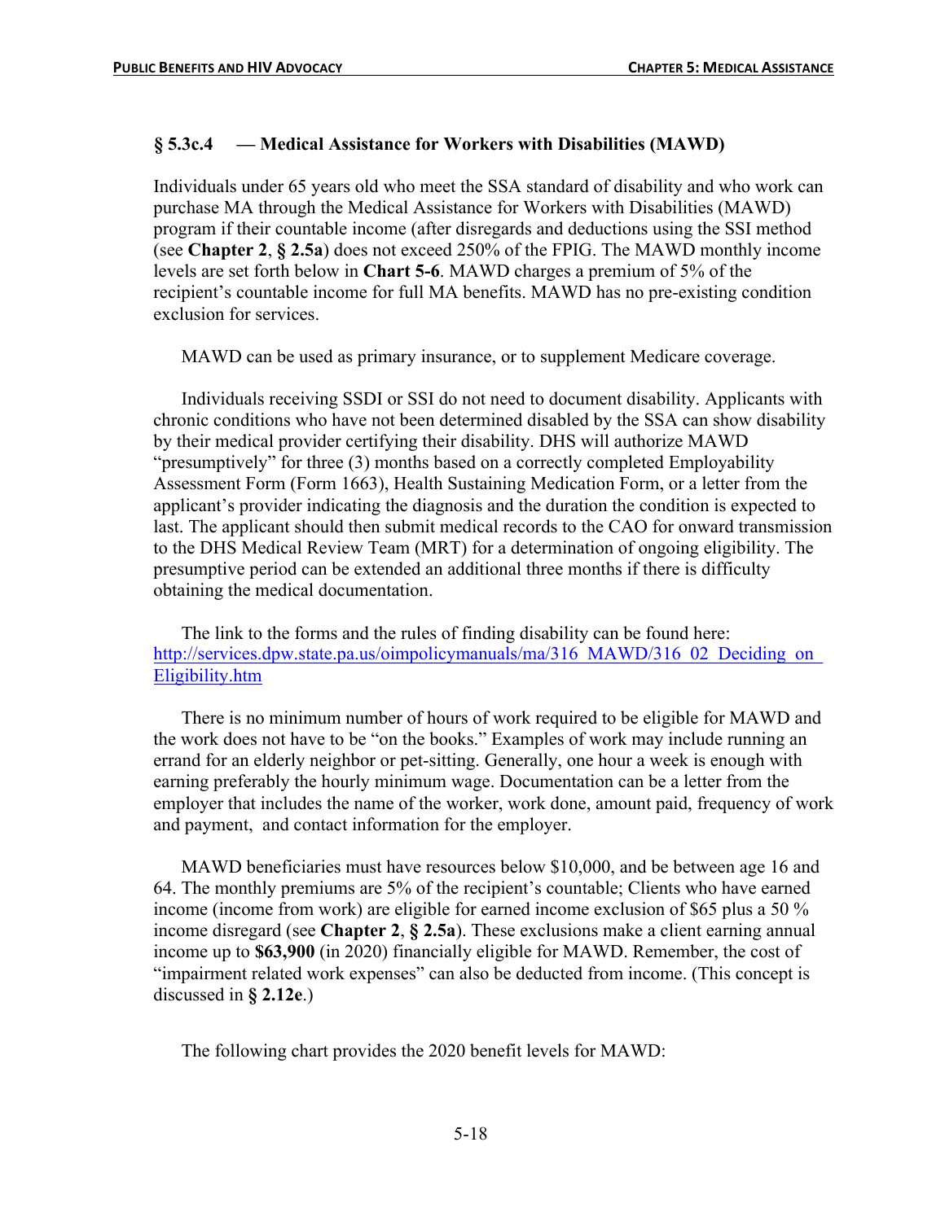### § 5.3c.4 — Medical Assistance for Workers with Disabilities (MAWD)

Individuals under 65 years old who meet the SSA standard of disability and who work can purchase MA through the Medical Assistance for Workers with Disabilities (MAWD) program if their countable income (after disregards and deductions using the SSI method (see **Chapter 2**, **§ 2.5a**) does not exceed 250% of the FPIG. The MAWD monthly income levels are set forth below in **Chart 5-6**. MAWD charges a premium of 5% of the recipient's countable income for full MA benefits. MAWD has no pre-existing condition exclusion for services.

MAWD can be used as primary insurance, or to supplement Medicare coverage.

Individuals receiving SSDI or SSI do not need to document disability. Applicants with chronic conditions who have not been determined disabled by the SSA can show disability by their medical provider certifying their disability. DHS will authorize MAWD "presumptively" for three (3) months based on a correctly completed Employability Assessment Form (Form 1663), Health Sustaining Medication Form, or a letter from the applicant's provider indicating the diagnosis and the duration the condition is expected to last. The applicant should then submit medical records to the CAO for onward transmission to the DHS Medical Review Team (MRT) for a determination of ongoing eligibility. The presumptive period can be extended an additional three months if there is difficulty obtaining the medical documentation.

The link to the forms and the rules of finding disability can be found here: [http://services.dpw.state.pa.us/oimpolicymanuals/ma/316_MAWD/316_02_Deciding_on_Eligibility.htm](http://services.dpw.state.pa.us/oimpolicymanuals/ma/316_MAWD/316_02_Deciding_on_Eligibility.htm)

There is no minimum number of hours of work required to be eligible for MAWD and the work does not have to be "on the books." Examples of work may include running an errand for an elderly neighbor or pet-sitting. Generally, one hour a week is enough with earning preferably the hourly minimum wage. Documentation can be a letter from the employer that includes the name of the worker, work done, amount paid, frequency of work and payment, and contact information for the employer.

MAWD beneficiaries must have resources below $10,000, and be between age 16 and 64. The monthly premiums are 5% of the recipient's countable; Clients who have earned income (income from work) are eligible for earned income exclusion of $65 plus a 50 % income disregard (see **Chapter 2**, **§ 2.5a**). These exclusions make a client earning annual income up to **$63,900** (in 2020) financially eligible for MAWD. Remember, the cost of "impairment related work expenses" can also be deducted from income. (This concept is discussed in **§ 2.12e**.)

The following chart provides the 2020 benefit levels for MAWD: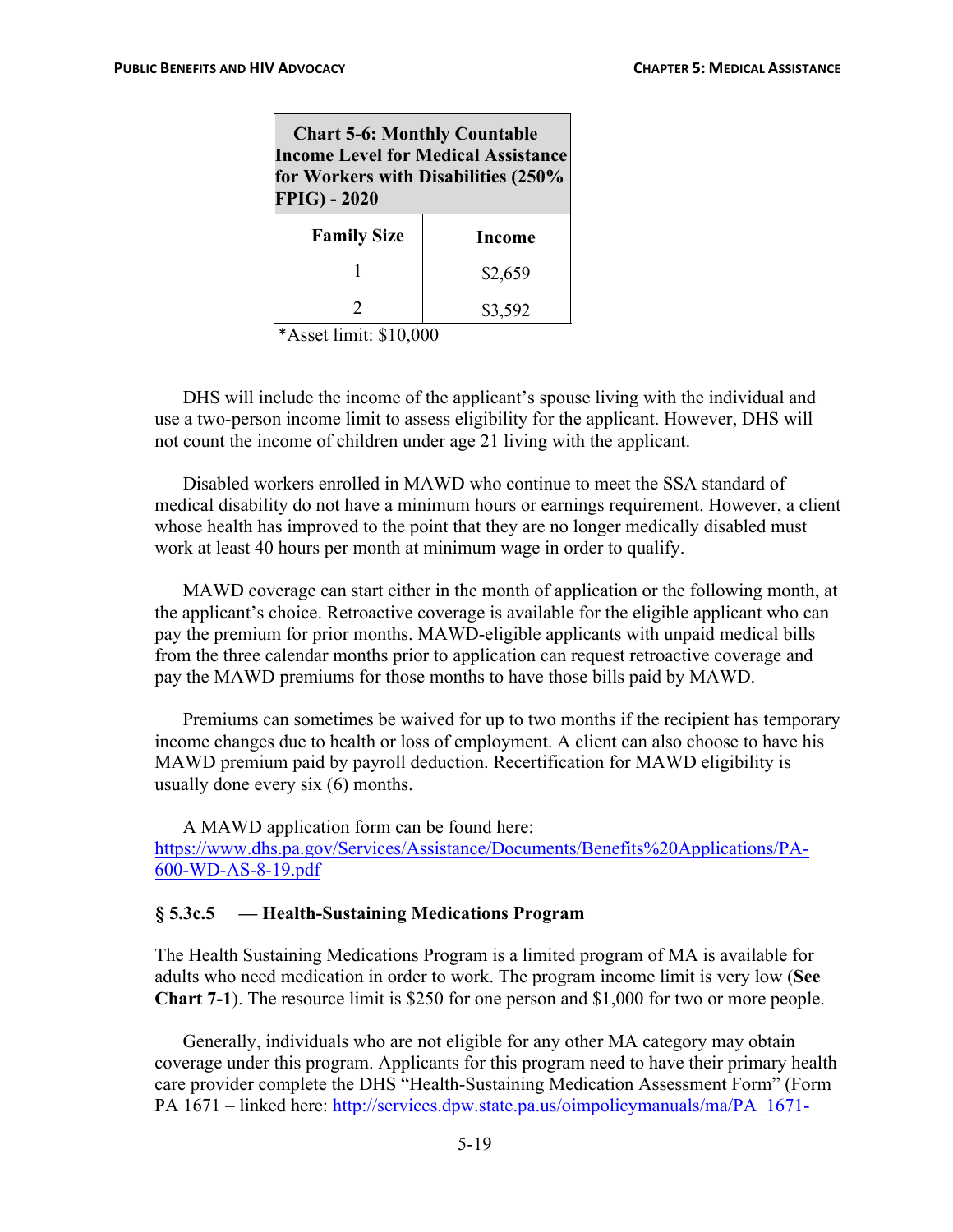| Chart 5-6: Monthly Countable Income Level for Medical Assistance for Workers with Disabilities (250% FPIG) - 2020 | |
|---|---|
| **Family Size** | **Income** |
| 1 | $2,659 |
| 2 | $3,592 |

*Asset limit: $10,000

DHS will include the income of the applicant's spouse living with the individual and use a two-person income limit to assess eligibility for the applicant. However, DHS will not count the income of children under age 21 living with the applicant.

Disabled workers enrolled in MAWD who continue to meet the SSA standard of medical disability do not have a minimum hours or earnings requirement. However, a client whose health has improved to the point that they are no longer medically disabled must work at least 40 hours per month at minimum wage in order to qualify.

MAWD coverage can start either in the month of application or the following month, at the applicant's choice. Retroactive coverage is available for the eligible applicant who can pay the premium for prior months. MAWD-eligible applicants with unpaid medical bills from the three calendar months prior to application can request retroactive coverage and pay the MAWD premiums for those months to have those bills paid by MAWD.

Premiums can sometimes be waived for up to two months if the recipient has temporary income changes due to health or loss of employment. A client can also choose to have his MAWD premium paid by payroll deduction. Recertification for MAWD eligibility is usually done every six (6) months.

A MAWD application form can be found here: https://www.dhs.pa.gov/Services/Assistance/Documents/Benefits%20Applications/PA-600-WD-AS-8-19.pdf

### § 5.3c.5 — Health-Sustaining Medications Program

The Health Sustaining Medications Program is a limited program of MA is available for adults who need medication in order to work. The program income limit is very low (**See Chart 7-1**). The resource limit is $250 for one person and $1,000 for two or more people.

Generally, individuals who are not eligible for any other MA category may obtain coverage under this program. Applicants for this program need to have their primary health care provider complete the DHS "Health-Sustaining Medication Assessment Form" (Form PA 1671 – linked here: http://services.dpw.state.pa.us/oimpolicymanuals/ma/PA_1671-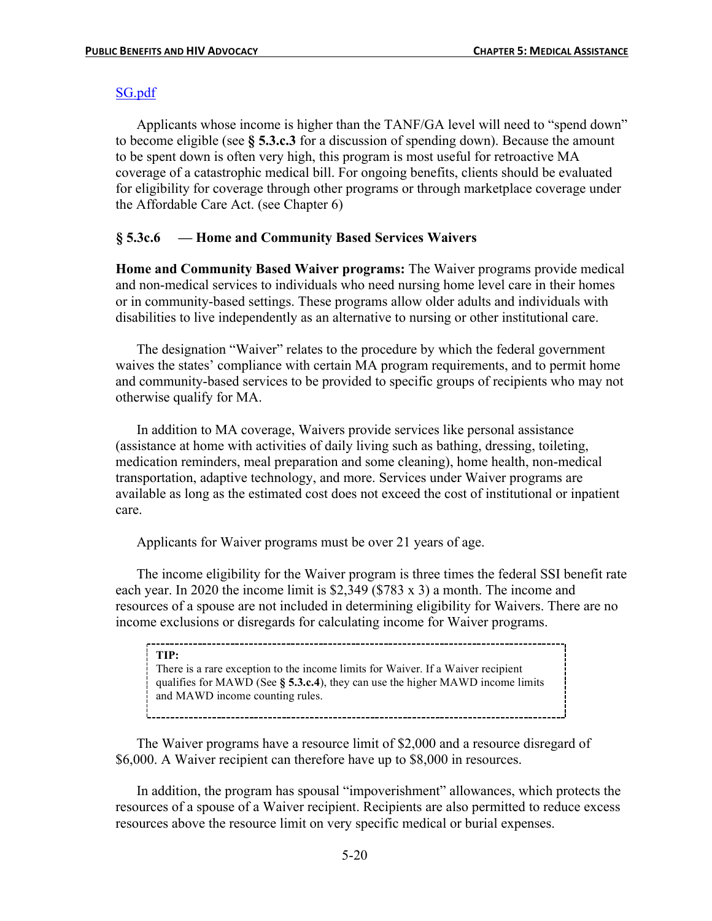SG.pdf

Applicants whose income is higher than the TANF/GA level will need to "spend down" to become eligible (see **§ 5.3.c.3** for a discussion of spending down). Because the amount to be spent down is often very high, this program is most useful for retroactive MA coverage of a catastrophic medical bill. For ongoing benefits, clients should be evaluated for eligibility for coverage through other programs or through marketplace coverage under the Affordable Care Act. (see Chapter 6)

### § 5.3c.6 — Home and Community Based Services Waivers

**Home and Community Based Waiver programs:** The Waiver programs provide medical and non-medical services to individuals who need nursing home level care in their homes or in community-based settings. These programs allow older adults and individuals with disabilities to live independently as an alternative to nursing or other institutional care.

The designation "Waiver" relates to the procedure by which the federal government waives the states' compliance with certain MA program requirements, and to permit home and community-based services to be provided to specific groups of recipients who may not otherwise qualify for MA.

In addition to MA coverage, Waivers provide services like personal assistance (assistance at home with activities of daily living such as bathing, dressing, toileting, medication reminders, meal preparation and some cleaning), home health, non-medical transportation, adaptive technology, and more. Services under Waiver programs are available as long as the estimated cost does not exceed the cost of institutional or inpatient care.

Applicants for Waiver programs must be over 21 years of age.

The income eligibility for the Waiver program is three times the federal SSI benefit rate each year. In 2020 the income limit is $2,349 ($783 x 3) a month. The income and resources of a spouse are not included in determining eligibility for Waivers. There are no income exclusions or disregards for calculating income for Waiver programs.

> **TIP:**
> There is a rare exception to the income limits for Waiver. If a Waiver recipient qualifies for MAWD (See **§ 5.3.c.4**), they can use the higher MAWD income limits and MAWD income counting rules.

The Waiver programs have a resource limit of $2,000 and a resource disregard of $6,000. A Waiver recipient can therefore have up to $8,000 in resources.

In addition, the program has spousal "impoverishment" allowances, which protects the resources of a spouse of a Waiver recipient. Recipients are also permitted to reduce excess resources above the resource limit on very specific medical or burial expenses.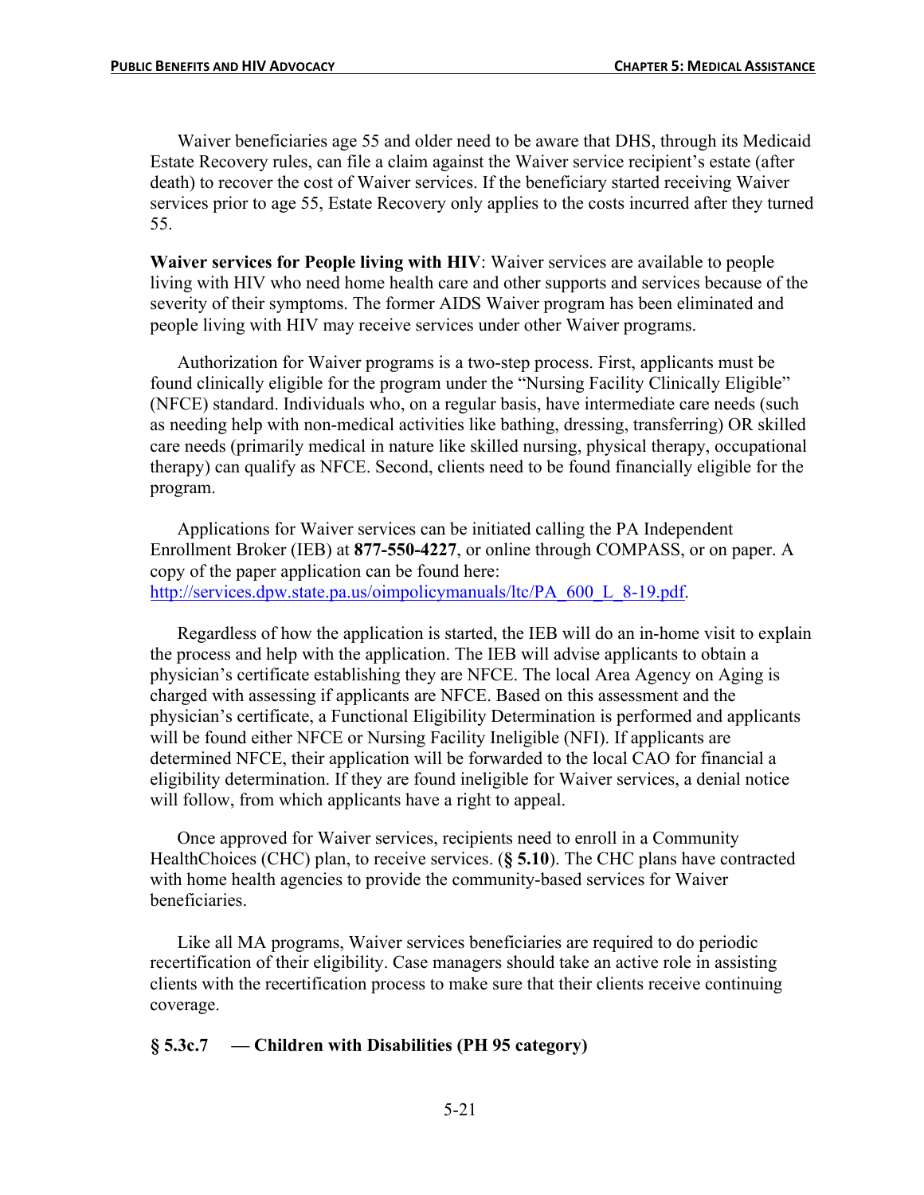Waiver beneficiaries age 55 and older need to be aware that DHS, through its Medicaid Estate Recovery rules, can file a claim against the Waiver service recipient's estate (after death) to recover the cost of Waiver services. If the beneficiary started receiving Waiver services prior to age 55, Estate Recovery only applies to the costs incurred after they turned 55.

**Waiver services for People living with HIV**: Waiver services are available to people living with HIV who need home health care and other supports and services because of the severity of their symptoms. The former AIDS Waiver program has been eliminated and people living with HIV may receive services under other Waiver programs.

Authorization for Waiver programs is a two-step process. First, applicants must be found clinically eligible for the program under the "Nursing Facility Clinically Eligible" (NFCE) standard. Individuals who, on a regular basis, have intermediate care needs (such as needing help with non-medical activities like bathing, dressing, transferring) OR skilled care needs (primarily medical in nature like skilled nursing, physical therapy, occupational therapy) can qualify as NFCE. Second, clients need to be found financially eligible for the program.

Applications for Waiver services can be initiated calling the PA Independent Enrollment Broker (IEB) at **877-550-4227**, or online through COMPASS, or on paper. A copy of the paper application can be found here: [http://services.dpw.state.pa.us/oimpolicymanuals/ltc/PA_600_L_8-19.pdf](http://services.dpw.state.pa.us/oimpolicymanuals/ltc/PA_600_L_8-19.pdf).

Regardless of how the application is started, the IEB will do an in-home visit to explain the process and help with the application. The IEB will advise applicants to obtain a physician's certificate establishing they are NFCE. The local Area Agency on Aging is charged with assessing if applicants are NFCE. Based on this assessment and the physician's certificate, a Functional Eligibility Determination is performed and applicants will be found either NFCE or Nursing Facility Ineligible (NFI). If applicants are determined NFCE, their application will be forwarded to the local CAO for financial a eligibility determination. If they are found ineligible for Waiver services, a denial notice will follow, from which applicants have a right to appeal.

Once approved for Waiver services, recipients need to enroll in a Community HealthChoices (CHC) plan, to receive services. (**§ 5.10**). The CHC plans have contracted with home health agencies to provide the community-based services for Waiver beneficiaries.

Like all MA programs, Waiver services beneficiaries are required to do periodic recertification of their eligibility. Case managers should take an active role in assisting clients with the recertification process to make sure that their clients receive continuing coverage.

#### § 5.3c.7 — Children with Disabilities (PH 95 category)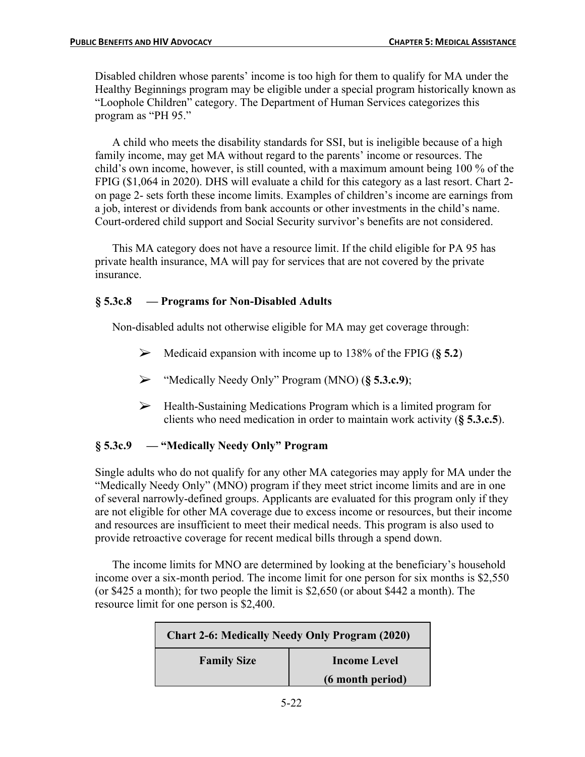Disabled children whose parents' income is too high for them to qualify for MA under the Healthy Beginnings program may be eligible under a special program historically known as "Loophole Children" category. The Department of Human Services categorizes this program as "PH 95."

A child who meets the disability standards for SSI, but is ineligible because of a high family income, may get MA without regard to the parents' income or resources. The child's own income, however, is still counted, with a maximum amount being 100 % of the FPIG ($1,064 in 2020). DHS will evaluate a child for this category as a last resort. Chart 2- on page 2- sets forth these income limits. Examples of children's income are earnings from a job, interest or dividends from bank accounts or other investments in the child's name. Court-ordered child support and Social Security survivor's benefits are not considered.

This MA category does not have a resource limit. If the child eligible for PA 95 has private health insurance, MA will pay for services that are not covered by the private insurance.

### § 5.3c.8 — Programs for Non-Disabled Adults

Non-disabled adults not otherwise eligible for MA may get coverage through:

- Medicaid expansion with income up to 138% of the FPIG (**§ 5.2**)
- "Medically Needy Only" Program (MNO) (**§ 5.3.c.9)**;
- Health-Sustaining Medications Program which is a limited program for clients who need medication in order to maintain work activity (**§ 5.3.c.5**).

### § 5.3c.9 — "Medically Needy Only" Program

Single adults who do not qualify for any other MA categories may apply for MA under the "Medically Needy Only" (MNO) program if they meet strict income limits and are in one of several narrowly-defined groups. Applicants are evaluated for this program only if they are not eligible for other MA coverage due to excess income or resources, but their income and resources are insufficient to meet their medical needs. This program is also used to provide retroactive coverage for recent medical bills through a spend down.

The income limits for MNO are determined by looking at the beneficiary's household income over a six-month period. The income limit for one person for six months is $2,550 (or $425 a month); for two people the limit is $2,650 (or about $442 a month). The resource limit for one person is $2,400.

| **Chart 2-6: Medically Needy Only Program (2020)** | |
|---|---|
| **Family Size** | **Income Level (6 month period)** |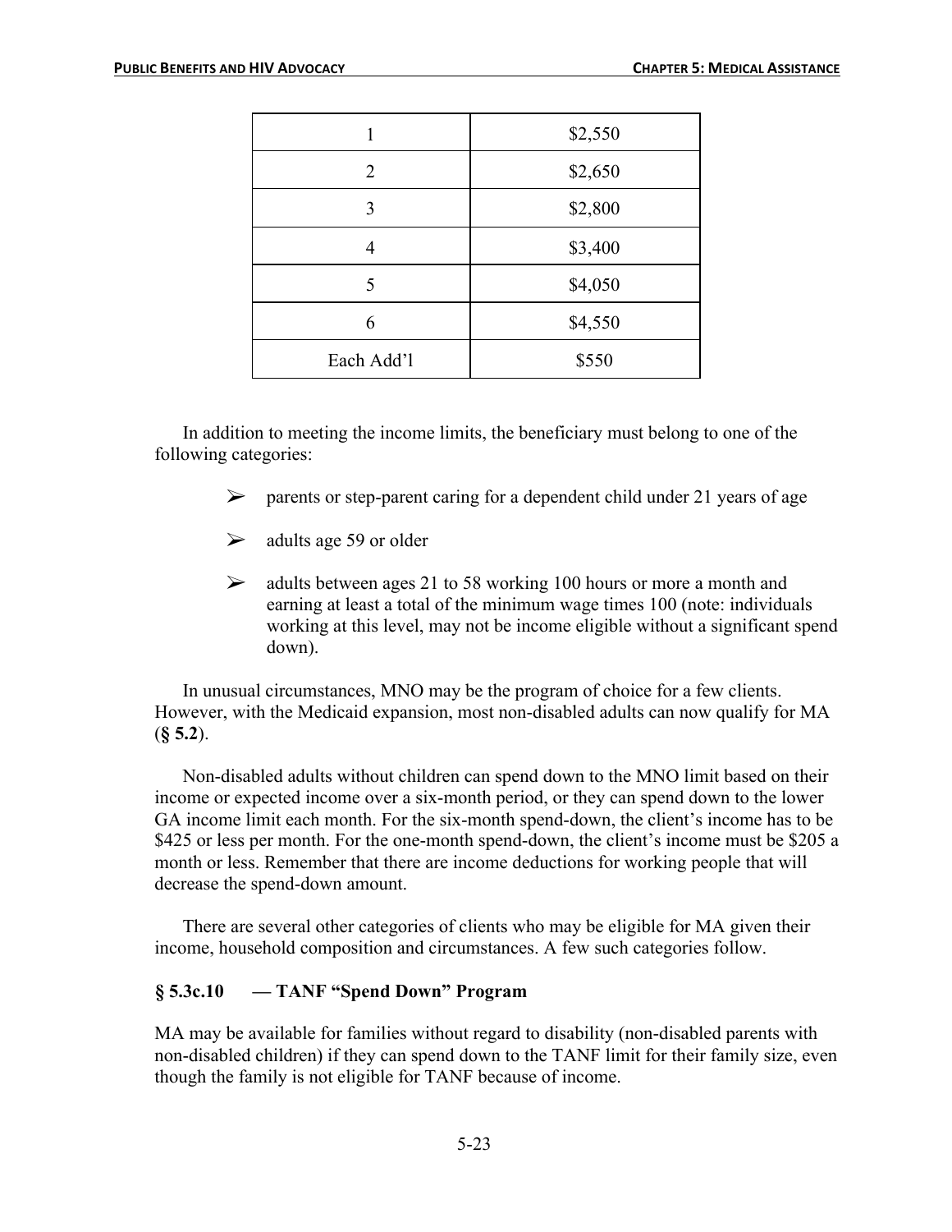| 1 | $2,550 |
|---|---|
| 2 | $2,650 |
| 3 | $2,800 |
| 4 | $3,400 |
| 5 | $4,050 |
| 6 | $4,550 |
| Each Add'l | $550 |

In addition to meeting the income limits, the beneficiary must belong to one of the following categories:

- parents or step-parent caring for a dependent child under 21 years of age
- adults age 59 or older
- adults between ages 21 to 58 working 100 hours or more a month and earning at least a total of the minimum wage times 100 (note: individuals working at this level, may not be income eligible without a significant spend down).

In unusual circumstances, MNO may be the program of choice for a few clients. However, with the Medicaid expansion, most non-disabled adults can now qualify for MA (**§ 5.2**).

Non-disabled adults without children can spend down to the MNO limit based on their income or expected income over a six-month period, or they can spend down to the lower GA income limit each month. For the six-month spend-down, the client's income has to be $425 or less per month. For the one-month spend-down, the client's income must be $205 a month or less. Remember that there are income deductions for working people that will decrease the spend-down amount.

There are several other categories of clients who may be eligible for MA given their income, household composition and circumstances. A few such categories follow.

### § 5.3c.10 — TANF "Spend Down" Program

MA may be available for families without regard to disability (non-disabled parents with non-disabled children) if they can spend down to the TANF limit for their family size, even though the family is not eligible for TANF because of income.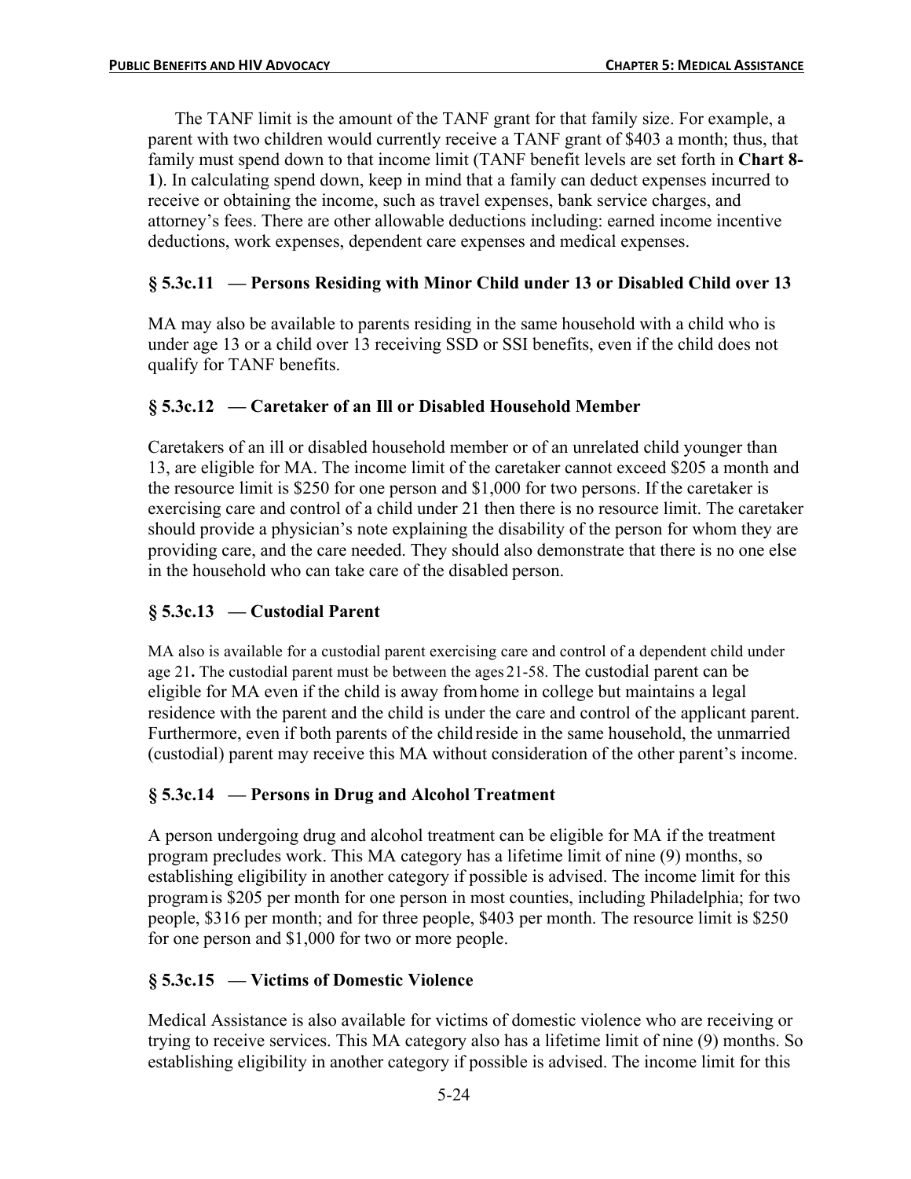The TANF limit is the amount of the TANF grant for that family size. For example, a parent with two children would currently receive a TANF grant of $403 a month; thus, that family must spend down to that income limit (TANF benefit levels are set forth in **Chart 8-1**). In calculating spend down, keep in mind that a family can deduct expenses incurred to receive or obtaining the income, such as travel expenses, bank service charges, and attorney's fees. There are other allowable deductions including: earned income incentive deductions, work expenses, dependent care expenses and medical expenses.

### § 5.3c.11 — Persons Residing with Minor Child under 13 or Disabled Child over 13

MA may also be available to parents residing in the same household with a child who is under age 13 or a child over 13 receiving SSD or SSI benefits, even if the child does not qualify for TANF benefits.

### § 5.3c.12 — Caretaker of an Ill or Disabled Household Member

Caretakers of an ill or disabled household member or of an unrelated child younger than 13, are eligible for MA. The income limit of the caretaker cannot exceed $205 a month and the resource limit is $250 for one person and $1,000 for two persons. If the caretaker is exercising care and control of a child under 21 then there is no resource limit. The caretaker should provide a physician's note explaining the disability of the person for whom they are providing care, and the care needed. They should also demonstrate that there is no one else in the household who can take care of the disabled person.

### § 5.3c.13 — Custodial Parent

MA also is available for a custodial parent exercising care and control of a dependent child under age 21. The custodial parent must be between the ages 21-58. The custodial parent can be eligible for MA even if the child is away from home in college but maintains a legal residence with the parent and the child is under the care and control of the applicant parent. Furthermore, even if both parents of the child reside in the same household, the unmarried (custodial) parent may receive this MA without consideration of the other parent's income.

### § 5.3c.14 — Persons in Drug and Alcohol Treatment

A person undergoing drug and alcohol treatment can be eligible for MA if the treatment program precludes work. This MA category has a lifetime limit of nine (9) months, so establishing eligibility in another category if possible is advised. The income limit for this program is $205 per month for one person in most counties, including Philadelphia; for two people, $316 per month; and for three people, $403 per month. The resource limit is $250 for one person and $1,000 for two or more people.

### § 5.3c.15 — Victims of Domestic Violence

Medical Assistance is also available for victims of domestic violence who are receiving or trying to receive services. This MA category also has a lifetime limit of nine (9) months. So establishing eligibility in another category if possible is advised. The income limit for this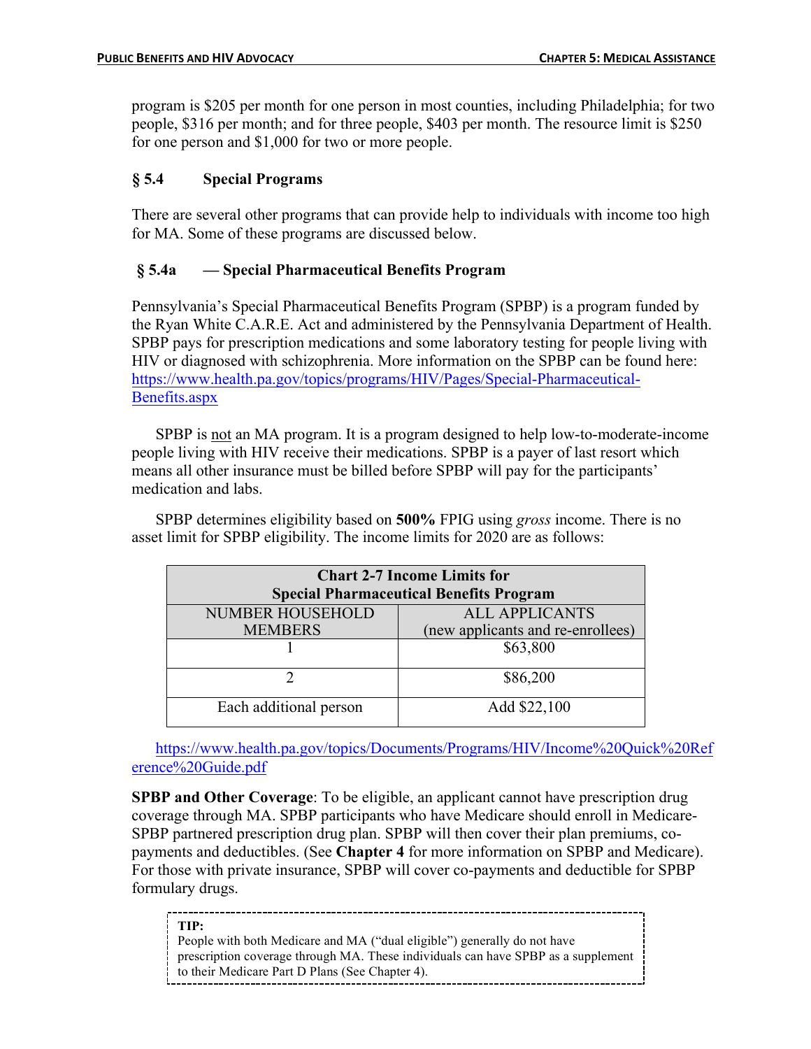program is $205 per month for one person in most counties, including Philadelphia; for two people, $316 per month; and for three people, $403 per month. The resource limit is $250 for one person and $1,000 for two or more people.

## § 5.4 Special Programs

There are several other programs that can provide help to individuals with income too high for MA. Some of these programs are discussed below.

### § 5.4a — Special Pharmaceutical Benefits Program

Pennsylvania's Special Pharmaceutical Benefits Program (SPBP) is a program funded by the Ryan White C.A.R.E. Act and administered by the Pennsylvania Department of Health. SPBP pays for prescription medications and some laboratory testing for people living with HIV or diagnosed with schizophrenia. More information on the SPBP can be found here: https://www.health.pa.gov/topics/programs/HIV/Pages/Special-Pharmaceutical-Benefits.aspx

SPBP is not an MA program. It is a program designed to help low-to-moderate-income people living with HIV receive their medications. SPBP is a payer of last resort which means all other insurance must be billed before SPBP will pay for the participants' medication and labs.

SPBP determines eligibility based on **500%** FPIG using *gross* income. There is no asset limit for SPBP eligibility. The income limits for 2020 are as follows:

| Chart 2-7 Income Limits for Special Pharmaceutical Benefits Program | |
|---|---|
| NUMBER HOUSEHOLD MEMBERS | ALL APPLICANTS (new applicants and re-enrollees) |
| 1 | $63,800 |
| 2 | $86,200 |
| Each additional person | Add $22,100 |

https://www.health.pa.gov/topics/Documents/Programs/HIV/Income%20Quick%20Reference%20Guide.pdf

**SPBP and Other Coverage**: To be eligible, an applicant cannot have prescription drug coverage through MA. SPBP participants who have Medicare should enroll in Medicare-SPBP partnered prescription drug plan. SPBP will then cover their plan premiums, co-payments and deductibles. (See **Chapter 4** for more information on SPBP and Medicare). For those with private insurance, SPBP will cover co-payments and deductible for SPBP formulary drugs.

> **TIP:**
> People with both Medicare and MA ("dual eligible") generally do not have prescription coverage through MA. These individuals can have SPBP as a supplement to their Medicare Part D Plans (See Chapter 4).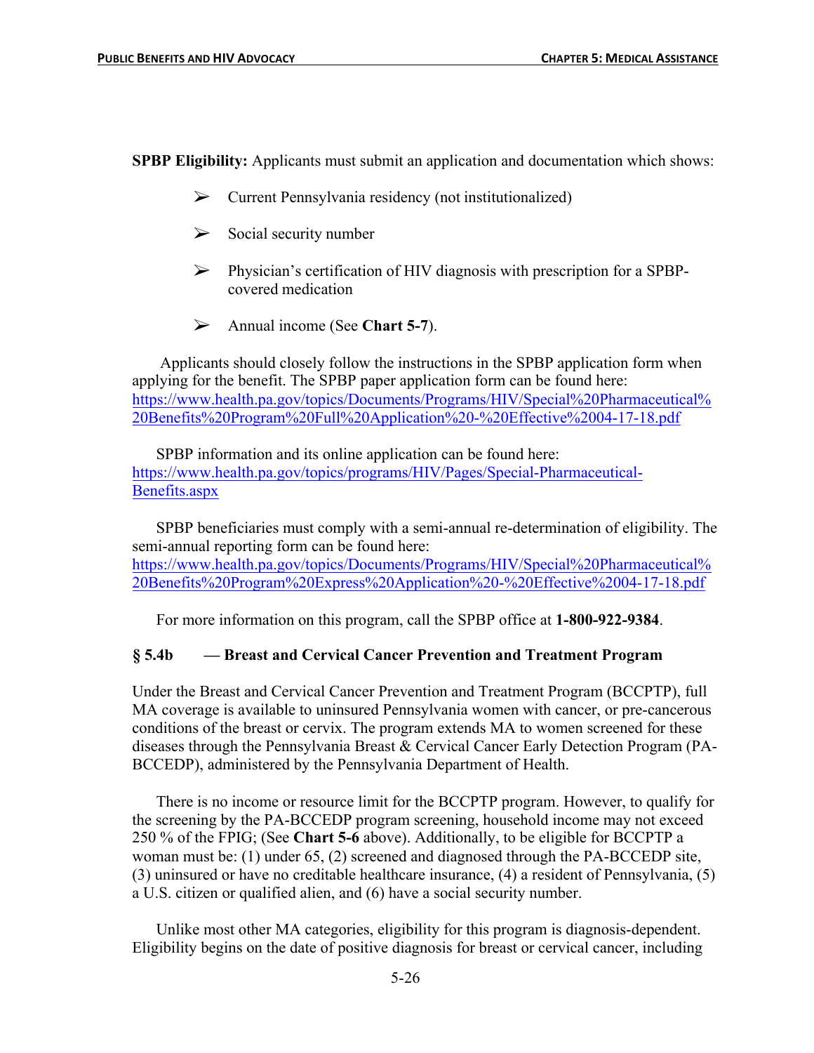**SPBP Eligibility:** Applicants must submit an application and documentation which shows:

- Current Pennsylvania residency (not institutionalized)
- Social security number
- Physician's certification of HIV diagnosis with prescription for a SPBP-covered medication
- Annual income (See **Chart 5-7**).

Applicants should closely follow the instructions in the SPBP application form when applying for the benefit. The SPBP paper application form can be found here: https://www.health.pa.gov/topics/Documents/Programs/HIV/Special%20Pharmaceutical%20Benefits%20Program%20Full%20Application%20-%20Effective%2004-17-18.pdf

SPBP information and its online application can be found here: https://www.health.pa.gov/topics/programs/HIV/Pages/Special-Pharmaceutical-Benefits.aspx

SPBP beneficiaries must comply with a semi-annual re-determination of eligibility. The semi-annual reporting form can be found here: https://www.health.pa.gov/topics/Documents/Programs/HIV/Special%20Pharmaceutical%20Benefits%20Program%20Express%20Application%20-%20Effective%2004-17-18.pdf

For more information on this program, call the SPBP office at **1-800-922-9384**.

### § 5.4b — Breast and Cervical Cancer Prevention and Treatment Program

Under the Breast and Cervical Cancer Prevention and Treatment Program (BCCPTP), full MA coverage is available to uninsured Pennsylvania women with cancer, or pre-cancerous conditions of the breast or cervix. The program extends MA to women screened for these diseases through the Pennsylvania Breast & Cervical Cancer Early Detection Program (PA-BCCEDP), administered by the Pennsylvania Department of Health.

There is no income or resource limit for the BCCPTP program. However, to qualify for the screening by the PA-BCCEDP program screening, household income may not exceed 250 % of the FPIG; (See **Chart 5-6** above). Additionally, to be eligible for BCCPTP a woman must be: (1) under 65, (2) screened and diagnosed through the PA-BCCEDP site, (3) uninsured or have no creditable healthcare insurance, (4) a resident of Pennsylvania, (5) a U.S. citizen or qualified alien, and (6) have a social security number.

Unlike most other MA categories, eligibility for this program is diagnosis-dependent. Eligibility begins on the date of positive diagnosis for breast or cervical cancer, including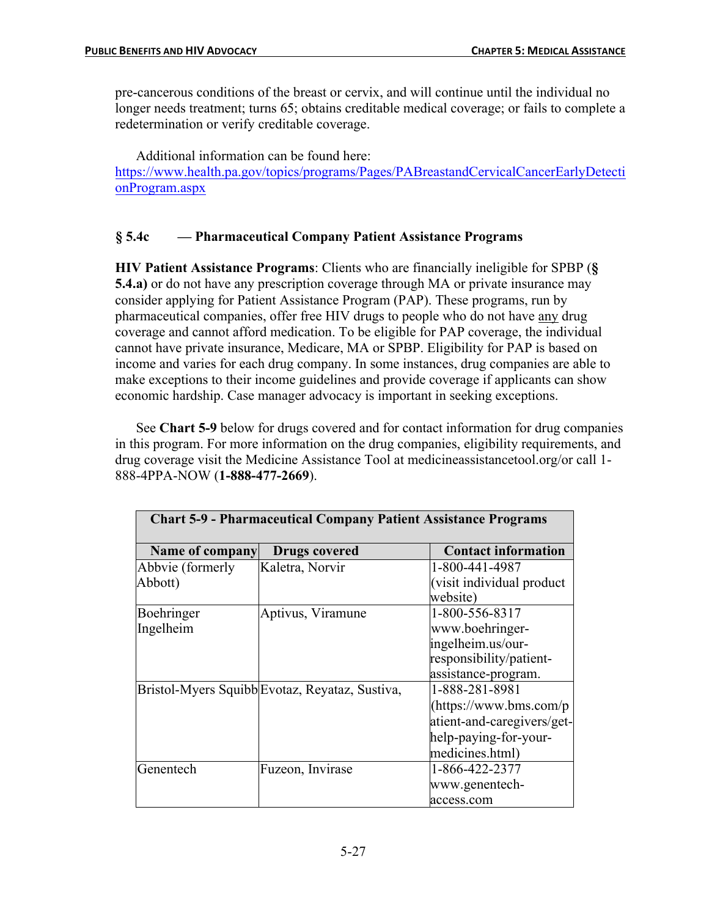pre-cancerous conditions of the breast or cervix, and will continue until the individual no longer needs treatment; turns 65; obtains creditable medical coverage; or fails to complete a redetermination or verify creditable coverage.

Additional information can be found here: https://www.health.pa.gov/topics/programs/Pages/PABreastandCervicalCancerEarlyDetectionProgram.aspx

### § 5.4c — Pharmaceutical Company Patient Assistance Programs

**HIV Patient Assistance Programs**: Clients who are financially ineligible for SPBP (**§ 5.4.a)** or do not have any prescription coverage through MA or private insurance may consider applying for Patient Assistance Program (PAP). These programs, run by pharmaceutical companies, offer free HIV drugs to people who do not have any drug coverage and cannot afford medication. To be eligible for PAP coverage, the individual cannot have private insurance, Medicare, MA or SPBP. Eligibility for PAP is based on income and varies for each drug company. In some instances, drug companies are able to make exceptions to their income guidelines and provide coverage if applicants can show economic hardship. Case manager advocacy is important in seeking exceptions.

See **Chart 5-9** below for drugs covered and for contact information for drug companies in this program. For more information on the drug companies, eligibility requirements, and drug coverage visit the Medicine Assistance Tool at medicineassistancetool.org/or call 1-888-4PPA-NOW (**1-888-477-2669**).

**Chart 5-9 - Pharmaceutical Company Patient Assistance Programs**

| Name of company | Drugs covered | Contact information |
|---|---|---|
| Abbvie (formerly Abbott) | Kaletra, Norvir | 1-800-441-4987 (visit individual product website) |
| Boehringer Ingelheim | Aptivus, Viramune | 1-800-556-8317 www.boehringer-ingelheim.us/our-responsibility/patient-assistance-program. |
| Bristol-Myers Squibb | Evotaz, Reyataz, Sustiva, | 1-888-281-8981 (https://www.bms.com/patient-and-caregivers/get-help-paying-for-your-medicines.html) |
| Genentech | Fuzeon, Invirase | 1-866-422-2377 www.genentech-access.com |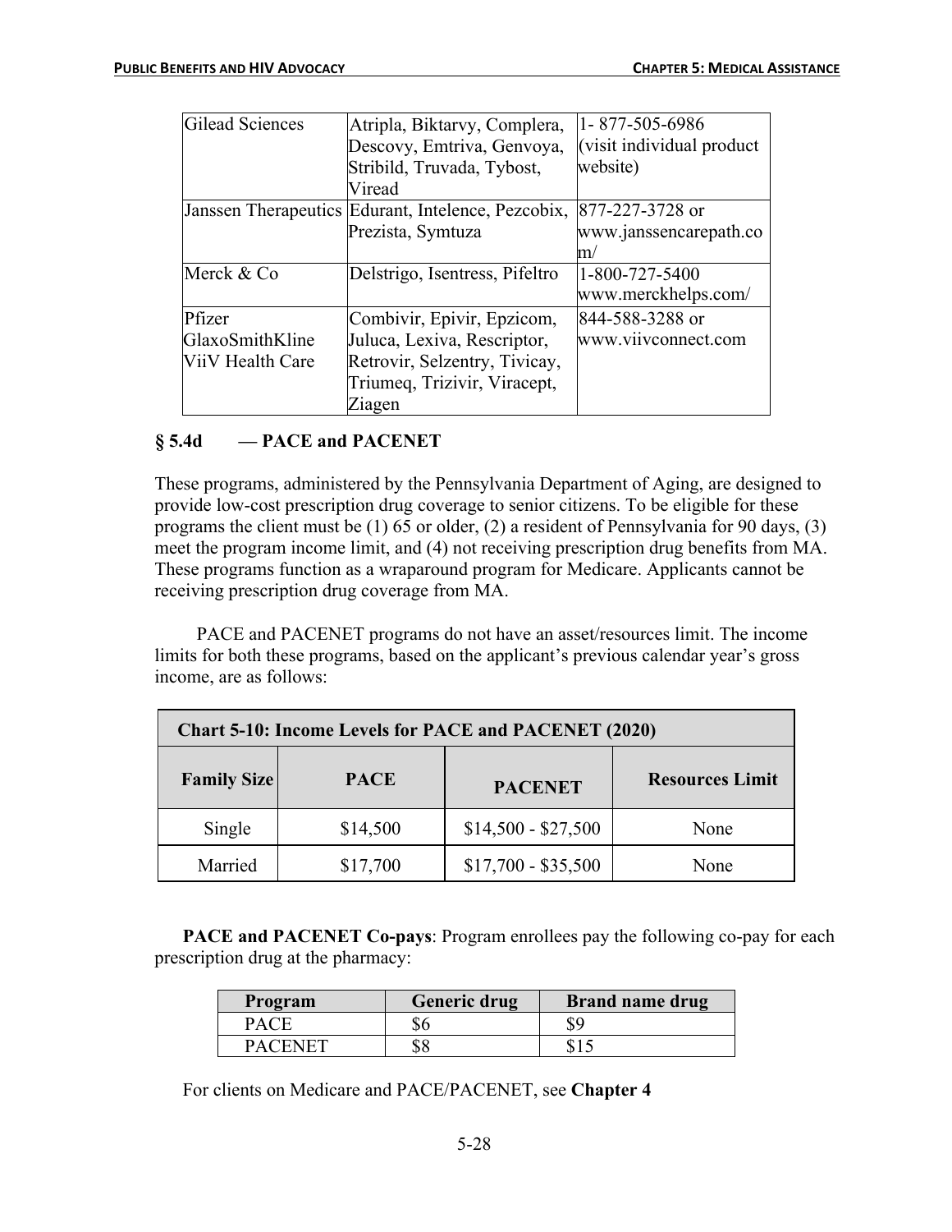| Gilead Sciences | Atripla, Biktarvy, Complera, Descovy, Emtriva, Genvoya, Stribild, Truvada, Tybost, Viread | 1- 877-505-6986 (visit individual product website) |
|---|---|---|
| Janssen Therapeutics | Edurant, Intelence, Pezcobix, Prezista, Symtuza | 877-227-3728 or www.janssencarepath.com/ |
| Merck & Co | Delstrigo, Isentress, Pifeltro | 1-800-727-5400 www.merckhelps.com/ |
| Pfizer GlaxoSmithKline ViiV Health Care | Combivir, Epivir, Epzicom, Juluca, Lexiva, Rescriptor, Retrovir, Selzentry, Tivicay, Triumeq, Trizivir, Viracept, Ziagen | 844-588-3288 or www.viivconnect.com |

### § 5.4d — PACE and PACENET

These programs, administered by the Pennsylvania Department of Aging, are designed to provide low-cost prescription drug coverage to senior citizens. To be eligible for these programs the client must be (1) 65 or older, (2) a resident of Pennsylvania for 90 days, (3) meet the program income limit, and (4) not receiving prescription drug benefits from MA. These programs function as a wraparound program for Medicare. Applicants cannot be receiving prescription drug coverage from MA.

PACE and PACENET programs do not have an asset/resources limit. The income limits for both these programs, based on the applicant's previous calendar year's gross income, are as follows:

| Chart 5-10: Income Levels for PACE and PACENET (2020) | | | |
|---|---|---|---|
| **Family Size** | **PACE** | **PACENET** | **Resources Limit** |
| Single | $14,500 | $14,500 - $27,500 | None |
| Married | $17,700 | $17,700 - $35,500 | None |

**PACE and PACENET Co-pays**: Program enrollees pay the following co-pay for each prescription drug at the pharmacy:

| Program | Generic drug | Brand name drug |
|---|---|---|
| PACE | $6 | $9 |
| PACENET | $8 | $15 |

For clients on Medicare and PACE/PACENET, see **Chapter 4**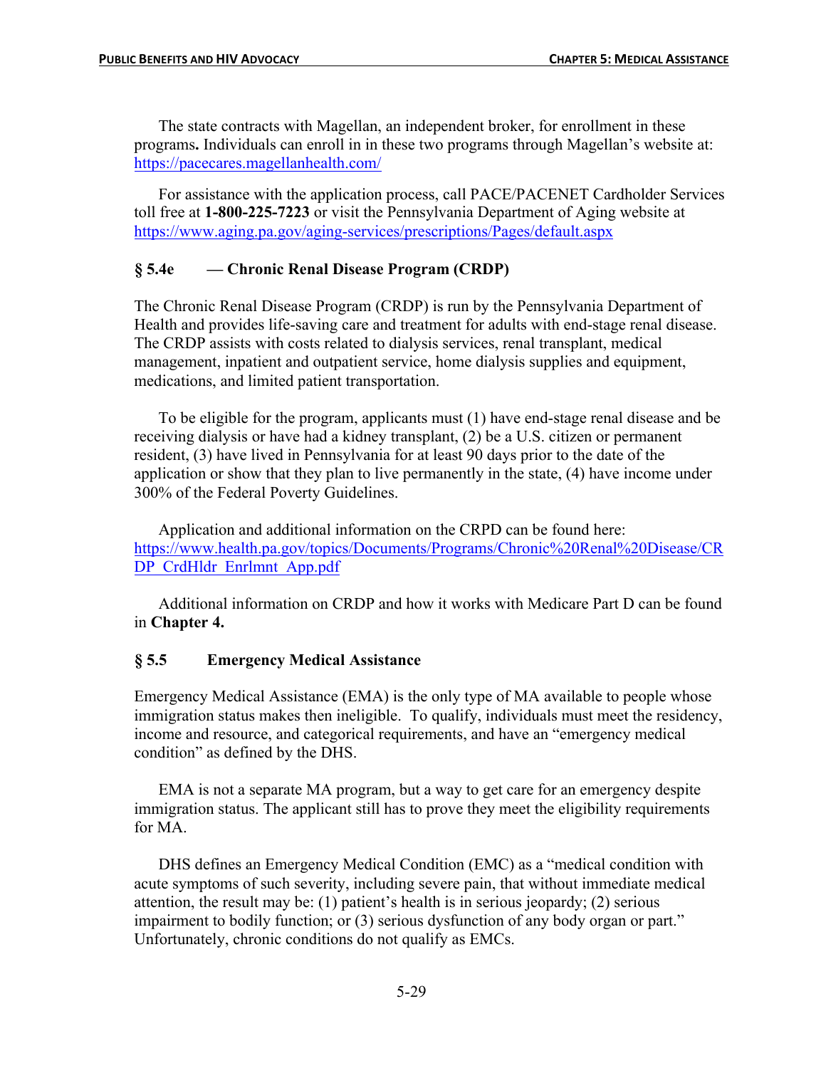The state contracts with Magellan, an independent broker, for enrollment in these programs**.** Individuals can enroll in in these two programs through Magellan's website at: https://pacecares.magellanhealth.com/

For assistance with the application process, call PACE/PACENET Cardholder Services toll free at **1-800-225-7223** or visit the Pennsylvania Department of Aging website at https://www.aging.pa.gov/aging-services/prescriptions/Pages/default.aspx

### § 5.4e — Chronic Renal Disease Program (CRDP)

The Chronic Renal Disease Program (CRDP) is run by the Pennsylvania Department of Health and provides life-saving care and treatment for adults with end-stage renal disease. The CRDP assists with costs related to dialysis services, renal transplant, medical management, inpatient and outpatient service, home dialysis supplies and equipment, medications, and limited patient transportation.

To be eligible for the program, applicants must (1) have end-stage renal disease and be receiving dialysis or have had a kidney transplant, (2) be a U.S. citizen or permanent resident, (3) have lived in Pennsylvania for at least 90 days prior to the date of the application or show that they plan to live permanently in the state, (4) have income under 300% of the Federal Poverty Guidelines.

Application and additional information on the CRPD can be found here: https://www.health.pa.gov/topics/Documents/Programs/Chronic%20Renal%20Disease/CRDP_CrdHldr_Enrlmnt_App.pdf

Additional information on CRDP and how it works with Medicare Part D can be found in **Chapter 4.**

## § 5.5 Emergency Medical Assistance

Emergency Medical Assistance (EMA) is the only type of MA available to people whose immigration status makes then ineligible. To qualify, individuals must meet the residency, income and resource, and categorical requirements, and have an "emergency medical condition" as defined by the DHS.

EMA is not a separate MA program, but a way to get care for an emergency despite immigration status. The applicant still has to prove they meet the eligibility requirements for MA.

DHS defines an Emergency Medical Condition (EMC) as a "medical condition with acute symptoms of such severity, including severe pain, that without immediate medical attention, the result may be: (1) patient's health is in serious jeopardy; (2) serious impairment to bodily function; or (3) serious dysfunction of any body organ or part." Unfortunately, chronic conditions do not qualify as EMCs.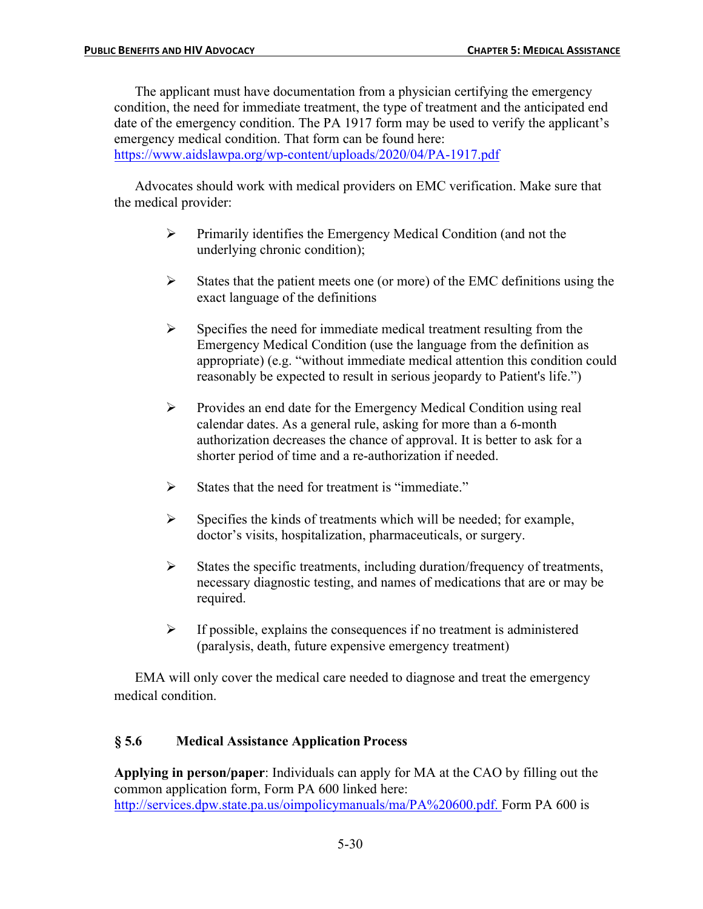The applicant must have documentation from a physician certifying the emergency condition, the need for immediate treatment, the type of treatment and the anticipated end date of the emergency condition. The PA 1917 form may be used to verify the applicant's emergency medical condition. That form can be found here: https://www.aidslawpa.org/wp-content/uploads/2020/04/PA-1917.pdf

Advocates should work with medical providers on EMC verification. Make sure that the medical provider:

- Primarily identifies the Emergency Medical Condition (and not the underlying chronic condition);
- States that the patient meets one (or more) of the EMC definitions using the exact language of the definitions
- Specifies the need for immediate medical treatment resulting from the Emergency Medical Condition (use the language from the definition as appropriate) (e.g. "without immediate medical attention this condition could reasonably be expected to result in serious jeopardy to Patient's life.")
- Provides an end date for the Emergency Medical Condition using real calendar dates. As a general rule, asking for more than a 6-month authorization decreases the chance of approval. It is better to ask for a shorter period of time and a re-authorization if needed.
- States that the need for treatment is "immediate."
- Specifies the kinds of treatments which will be needed; for example, doctor's visits, hospitalization, pharmaceuticals, or surgery.
- States the specific treatments, including duration/frequency of treatments, necessary diagnostic testing, and names of medications that are or may be required.
- If possible, explains the consequences if no treatment is administered (paralysis, death, future expensive emergency treatment)

EMA will only cover the medical care needed to diagnose and treat the emergency medical condition.

## § 5.6 Medical Assistance Application Process

**Applying in person/paper**: Individuals can apply for MA at the CAO by filling out the common application form, Form PA 600 linked here: http://services.dpw.state.pa.us/oimpolicymanuals/ma/PA%20600.pdf. Form PA 600 is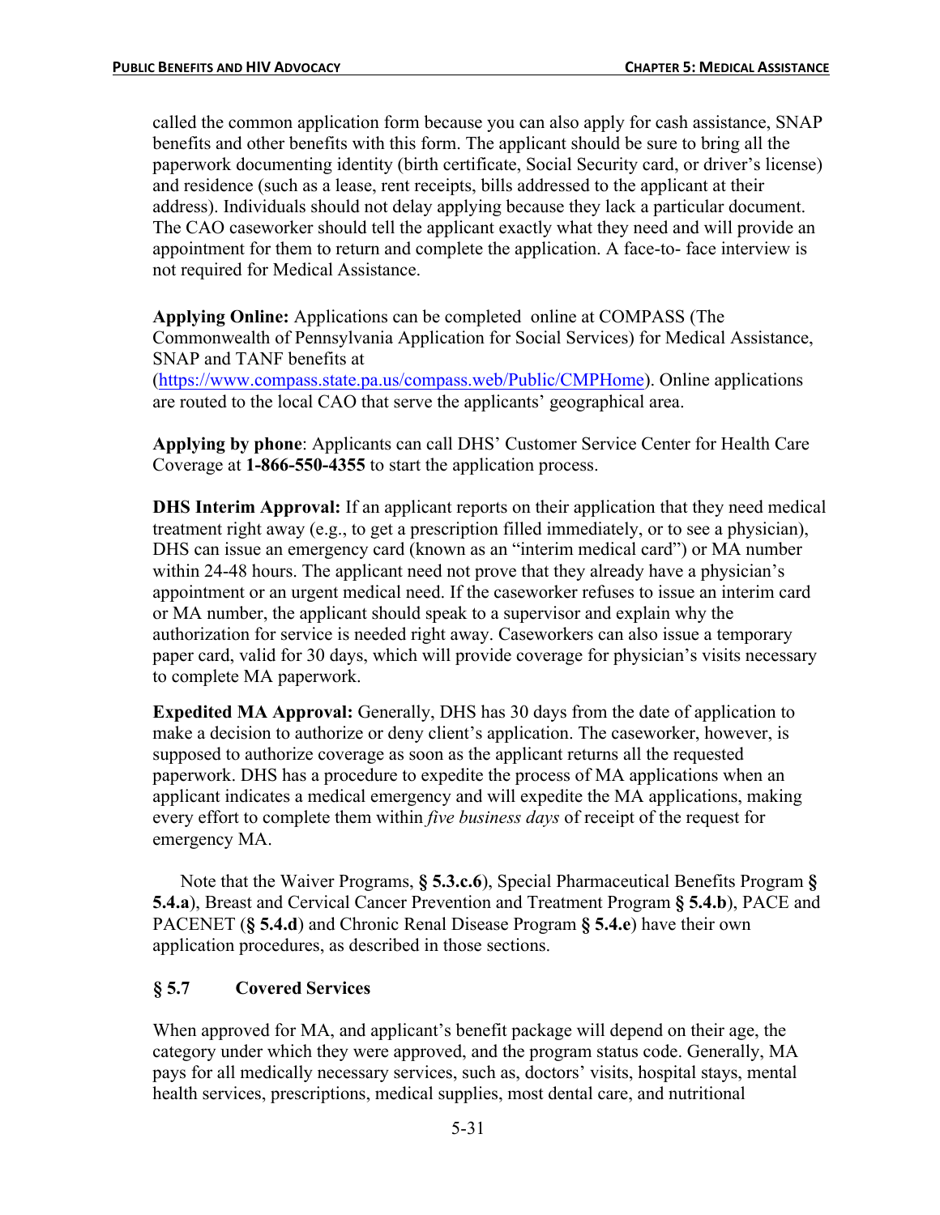called the common application form because you can also apply for cash assistance, SNAP benefits and other benefits with this form. The applicant should be sure to bring all the paperwork documenting identity (birth certificate, Social Security card, or driver's license) and residence (such as a lease, rent receipts, bills addressed to the applicant at their address). Individuals should not delay applying because they lack a particular document. The CAO caseworker should tell the applicant exactly what they need and will provide an appointment for them to return and complete the application. A face-to- face interview is not required for Medical Assistance.

**Applying Online:** Applications can be completed online at COMPASS (The Commonwealth of Pennsylvania Application for Social Services) for Medical Assistance, SNAP and TANF benefits at (https://www.compass.state.pa.us/compass.web/Public/CMPHome). Online applications are routed to the local CAO that serve the applicants' geographical area.

**Applying by phone**: Applicants can call DHS' Customer Service Center for Health Care Coverage at **1-866-550-4355** to start the application process.

**DHS Interim Approval:** If an applicant reports on their application that they need medical treatment right away (e.g., to get a prescription filled immediately, or to see a physician), DHS can issue an emergency card (known as an "interim medical card") or MA number within 24-48 hours. The applicant need not prove that they already have a physician's appointment or an urgent medical need. If the caseworker refuses to issue an interim card or MA number, the applicant should speak to a supervisor and explain why the authorization for service is needed right away. Caseworkers can also issue a temporary paper card, valid for 30 days, which will provide coverage for physician's visits necessary to complete MA paperwork.

**Expedited MA Approval:** Generally, DHS has 30 days from the date of application to make a decision to authorize or deny client's application. The caseworker, however, is supposed to authorize coverage as soon as the applicant returns all the requested paperwork. DHS has a procedure to expedite the process of MA applications when an applicant indicates a medical emergency and will expedite the MA applications, making every effort to complete them within *five business days* of receipt of the request for emergency MA.

Note that the Waiver Programs, **§ 5.3.c.6**), Special Pharmaceutical Benefits Program **§ 5.4.a**), Breast and Cervical Cancer Prevention and Treatment Program **§ 5.4.b**), PACE and PACENET (**§ 5.4.d**) and Chronic Renal Disease Program **§ 5.4.e**) have their own application procedures, as described in those sections.

## § 5.7 Covered Services

When approved for MA, and applicant's benefit package will depend on their age, the category under which they were approved, and the program status code. Generally, MA pays for all medically necessary services, such as, doctors' visits, hospital stays, mental health services, prescriptions, medical supplies, most dental care, and nutritional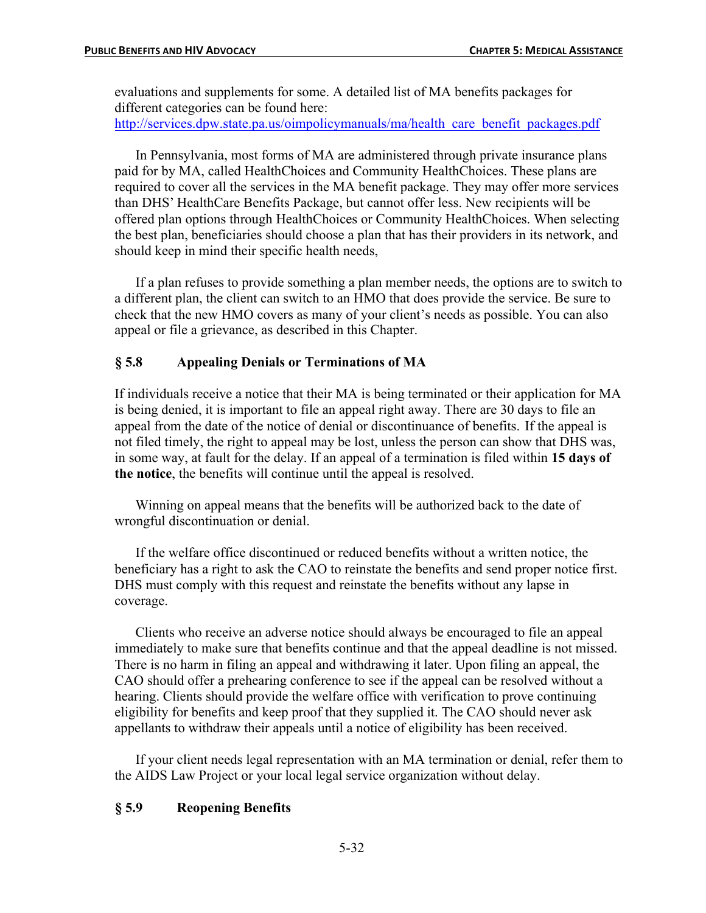evaluations and supplements for some. A detailed list of MA benefits packages for different categories can be found here: http://services.dpw.state.pa.us/oimpolicymanuals/ma/health_care_benefit_packages.pdf

In Pennsylvania, most forms of MA are administered through private insurance plans paid for by MA, called HealthChoices and Community HealthChoices. These plans are required to cover all the services in the MA benefit package. They may offer more services than DHS' HealthCare Benefits Package, but cannot offer less. New recipients will be offered plan options through HealthChoices or Community HealthChoices. When selecting the best plan, beneficiaries should choose a plan that has their providers in its network, and should keep in mind their specific health needs,

If a plan refuses to provide something a plan member needs, the options are to switch to a different plan, the client can switch to an HMO that does provide the service. Be sure to check that the new HMO covers as many of your client's needs as possible. You can also appeal or file a grievance, as described in this Chapter.

## § 5.8 Appealing Denials or Terminations of MA

If individuals receive a notice that their MA is being terminated or their application for MA is being denied, it is important to file an appeal right away. There are 30 days to file an appeal from the date of the notice of denial or discontinuance of benefits. If the appeal is not filed timely, the right to appeal may be lost, unless the person can show that DHS was, in some way, at fault for the delay. If an appeal of a termination is filed within **15 days of the notice**, the benefits will continue until the appeal is resolved.

Winning on appeal means that the benefits will be authorized back to the date of wrongful discontinuation or denial.

If the welfare office discontinued or reduced benefits without a written notice, the beneficiary has a right to ask the CAO to reinstate the benefits and send proper notice first. DHS must comply with this request and reinstate the benefits without any lapse in coverage.

Clients who receive an adverse notice should always be encouraged to file an appeal immediately to make sure that benefits continue and that the appeal deadline is not missed. There is no harm in filing an appeal and withdrawing it later. Upon filing an appeal, the CAO should offer a prehearing conference to see if the appeal can be resolved without a hearing. Clients should provide the welfare office with verification to prove continuing eligibility for benefits and keep proof that they supplied it. The CAO should never ask appellants to withdraw their appeals until a notice of eligibility has been received.

If your client needs legal representation with an MA termination or denial, refer them to the AIDS Law Project or your local legal service organization without delay.

## § 5.9 Reopening Benefits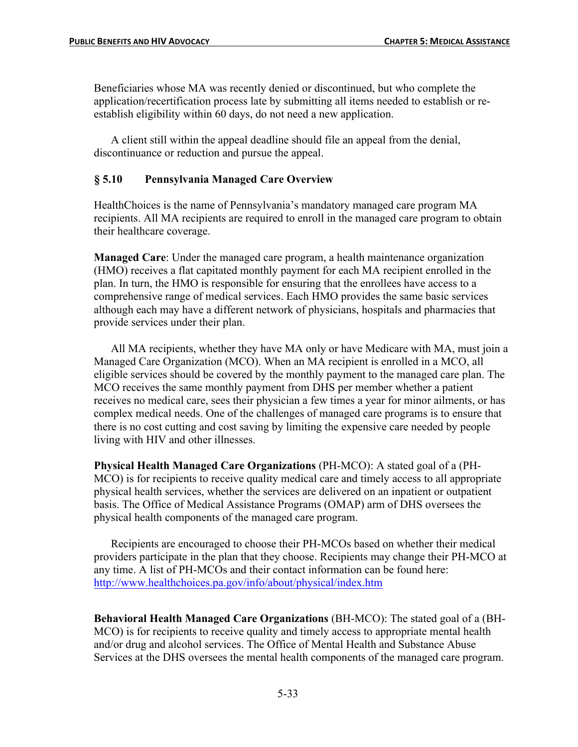Beneficiaries whose MA was recently denied or discontinued, but who complete the application/recertification process late by submitting all items needed to establish or re-establish eligibility within 60 days, do not need a new application.

A client still within the appeal deadline should file an appeal from the denial, discontinuance or reduction and pursue the appeal.

### § 5.10 Pennsylvania Managed Care Overview

HealthChoices is the name of Pennsylvania's mandatory managed care program MA recipients. All MA recipients are required to enroll in the managed care program to obtain their healthcare coverage.

**Managed Care**: Under the managed care program, a health maintenance organization (HMO) receives a flat capitated monthly payment for each MA recipient enrolled in the plan. In turn, the HMO is responsible for ensuring that the enrollees have access to a comprehensive range of medical services. Each HMO provides the same basic services although each may have a different network of physicians, hospitals and pharmacies that provide services under their plan.

All MA recipients, whether they have MA only or have Medicare with MA, must join a Managed Care Organization (MCO). When an MA recipient is enrolled in a MCO, all eligible services should be covered by the monthly payment to the managed care plan. The MCO receives the same monthly payment from DHS per member whether a patient receives no medical care, sees their physician a few times a year for minor ailments, or has complex medical needs. One of the challenges of managed care programs is to ensure that there is no cost cutting and cost saving by limiting the expensive care needed by people living with HIV and other illnesses.

**Physical Health Managed Care Organizations** (PH-MCO): A stated goal of a (PH-MCO) is for recipients to receive quality medical care and timely access to all appropriate physical health services, whether the services are delivered on an inpatient or outpatient basis. The Office of Medical Assistance Programs (OMAP) arm of DHS oversees the physical health components of the managed care program.

Recipients are encouraged to choose their PH-MCOs based on whether their medical providers participate in the plan that they choose. Recipients may change their PH-MCO at any time. A list of PH-MCOs and their contact information can be found here: http://www.healthchoices.pa.gov/info/about/physical/index.htm

**Behavioral Health Managed Care Organizations** (BH-MCO): The stated goal of a (BH-MCO) is for recipients to receive quality and timely access to appropriate mental health and/or drug and alcohol services. The Office of Mental Health and Substance Abuse Services at the DHS oversees the mental health components of the managed care program.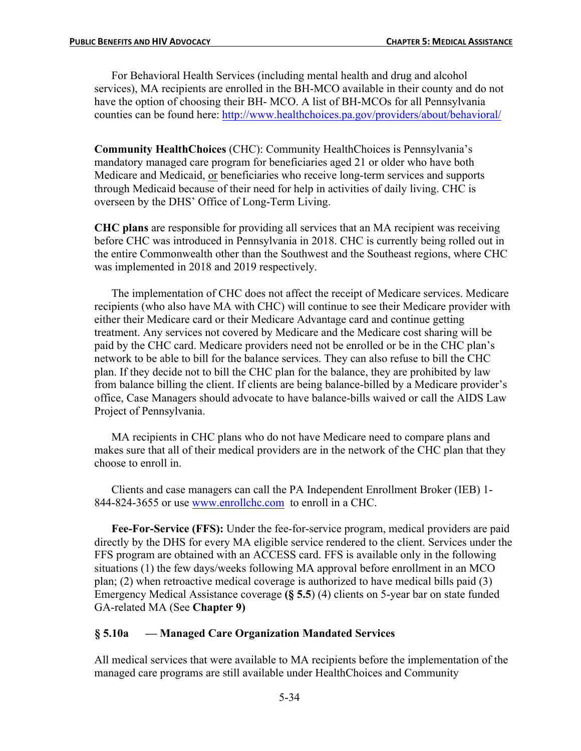For Behavioral Health Services (including mental health and drug and alcohol services), MA recipients are enrolled in the BH-MCO available in their county and do not have the option of choosing their BH- MCO. A list of BH-MCOs for all Pennsylvania counties can be found here: http://www.healthchoices.pa.gov/providers/about/behavioral/

**Community HealthChoices** (CHC): Community HealthChoices is Pennsylvania's mandatory managed care program for beneficiaries aged 21 or older who have both Medicare and Medicaid, or beneficiaries who receive long-term services and supports through Medicaid because of their need for help in activities of daily living. CHC is overseen by the DHS' Office of Long-Term Living.

**CHC plans** are responsible for providing all services that an MA recipient was receiving before CHC was introduced in Pennsylvania in 2018. CHC is currently being rolled out in the entire Commonwealth other than the Southwest and the Southeast regions, where CHC was implemented in 2018 and 2019 respectively.

The implementation of CHC does not affect the receipt of Medicare services. Medicare recipients (who also have MA with CHC) will continue to see their Medicare provider with either their Medicare card or their Medicare Advantage card and continue getting treatment. Any services not covered by Medicare and the Medicare cost sharing will be paid by the CHC card. Medicare providers need not be enrolled or be in the CHC plan's network to be able to bill for the balance services. They can also refuse to bill the CHC plan. If they decide not to bill the CHC plan for the balance, they are prohibited by law from balance billing the client. If clients are being balance-billed by a Medicare provider's office, Case Managers should advocate to have balance-bills waived or call the AIDS Law Project of Pennsylvania.

MA recipients in CHC plans who do not have Medicare need to compare plans and makes sure that all of their medical providers are in the network of the CHC plan that they choose to enroll in.

Clients and case managers can call the PA Independent Enrollment Broker (IEB) 1-844-824-3655 or use www.enrollchc.com to enroll in a CHC.

**Fee-For-Service (FFS):** Under the fee-for-service program, medical providers are paid directly by the DHS for every MA eligible service rendered to the client. Services under the FFS program are obtained with an ACCESS card. FFS is available only in the following situations (1) the few days/weeks following MA approval before enrollment in an MCO plan; (2) when retroactive medical coverage is authorized to have medical bills paid (3) Emergency Medical Assistance coverage **(§ 5.5**) (4) clients on 5-year bar on state funded GA-related MA (See **Chapter 9)**

### § 5.10a — Managed Care Organization Mandated Services

All medical services that were available to MA recipients before the implementation of the managed care programs are still available under HealthChoices and Community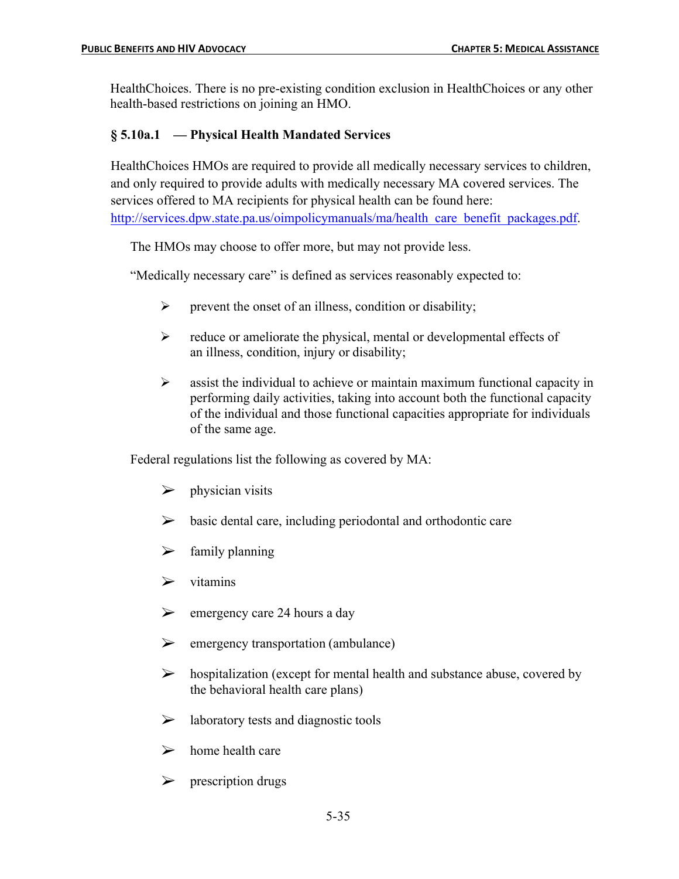HealthChoices. There is no pre-existing condition exclusion in HealthChoices or any other health-based restrictions on joining an HMO.

### § 5.10a.1 — Physical Health Mandated Services

HealthChoices HMOs are required to provide all medically necessary services to children, and only required to provide adults with medically necessary MA covered services. The services offered to MA recipients for physical health can be found here: [http://services.dpw.state.pa.us/oimpolicymanuals/ma/health_care_benefit_packages.pdf](http://services.dpw.state.pa.us/oimpolicymanuals/ma/health_care_benefit_packages.pdf).

The HMOs may choose to offer more, but may not provide less.

"Medically necessary care" is defined as services reasonably expected to:

- prevent the onset of an illness, condition or disability;
- reduce or ameliorate the physical, mental or developmental effects of an illness, condition, injury or disability;
- assist the individual to achieve or maintain maximum functional capacity in performing daily activities, taking into account both the functional capacity of the individual and those functional capacities appropriate for individuals of the same age.

Federal regulations list the following as covered by MA:

- physician visits
- basic dental care, including periodontal and orthodontic care
- family planning
- vitamins
- emergency care 24 hours a day
- emergency transportation (ambulance)
- hospitalization (except for mental health and substance abuse, covered by the behavioral health care plans)
- laboratory tests and diagnostic tools
- home health care
- prescription drugs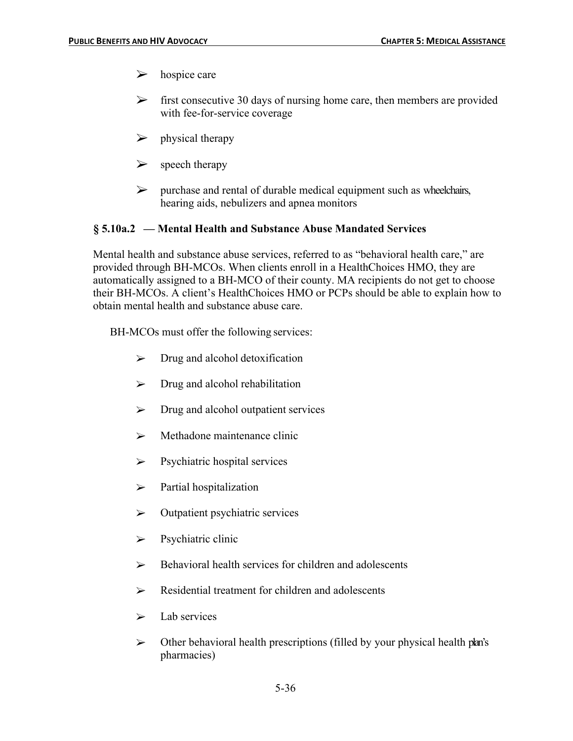- hospice care
- first consecutive 30 days of nursing home care, then members are provided with fee-for-service coverage
- physical therapy
- speech therapy
- purchase and rental of durable medical equipment such as wheelchairs, hearing aids, nebulizers and apnea monitors

### § 5.10a.2 — Mental Health and Substance Abuse Mandated Services

Mental health and substance abuse services, referred to as "behavioral health care," are provided through BH-MCOs. When clients enroll in a HealthChoices HMO, they are automatically assigned to a BH-MCO of their county. MA recipients do not get to choose their BH-MCOs. A client's HealthChoices HMO or PCPs should be able to explain how to obtain mental health and substance abuse care.

BH-MCOs must offer the following services:

- Drug and alcohol detoxification
- Drug and alcohol rehabilitation
- Drug and alcohol outpatient services
- Methadone maintenance clinic
- Psychiatric hospital services
- Partial hospitalization
- Outpatient psychiatric services
- Psychiatric clinic
- Behavioral health services for children and adolescents
- Residential treatment for children and adolescents
- Lab services
- Other behavioral health prescriptions (filled by your physical health plan's pharmacies)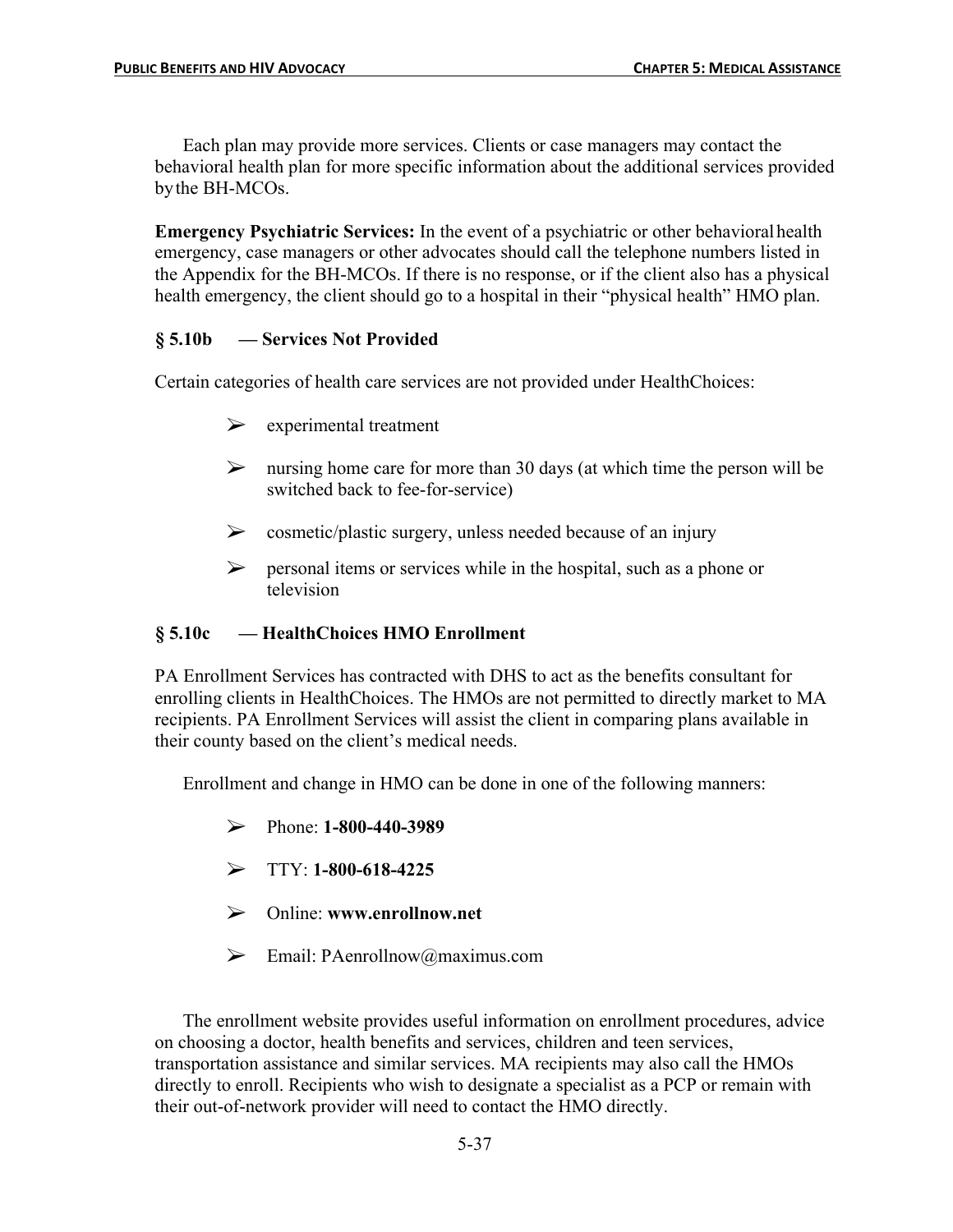Each plan may provide more services. Clients or case managers may contact the behavioral health plan for more specific information about the additional services provided by the BH-MCOs.

**Emergency Psychiatric Services:** In the event of a psychiatric or other behavioral health emergency, case managers or other advocates should call the telephone numbers listed in the Appendix for the BH-MCOs. If there is no response, or if the client also has a physical health emergency, the client should go to a hospital in their "physical health" HMO plan.

### § 5.10b — Services Not Provided

Certain categories of health care services are not provided under HealthChoices:

- experimental treatment
- nursing home care for more than 30 days (at which time the person will be switched back to fee-for-service)
- cosmetic/plastic surgery, unless needed because of an injury
- personal items or services while in the hospital, such as a phone or television

### § 5.10c — HealthChoices HMO Enrollment

PA Enrollment Services has contracted with DHS to act as the benefits consultant for enrolling clients in HealthChoices. The HMOs are not permitted to directly market to MA recipients. PA Enrollment Services will assist the client in comparing plans available in their county based on the client's medical needs.

Enrollment and change in HMO can be done in one of the following manners:

- Phone: **1-800-440-3989**
- TTY: **1-800-618-4225**
- Online: **www.enrollnow.net**
- Email: PAenrollnow@maximus.com

The enrollment website provides useful information on enrollment procedures, advice on choosing a doctor, health benefits and services, children and teen services, transportation assistance and similar services. MA recipients may also call the HMOs directly to enroll. Recipients who wish to designate a specialist as a PCP or remain with their out-of-network provider will need to contact the HMO directly.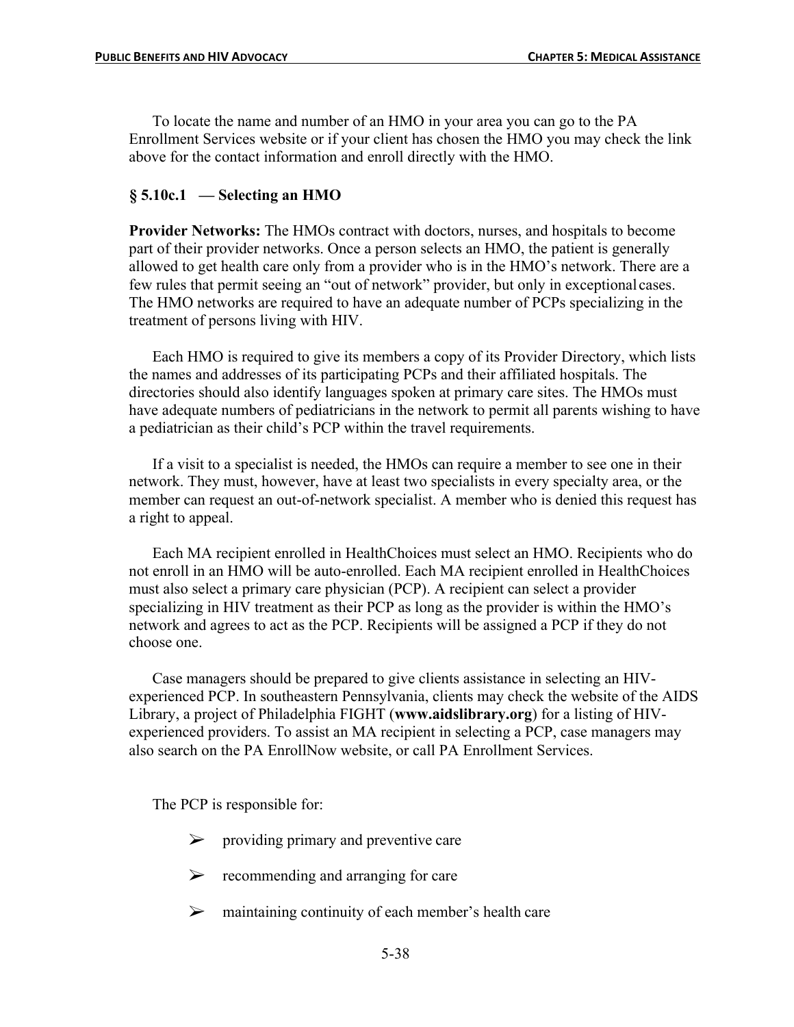To locate the name and number of an HMO in your area you can go to the PA Enrollment Services website or if your client has chosen the HMO you may check the link above for the contact information and enroll directly with the HMO.

### § 5.10c.1 — Selecting an HMO

**Provider Networks:** The HMOs contract with doctors, nurses, and hospitals to become part of their provider networks. Once a person selects an HMO, the patient is generally allowed to get health care only from a provider who is in the HMO's network. There are a few rules that permit seeing an "out of network" provider, but only in exceptional cases. The HMO networks are required to have an adequate number of PCPs specializing in the treatment of persons living with HIV.

Each HMO is required to give its members a copy of its Provider Directory, which lists the names and addresses of its participating PCPs and their affiliated hospitals. The directories should also identify languages spoken at primary care sites. The HMOs must have adequate numbers of pediatricians in the network to permit all parents wishing to have a pediatrician as their child's PCP within the travel requirements.

If a visit to a specialist is needed, the HMOs can require a member to see one in their network. They must, however, have at least two specialists in every specialty area, or the member can request an out-of-network specialist. A member who is denied this request has a right to appeal.

Each MA recipient enrolled in HealthChoices must select an HMO. Recipients who do not enroll in an HMO will be auto-enrolled. Each MA recipient enrolled in HealthChoices must also select a primary care physician (PCP). A recipient can select a provider specializing in HIV treatment as their PCP as long as the provider is within the HMO's network and agrees to act as the PCP. Recipients will be assigned a PCP if they do not choose one.

Case managers should be prepared to give clients assistance in selecting an HIV-experienced PCP. In southeastern Pennsylvania, clients may check the website of the AIDS Library, a project of Philadelphia FIGHT (**www.aidslibrary.org**) for a listing of HIV-experienced providers. To assist an MA recipient in selecting a PCP, case managers may also search on the PA EnrollNow website, or call PA Enrollment Services.

The PCP is responsible for:

- providing primary and preventive care
- recommending and arranging for care
- maintaining continuity of each member's health care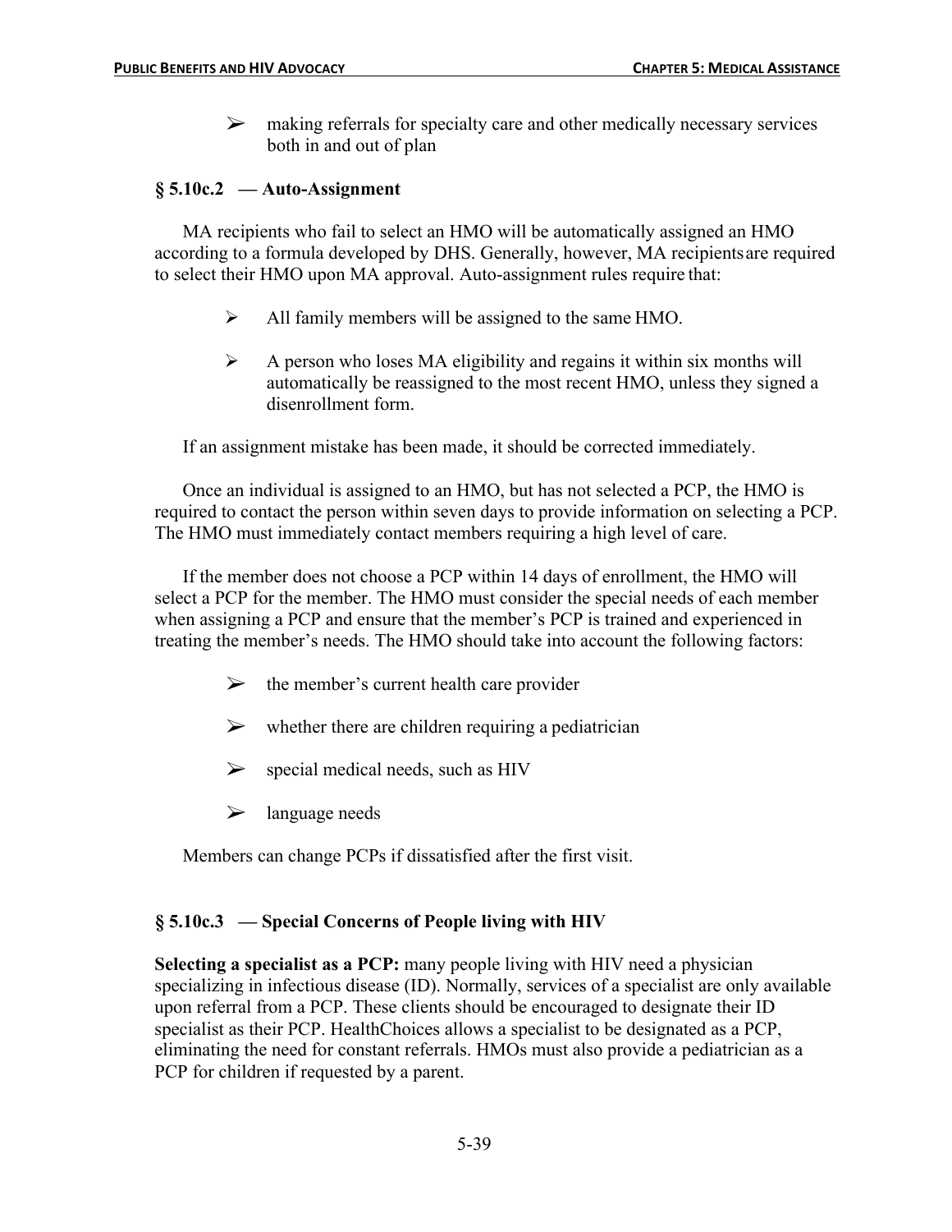- making referrals for specialty care and other medically necessary services both in and out of plan

### § 5.10c.2 — Auto-Assignment

MA recipients who fail to select an HMO will be automatically assigned an HMO according to a formula developed by DHS. Generally, however, MA recipients are required to select their HMO upon MA approval. Auto-assignment rules require that:

- All family members will be assigned to the same HMO.
- A person who loses MA eligibility and regains it within six months will automatically be reassigned to the most recent HMO, unless they signed a disenrollment form.

If an assignment mistake has been made, it should be corrected immediately.

Once an individual is assigned to an HMO, but has not selected a PCP, the HMO is required to contact the person within seven days to provide information on selecting a PCP. The HMO must immediately contact members requiring a high level of care.

If the member does not choose a PCP within 14 days of enrollment, the HMO will select a PCP for the member. The HMO must consider the special needs of each member when assigning a PCP and ensure that the member's PCP is trained and experienced in treating the member's needs. The HMO should take into account the following factors:

- the member's current health care provider
- whether there are children requiring a pediatrician
- special medical needs, such as HIV
- language needs

Members can change PCPs if dissatisfied after the first visit.

### § 5.10c.3 — Special Concerns of People living with HIV

**Selecting a specialist as a PCP:** many people living with HIV need a physician specializing in infectious disease (ID). Normally, services of a specialist are only available upon referral from a PCP. These clients should be encouraged to designate their ID specialist as their PCP. HealthChoices allows a specialist to be designated as a PCP, eliminating the need for constant referrals. HMOs must also provide a pediatrician as a PCP for children if requested by a parent.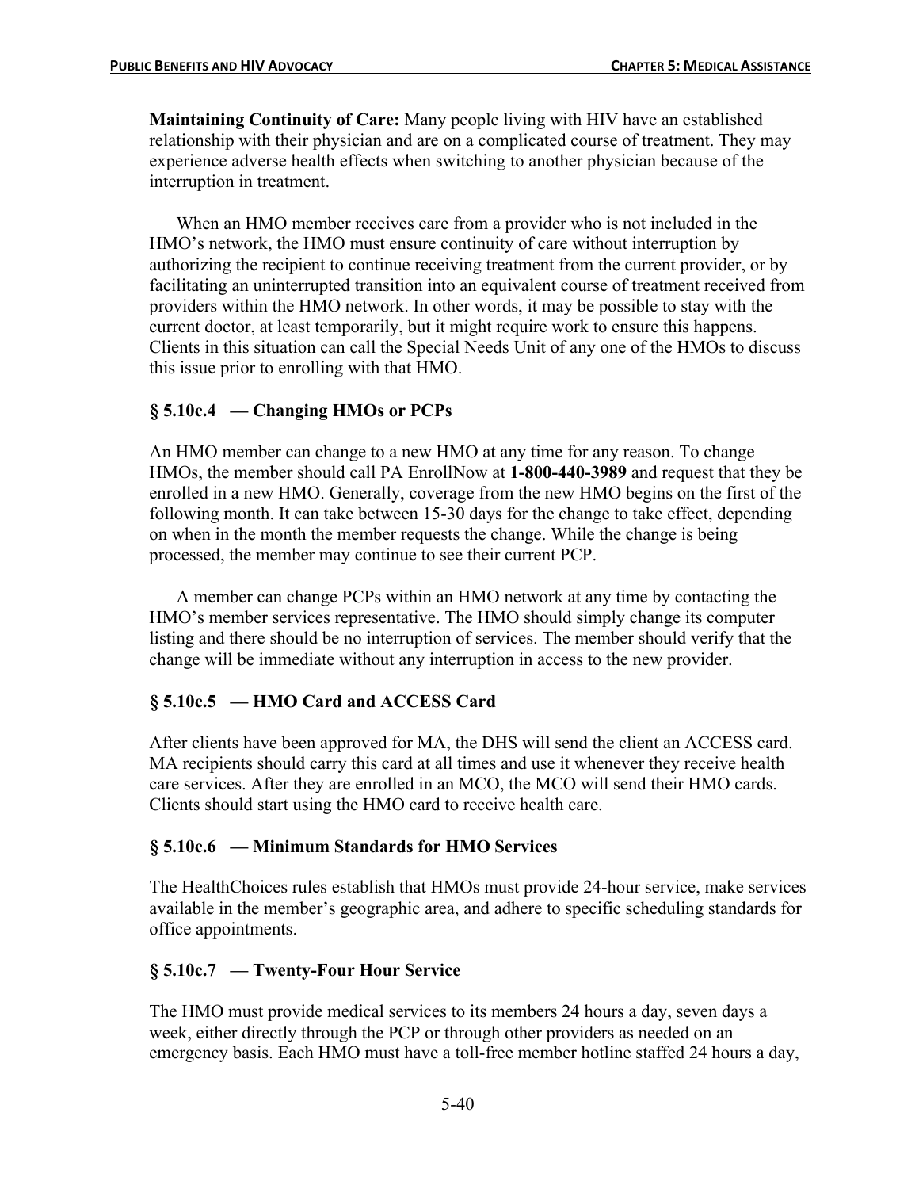**Maintaining Continuity of Care:** Many people living with HIV have an established relationship with their physician and are on a complicated course of treatment. They may experience adverse health effects when switching to another physician because of the interruption in treatment.

When an HMO member receives care from a provider who is not included in the HMO's network, the HMO must ensure continuity of care without interruption by authorizing the recipient to continue receiving treatment from the current provider, or by facilitating an uninterrupted transition into an equivalent course of treatment received from providers within the HMO network. In other words, it may be possible to stay with the current doctor, at least temporarily, but it might require work to ensure this happens. Clients in this situation can call the Special Needs Unit of any one of the HMOs to discuss this issue prior to enrolling with that HMO.

### § 5.10c.4 — Changing HMOs or PCPs

An HMO member can change to a new HMO at any time for any reason. To change HMOs, the member should call PA EnrollNow at **1-800-440-3989** and request that they be enrolled in a new HMO. Generally, coverage from the new HMO begins on the first of the following month. It can take between 15-30 days for the change to take effect, depending on when in the month the member requests the change. While the change is being processed, the member may continue to see their current PCP.

A member can change PCPs within an HMO network at any time by contacting the HMO's member services representative. The HMO should simply change its computer listing and there should be no interruption of services. The member should verify that the change will be immediate without any interruption in access to the new provider.

### § 5.10c.5 — HMO Card and ACCESS Card

After clients have been approved for MA, the DHS will send the client an ACCESS card. MA recipients should carry this card at all times and use it whenever they receive health care services. After they are enrolled in an MCO, the MCO will send their HMO cards. Clients should start using the HMO card to receive health care.

### § 5.10c.6 — Minimum Standards for HMO Services

The HealthChoices rules establish that HMOs must provide 24-hour service, make services available in the member's geographic area, and adhere to specific scheduling standards for office appointments.

### § 5.10c.7 — Twenty-Four Hour Service

The HMO must provide medical services to its members 24 hours a day, seven days a week, either directly through the PCP or through other providers as needed on an emergency basis. Each HMO must have a toll-free member hotline staffed 24 hours a day,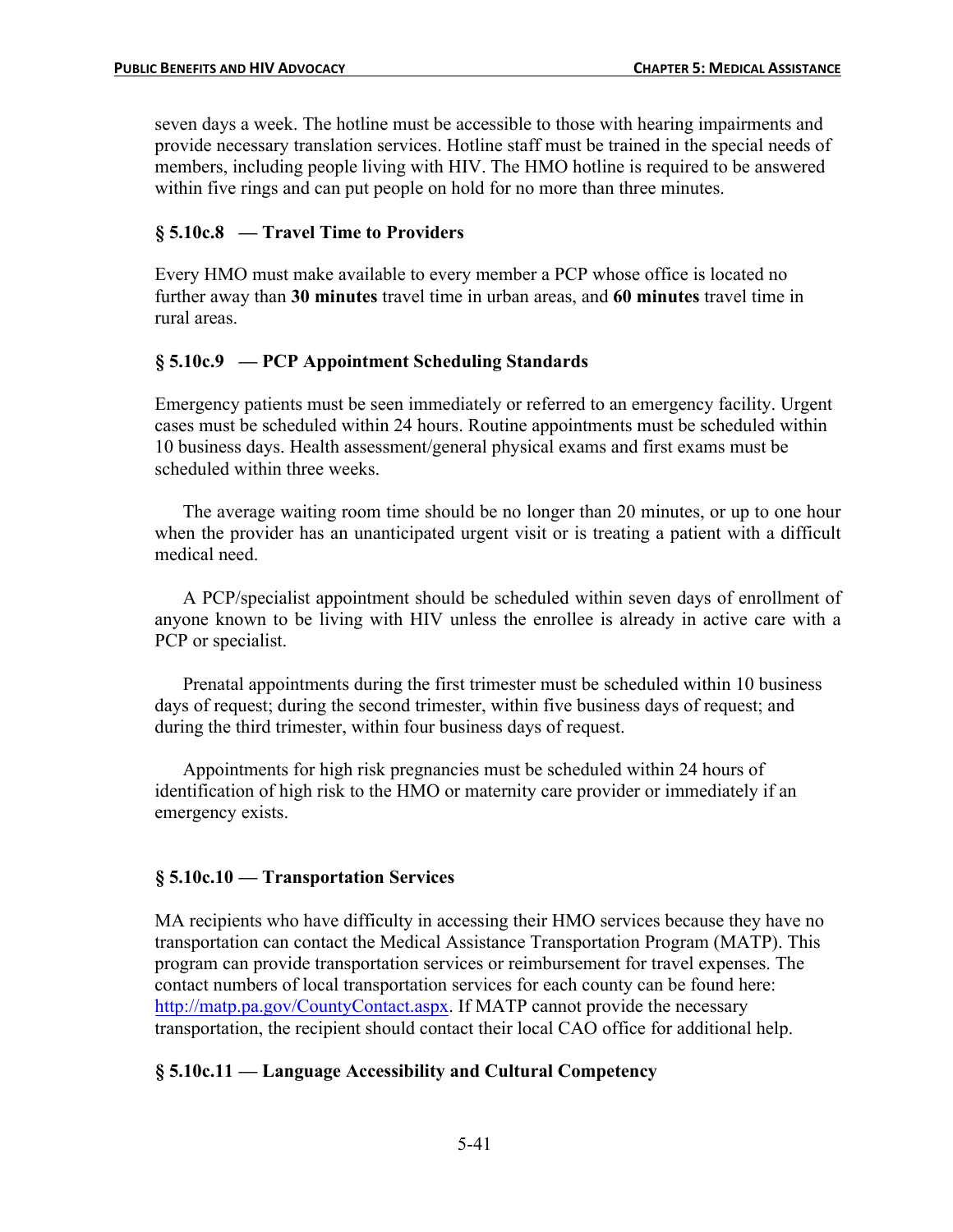seven days a week. The hotline must be accessible to those with hearing impairments and provide necessary translation services. Hotline staff must be trained in the special needs of members, including people living with HIV. The HMO hotline is required to be answered within five rings and can put people on hold for no more than three minutes.

### § 5.10c.8 — Travel Time to Providers

Every HMO must make available to every member a PCP whose office is located no further away than **30 minutes** travel time in urban areas, and **60 minutes** travel time in rural areas.

### § 5.10c.9 — PCP Appointment Scheduling Standards

Emergency patients must be seen immediately or referred to an emergency facility. Urgent cases must be scheduled within 24 hours. Routine appointments must be scheduled within 10 business days. Health assessment/general physical exams and first exams must be scheduled within three weeks.

The average waiting room time should be no longer than 20 minutes, or up to one hour when the provider has an unanticipated urgent visit or is treating a patient with a difficult medical need.

A PCP/specialist appointment should be scheduled within seven days of enrollment of anyone known to be living with HIV unless the enrollee is already in active care with a PCP or specialist.

Prenatal appointments during the first trimester must be scheduled within 10 business days of request; during the second trimester, within five business days of request; and during the third trimester, within four business days of request.

Appointments for high risk pregnancies must be scheduled within 24 hours of identification of high risk to the HMO or maternity care provider or immediately if an emergency exists.

### § 5.10c.10 — Transportation Services

MA recipients who have difficulty in accessing their HMO services because they have no transportation can contact the Medical Assistance Transportation Program (MATP). This program can provide transportation services or reimbursement for travel expenses. The contact numbers of local transportation services for each county can be found here: http://matp.pa.gov/CountyContact.aspx. If MATP cannot provide the necessary transportation, the recipient should contact their local CAO office for additional help.

### § 5.10c.11 — Language Accessibility and Cultural Competency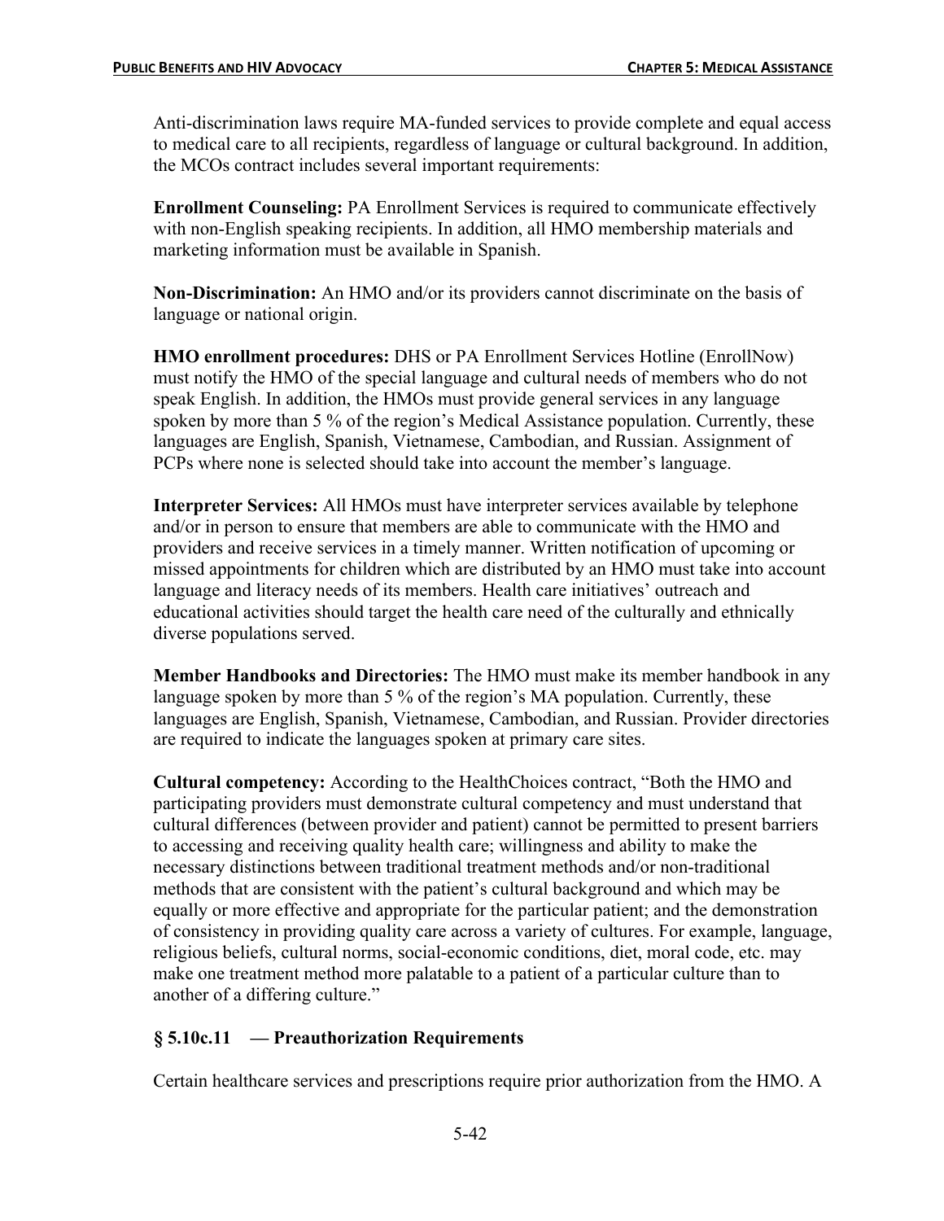Anti-discrimination laws require MA-funded services to provide complete and equal access to medical care to all recipients, regardless of language or cultural background. In addition, the MCOs contract includes several important requirements:

**Enrollment Counseling:** PA Enrollment Services is required to communicate effectively with non-English speaking recipients. In addition, all HMO membership materials and marketing information must be available in Spanish.

**Non-Discrimination:** An HMO and/or its providers cannot discriminate on the basis of language or national origin.

**HMO enrollment procedures:** DHS or PA Enrollment Services Hotline (EnrollNow) must notify the HMO of the special language and cultural needs of members who do not speak English. In addition, the HMOs must provide general services in any language spoken by more than 5 % of the region's Medical Assistance population. Currently, these languages are English, Spanish, Vietnamese, Cambodian, and Russian. Assignment of PCPs where none is selected should take into account the member's language.

**Interpreter Services:** All HMOs must have interpreter services available by telephone and/or in person to ensure that members are able to communicate with the HMO and providers and receive services in a timely manner. Written notification of upcoming or missed appointments for children which are distributed by an HMO must take into account language and literacy needs of its members. Health care initiatives' outreach and educational activities should target the health care need of the culturally and ethnically diverse populations served.

**Member Handbooks and Directories:** The HMO must make its member handbook in any language spoken by more than 5 % of the region's MA population. Currently, these languages are English, Spanish, Vietnamese, Cambodian, and Russian. Provider directories are required to indicate the languages spoken at primary care sites.

**Cultural competency:** According to the HealthChoices contract, "Both the HMO and participating providers must demonstrate cultural competency and must understand that cultural differences (between provider and patient) cannot be permitted to present barriers to accessing and receiving quality health care; willingness and ability to make the necessary distinctions between traditional treatment methods and/or non-traditional methods that are consistent with the patient's cultural background and which may be equally or more effective and appropriate for the particular patient; and the demonstration of consistency in providing quality care across a variety of cultures. For example, language, religious beliefs, cultural norms, social-economic conditions, diet, moral code, etc. may make one treatment method more palatable to a patient of a particular culture than to another of a differing culture."

### § 5.10c.11 — Preauthorization Requirements

Certain healthcare services and prescriptions require prior authorization from the HMO. A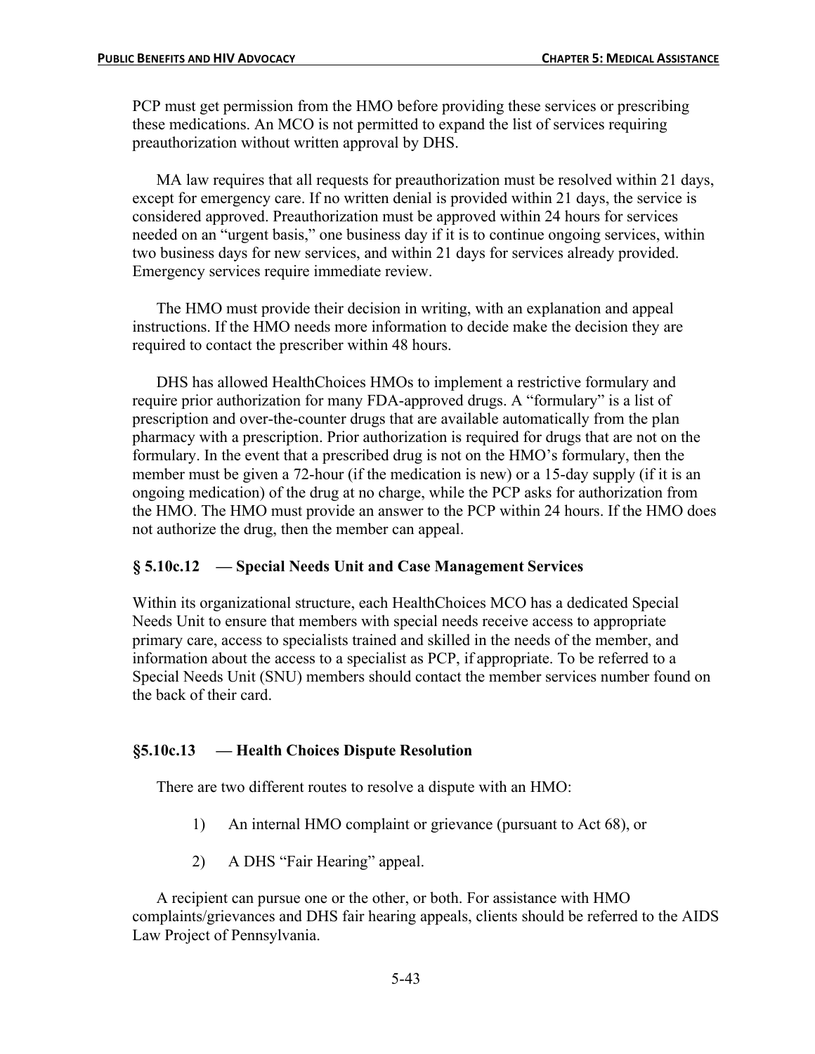PCP must get permission from the HMO before providing these services or prescribing these medications. An MCO is not permitted to expand the list of services requiring preauthorization without written approval by DHS.

MA law requires that all requests for preauthorization must be resolved within 21 days, except for emergency care. If no written denial is provided within 21 days, the service is considered approved. Preauthorization must be approved within 24 hours for services needed on an "urgent basis," one business day if it is to continue ongoing services, within two business days for new services, and within 21 days for services already provided. Emergency services require immediate review.

The HMO must provide their decision in writing, with an explanation and appeal instructions. If the HMO needs more information to decide make the decision they are required to contact the prescriber within 48 hours.

DHS has allowed HealthChoices HMOs to implement a restrictive formulary and require prior authorization for many FDA-approved drugs. A "formulary" is a list of prescription and over-the-counter drugs that are available automatically from the plan pharmacy with a prescription. Prior authorization is required for drugs that are not on the formulary. In the event that a prescribed drug is not on the HMO's formulary, then the member must be given a 72-hour (if the medication is new) or a 15-day supply (if it is an ongoing medication) of the drug at no charge, while the PCP asks for authorization from the HMO. The HMO must provide an answer to the PCP within 24 hours. If the HMO does not authorize the drug, then the member can appeal.

### § 5.10c.12 — Special Needs Unit and Case Management Services

Within its organizational structure, each HealthChoices MCO has a dedicated Special Needs Unit to ensure that members with special needs receive access to appropriate primary care, access to specialists trained and skilled in the needs of the member, and information about the access to a specialist as PCP, if appropriate. To be referred to a Special Needs Unit (SNU) members should contact the member services number found on the back of their card.

### §5.10c.13 — Health Choices Dispute Resolution

There are two different routes to resolve a dispute with an HMO:

1) An internal HMO complaint or grievance (pursuant to Act 68), or

2) A DHS "Fair Hearing" appeal.

A recipient can pursue one or the other, or both. For assistance with HMO complaints/grievances and DHS fair hearing appeals, clients should be referred to the AIDS Law Project of Pennsylvania.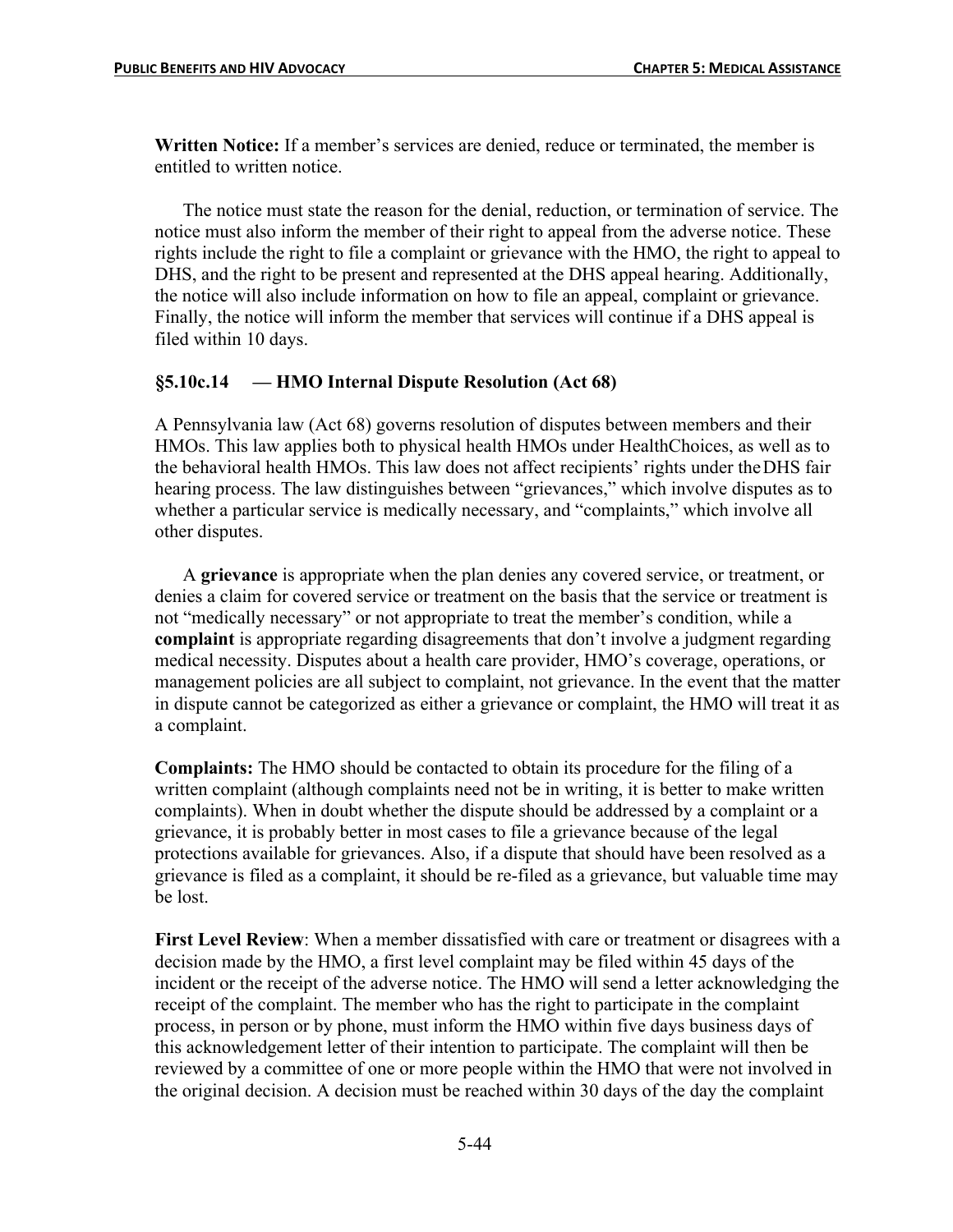**Written Notice:** If a member's services are denied, reduce or terminated, the member is entitled to written notice.

The notice must state the reason for the denial, reduction, or termination of service. The notice must also inform the member of their right to appeal from the adverse notice. These rights include the right to file a complaint or grievance with the HMO, the right to appeal to DHS, and the right to be present and represented at the DHS appeal hearing. Additionally, the notice will also include information on how to file an appeal, complaint or grievance. Finally, the notice will inform the member that services will continue if a DHS appeal is filed within 10 days.

### §5.10c.14 — HMO Internal Dispute Resolution (Act 68)

A Pennsylvania law (Act 68) governs resolution of disputes between members and their HMOs. This law applies both to physical health HMOs under HealthChoices, as well as to the behavioral health HMOs. This law does not affect recipients' rights under the DHS fair hearing process. The law distinguishes between "grievances," which involve disputes as to whether a particular service is medically necessary, and "complaints," which involve all other disputes.

A **grievance** is appropriate when the plan denies any covered service, or treatment, or denies a claim for covered service or treatment on the basis that the service or treatment is not "medically necessary" or not appropriate to treat the member's condition, while a **complaint** is appropriate regarding disagreements that don't involve a judgment regarding medical necessity. Disputes about a health care provider, HMO's coverage, operations, or management policies are all subject to complaint, not grievance. In the event that the matter in dispute cannot be categorized as either a grievance or complaint, the HMO will treat it as a complaint.

**Complaints:** The HMO should be contacted to obtain its procedure for the filing of a written complaint (although complaints need not be in writing, it is better to make written complaints). When in doubt whether the dispute should be addressed by a complaint or a grievance, it is probably better in most cases to file a grievance because of the legal protections available for grievances. Also, if a dispute that should have been resolved as a grievance is filed as a complaint, it should be re-filed as a grievance, but valuable time may be lost.

**First Level Review**: When a member dissatisfied with care or treatment or disagrees with a decision made by the HMO, a first level complaint may be filed within 45 days of the incident or the receipt of the adverse notice. The HMO will send a letter acknowledging the receipt of the complaint. The member who has the right to participate in the complaint process, in person or by phone, must inform the HMO within five days business days of this acknowledgement letter of their intention to participate. The complaint will then be reviewed by a committee of one or more people within the HMO that were not involved in the original decision. A decision must be reached within 30 days of the day the complaint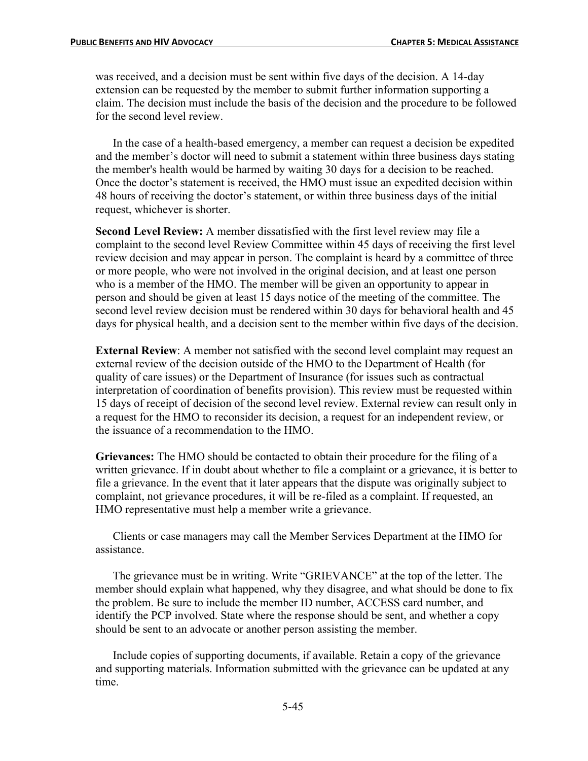was received, and a decision must be sent within five days of the decision. A 14-day extension can be requested by the member to submit further information supporting a claim. The decision must include the basis of the decision and the procedure to be followed for the second level review.

In the case of a health-based emergency, a member can request a decision be expedited and the member's doctor will need to submit a statement within three business days stating the member's health would be harmed by waiting 30 days for a decision to be reached. Once the doctor's statement is received, the HMO must issue an expedited decision within 48 hours of receiving the doctor's statement, or within three business days of the initial request, whichever is shorter.

**Second Level Review:** A member dissatisfied with the first level review may file a complaint to the second level Review Committee within 45 days of receiving the first level review decision and may appear in person. The complaint is heard by a committee of three or more people, who were not involved in the original decision, and at least one person who is a member of the HMO. The member will be given an opportunity to appear in person and should be given at least 15 days notice of the meeting of the committee. The second level review decision must be rendered within 30 days for behavioral health and 45 days for physical health, and a decision sent to the member within five days of the decision.

**External Review**: A member not satisfied with the second level complaint may request an external review of the decision outside of the HMO to the Department of Health (for quality of care issues) or the Department of Insurance (for issues such as contractual interpretation of coordination of benefits provision). This review must be requested within 15 days of receipt of decision of the second level review. External review can result only in a request for the HMO to reconsider its decision, a request for an independent review, or the issuance of a recommendation to the HMO.

**Grievances:** The HMO should be contacted to obtain their procedure for the filing of a written grievance. If in doubt about whether to file a complaint or a grievance, it is better to file a grievance. In the event that it later appears that the dispute was originally subject to complaint, not grievance procedures, it will be re-filed as a complaint. If requested, an HMO representative must help a member write a grievance.

Clients or case managers may call the Member Services Department at the HMO for assistance.

The grievance must be in writing. Write "GRIEVANCE" at the top of the letter. The member should explain what happened, why they disagree, and what should be done to fix the problem. Be sure to include the member ID number, ACCESS card number, and identify the PCP involved. State where the response should be sent, and whether a copy should be sent to an advocate or another person assisting the member.

Include copies of supporting documents, if available. Retain a copy of the grievance and supporting materials. Information submitted with the grievance can be updated at any time.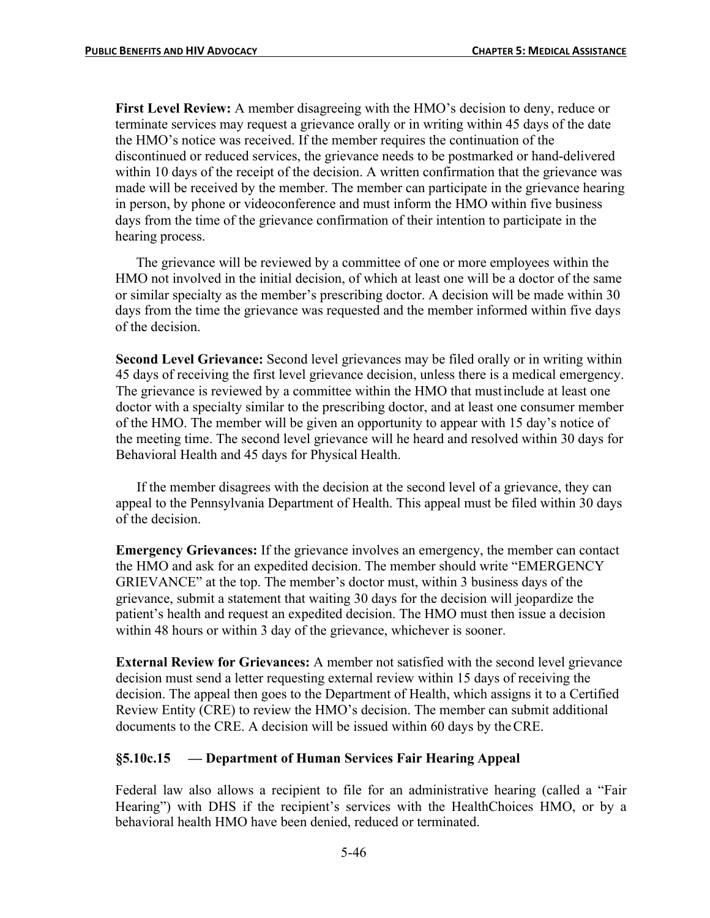**First Level Review:** A member disagreeing with the HMO's decision to deny, reduce or terminate services may request a grievance orally or in writing within 45 days of the date the HMO's notice was received. If the member requires the continuation of the discontinued or reduced services, the grievance needs to be postmarked or hand-delivered within 10 days of the receipt of the decision. A written confirmation that the grievance was made will be received by the member. The member can participate in the grievance hearing in person, by phone or videoconference and must inform the HMO within five business days from the time of the grievance confirmation of their intention to participate in the hearing process.

The grievance will be reviewed by a committee of one or more employees within the HMO not involved in the initial decision, of which at least one will be a doctor of the same or similar specialty as the member's prescribing doctor. A decision will be made within 30 days from the time the grievance was requested and the member informed within five days of the decision.

**Second Level Grievance:** Second level grievances may be filed orally or in writing within 45 days of receiving the first level grievance decision, unless there is a medical emergency. The grievance is reviewed by a committee within the HMO that must include at least one doctor with a specialty similar to the prescribing doctor, and at least one consumer member of the HMO. The member will be given an opportunity to appear with 15 day's notice of the meeting time. The second level grievance will he heard and resolved within 30 days for Behavioral Health and 45 days for Physical Health.

If the member disagrees with the decision at the second level of a grievance, they can appeal to the Pennsylvania Department of Health. This appeal must be filed within 30 days of the decision.

**Emergency Grievances:** If the grievance involves an emergency, the member can contact the HMO and ask for an expedited decision. The member should write "EMERGENCY GRIEVANCE" at the top. The member's doctor must, within 3 business days of the grievance, submit a statement that waiting 30 days for the decision will jeopardize the patient's health and request an expedited decision. The HMO must then issue a decision within 48 hours or within 3 day of the grievance, whichever is sooner.

**External Review for Grievances:** A member not satisfied with the second level grievance decision must send a letter requesting external review within 15 days of receiving the decision. The appeal then goes to the Department of Health, which assigns it to a Certified Review Entity (CRE) to review the HMO's decision. The member can submit additional documents to the CRE. A decision will be issued within 60 days by the CRE.

### §5.10c.15 — Department of Human Services Fair Hearing Appeal

Federal law also allows a recipient to file for an administrative hearing (called a "Fair Hearing") with DHS if the recipient's services with the HealthChoices HMO, or by a behavioral health HMO have been denied, reduced or terminated.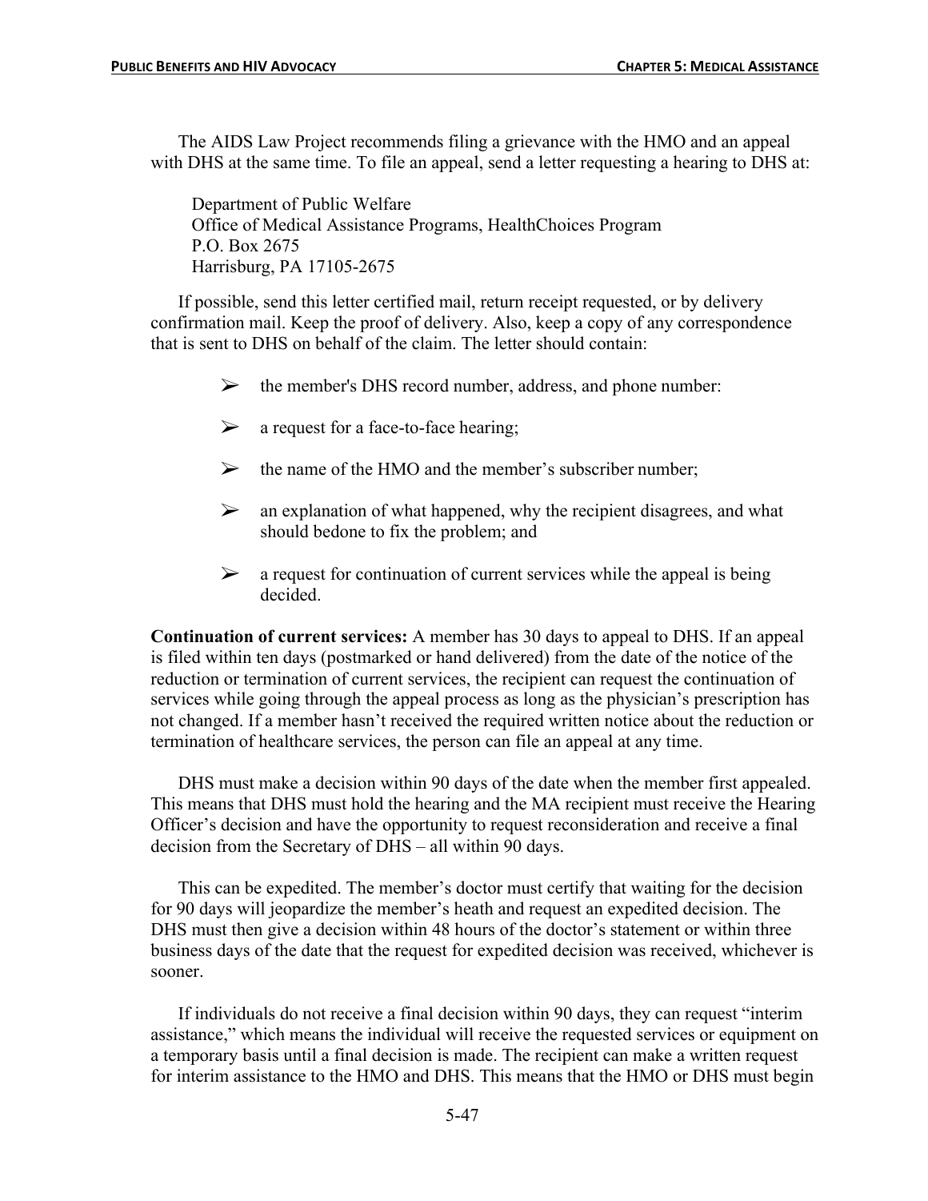The AIDS Law Project recommends filing a grievance with the HMO and an appeal with DHS at the same time. To file an appeal, send a letter requesting a hearing to DHS at:

Department of Public Welfare
Office of Medical Assistance Programs, HealthChoices Program
P.O. Box 2675
Harrisburg, PA 17105-2675

If possible, send this letter certified mail, return receipt requested, or by delivery confirmation mail. Keep the proof of delivery. Also, keep a copy of any correspondence that is sent to DHS on behalf of the claim. The letter should contain:

- the member's DHS record number, address, and phone number:
- a request for a face-to-face hearing;
- the name of the HMO and the member's subscriber number;
- an explanation of what happened, why the recipient disagrees, and what should bedone to fix the problem; and
- a request for continuation of current services while the appeal is being decided.

**Continuation of current services:** A member has 30 days to appeal to DHS. If an appeal is filed within ten days (postmarked or hand delivered) from the date of the notice of the reduction or termination of current services, the recipient can request the continuation of services while going through the appeal process as long as the physician's prescription has not changed. If a member hasn't received the required written notice about the reduction or termination of healthcare services, the person can file an appeal at any time.

DHS must make a decision within 90 days of the date when the member first appealed. This means that DHS must hold the hearing and the MA recipient must receive the Hearing Officer's decision and have the opportunity to request reconsideration and receive a final decision from the Secretary of DHS – all within 90 days.

This can be expedited. The member's doctor must certify that waiting for the decision for 90 days will jeopardize the member's heath and request an expedited decision. The DHS must then give a decision within 48 hours of the doctor's statement or within three business days of the date that the request for expedited decision was received, whichever is sooner.

If individuals do not receive a final decision within 90 days, they can request "interim assistance," which means the individual will receive the requested services or equipment on a temporary basis until a final decision is made. The recipient can make a written request for interim assistance to the HMO and DHS. This means that the HMO or DHS must begin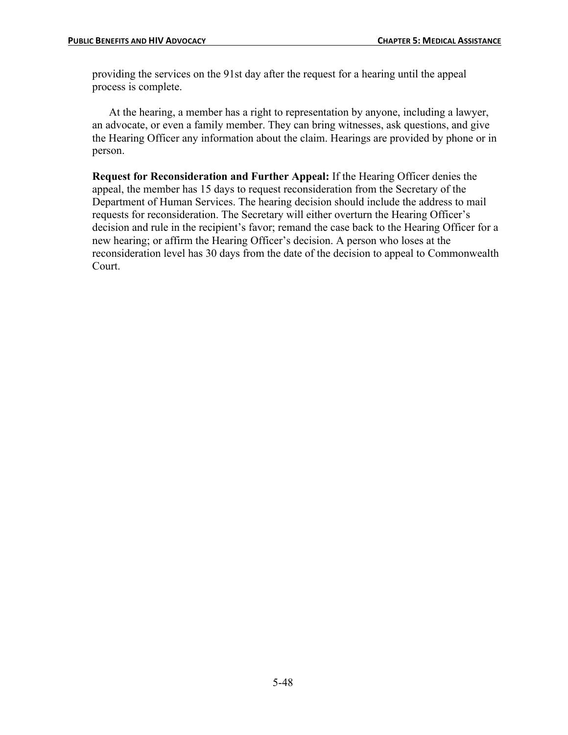providing the services on the 91st day after the request for a hearing until the appeal process is complete.

At the hearing, a member has a right to representation by anyone, including a lawyer, an advocate, or even a family member. They can bring witnesses, ask questions, and give the Hearing Officer any information about the claim. Hearings are provided by phone or in person.

**Request for Reconsideration and Further Appeal:** If the Hearing Officer denies the appeal, the member has 15 days to request reconsideration from the Secretary of the Department of Human Services. The hearing decision should include the address to mail requests for reconsideration. The Secretary will either overturn the Hearing Officer's decision and rule in the recipient's favor; remand the case back to the Hearing Officer for a new hearing; or affirm the Hearing Officer's decision. A person who loses at the reconsideration level has 30 days from the date of the decision to appeal to Commonwealth Court.